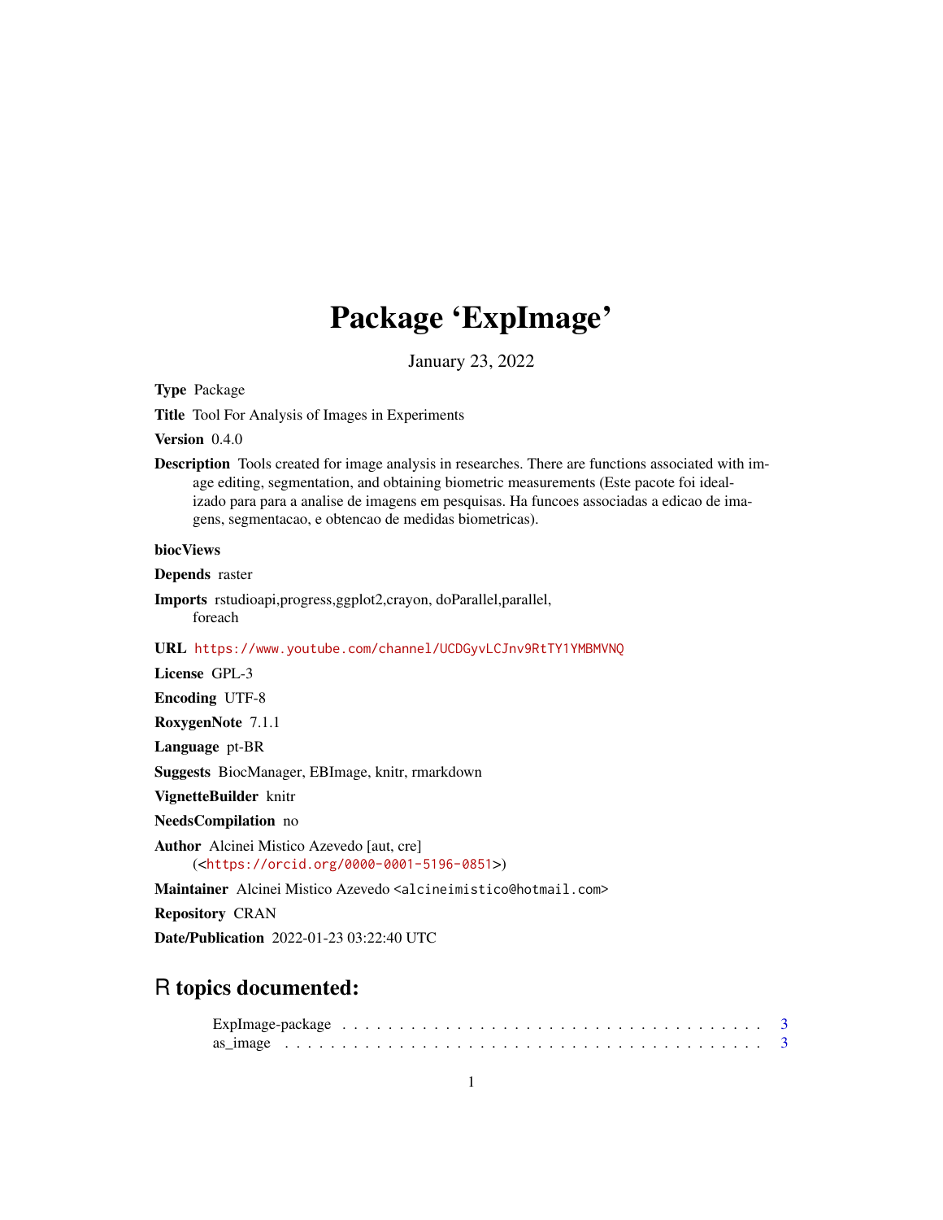# Package 'ExpImage'

January 23, 2022

**Type** Package

**Title** Tool For Analysis of Images in Experiments

**Version** 0.4.0

**Description** Tools created for image analysis in researches. There are functions associated with image editing, segmentation, and obtaining biometric measurements (Este pacote foi idealizado para para a analise de imagens em pesquisas. Ha funcoes associadas a edicao de imagens, segmentacao, e obtencao de medidas biometricas).

**biocViews**

**Depends** raster

**Imports** rstudioapi,progress,ggplot2,crayon, doParallel,parallel, foreach

**URL** https://www.youtube.com/channel/UCDGyvLCJnv9RtTY1YMBMVNQ

**License** GPL-3

**Encoding** UTF-8

**RoxygenNote** 7.1.1

**Language** pt-BR

**Suggests** BiocManager, EBImage, knitr, rmarkdown

**VignetteBuilder** knitr

**NeedsCompilation** no

**Author** Alcinei Mistico Azevedo [aut, cre] (<https://orcid.org/0000-0001-5196-0851>)

**Maintainer** Alcinei Mistico Azevedo <alcineimistico@hotmail.com>

**Repository** CRAN

**Date/Publication** 2022-01-23 03:22:40 UTC

## R topics documented:

ExpImage-package . . . . . . . . . . . . . . . . . . . . . . . . . . . . . . . . . . . . . 3
as_image . . . . . . . . . . . . . . . . . . . . . . . . . . . . . . . . . . . . . . . . . . . 3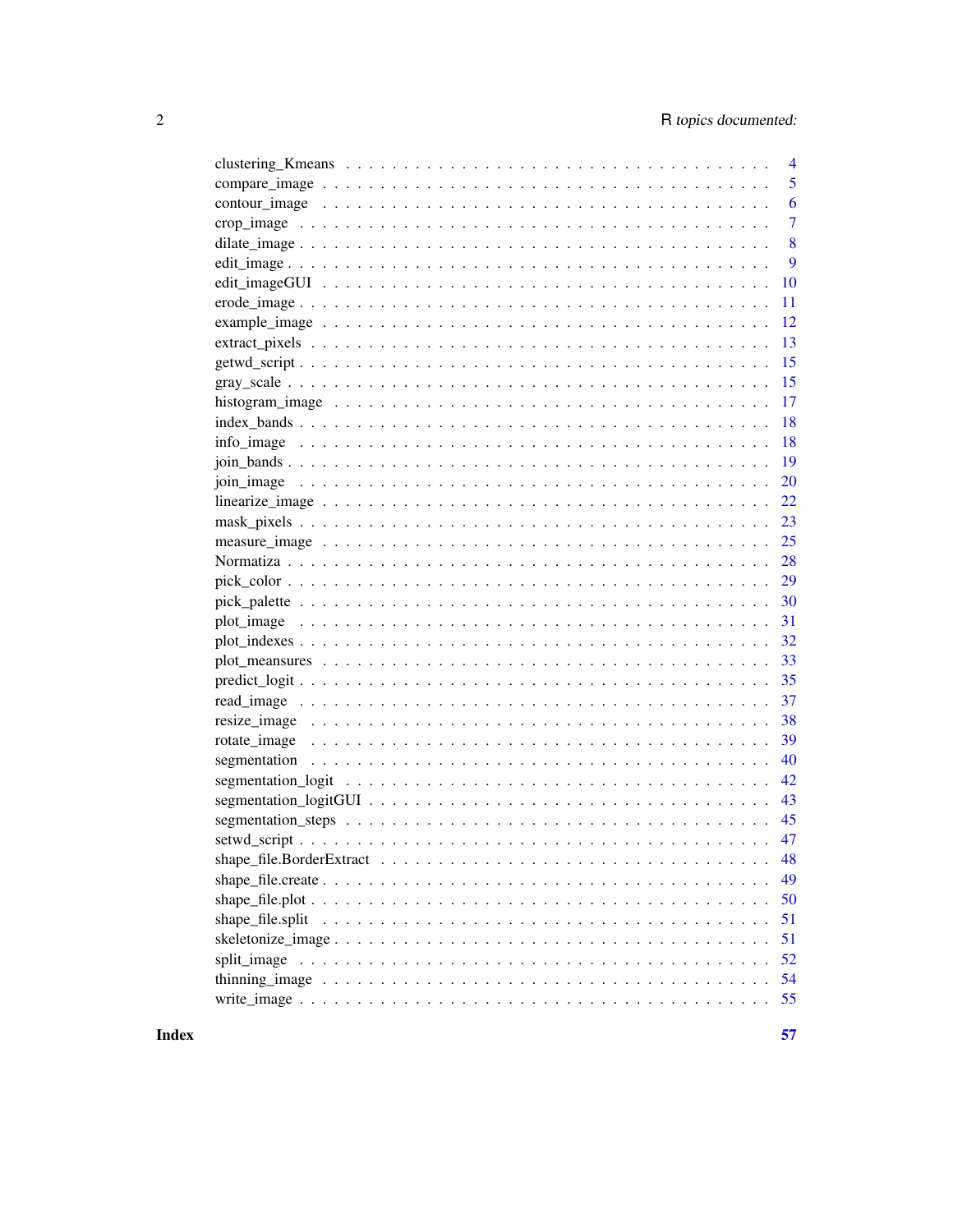| | |
|---|---|
| clustering_Kmeans | 4 |
| compare_image | 5 |
| contour_image | 6 |
| crop_image | 7 |
| dilate_image | 8 |
| edit_image | 9 |
| edit_imageGUI | 10 |
| erode_image | 11 |
| example_image | 12 |
| extract_pixels | 13 |
| getwd_script | 15 |
| gray_scale | 15 |
| histogram_image | 17 |
| index_bands | 18 |
| info_image | 18 |
| join_bands | 19 |
| join_image | 20 |
| linearize_image | 22 |
| mask_pixels | 23 |
| measure_image | 25 |
| Normatiza | 28 |
| pick_color | 29 |
| pick_palette | 30 |
| plot_image | 31 |
| plot_indexes | 32 |
| plot_meansures | 33 |
| predict_logit | 35 |
| read_image | 37 |
| resize_image | 38 |
| rotate_image | 39 |
| segmentation | 40 |
| segmentation_logit | 42 |
| segmentation_logitGUI | 43 |
| segmentation_steps | 45 |
| setwd_script | 47 |
| shape_file.BorderExtract | 48 |
| shape_file.create | 49 |
| shape_file.plot | 50 |
| shape_file.split | 51 |
| skeletonize_image | 51 |
| split_image | 52 |
| thinning_image | 54 |
| write_image | 55 |

**Index** **57**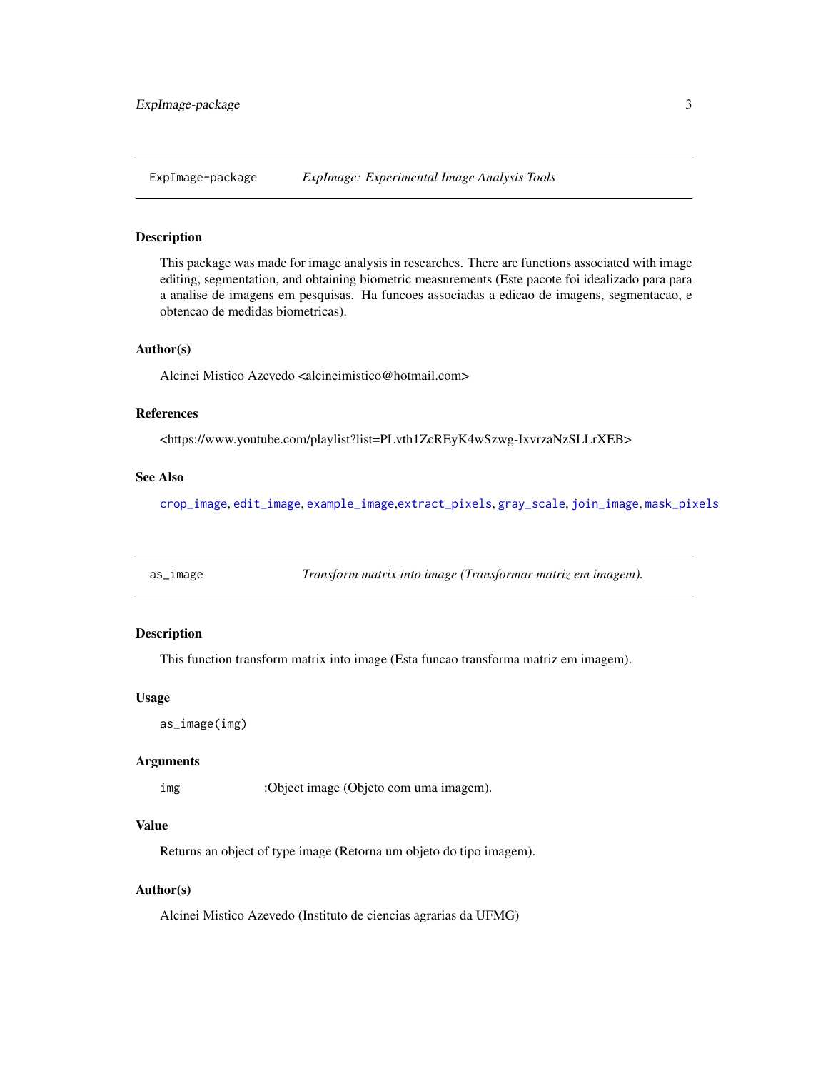## ExpImage-package — *ExpImage: Experimental Image Analysis Tools*

### Description

This package was made for image analysis in researches. There are functions associated with image editing, segmentation, and obtaining biometric measurements (Este pacote foi idealizado para para a analise de imagens em pesquisas. Ha funcoes associadas a edicao de imagens, segmentacao, e obtencao de medidas biometricas).

### Author(s)

Alcinei Mistico Azevedo <alcineimistico@hotmail.com>

### References

<https://www.youtube.com/playlist?list=PLvth1ZcREyK4wSzwg-IxvrzaNzSLLrXEB>

### See Also

crop_image, edit_image, example_image,extract_pixels, gray_scale, join_image, mask_pixels

## as_image — *Transform matrix into image (Transformar matriz em imagem).*

### Description

This function transform matrix into image (Esta funcao transforma matriz em imagem).

### Usage

```
as_image(img)
```

### Arguments

| | |
|---|---|
| img | :Object image (Objeto com uma imagem). |

### Value

Returns an object of type image (Retorna um objeto do tipo imagem).

### Author(s)

Alcinei Mistico Azevedo (Instituto de ciencias agrarias da UFMG)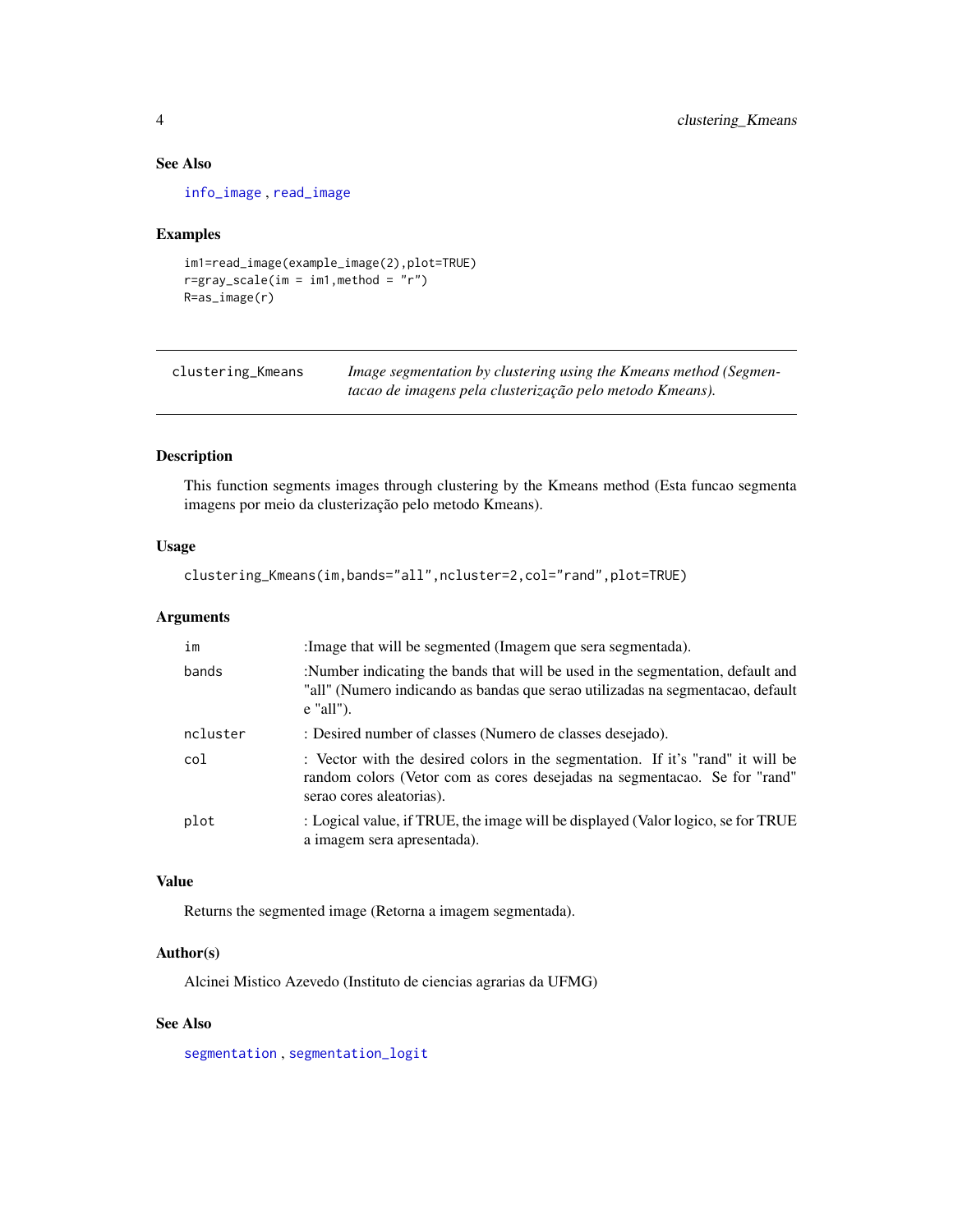### See Also

`info_image`, `read_image`

### Examples

```
im1=read_image(example_image(2),plot=TRUE)
r=gray_scale(im = im1,method = "r")
R=as_image(r)
```

---

## clustering_Kmeans

*Image segmentation by clustering using the Kmeans method (Segmentacao de imagens pela clusterização pelo metodo Kmeans).*

---

### Description

This function segments images through clustering by the Kmeans method (Esta funcao segmenta imagens por meio da clusterização pelo metodo Kmeans).

### Usage

```
clustering_Kmeans(im,bands="all",ncluster=2,col="rand",plot=TRUE)
```

### Arguments

| | |
|---|---|
| `im` | :Image that will be segmented (Imagem que sera segmentada). |
| `bands` | :Number indicating the bands that will be used in the segmentation, default and "all" (Numero indicando as bandas que serao utilizadas na segmentacao, default e "all"). |
| `ncluster` | : Desired number of classes (Numero de classes desejado). |
| `col` | : Vector with the desired colors in the segmentation. If it's "rand" it will be random colors (Vetor com as cores desejadas na segmentacao. Se for "rand" serao cores aleatorias). |
| `plot` | : Logical value, if TRUE, the image will be displayed (Valor logico, se for TRUE a imagem sera apresentada). |

### Value

Returns the segmented image (Retorna a imagem segmentada).

### Author(s)

Alcinei Mistico Azevedo (Instituto de ciencias agrarias da UFMG)

### See Also

`segmentation`, `segmentation_logit`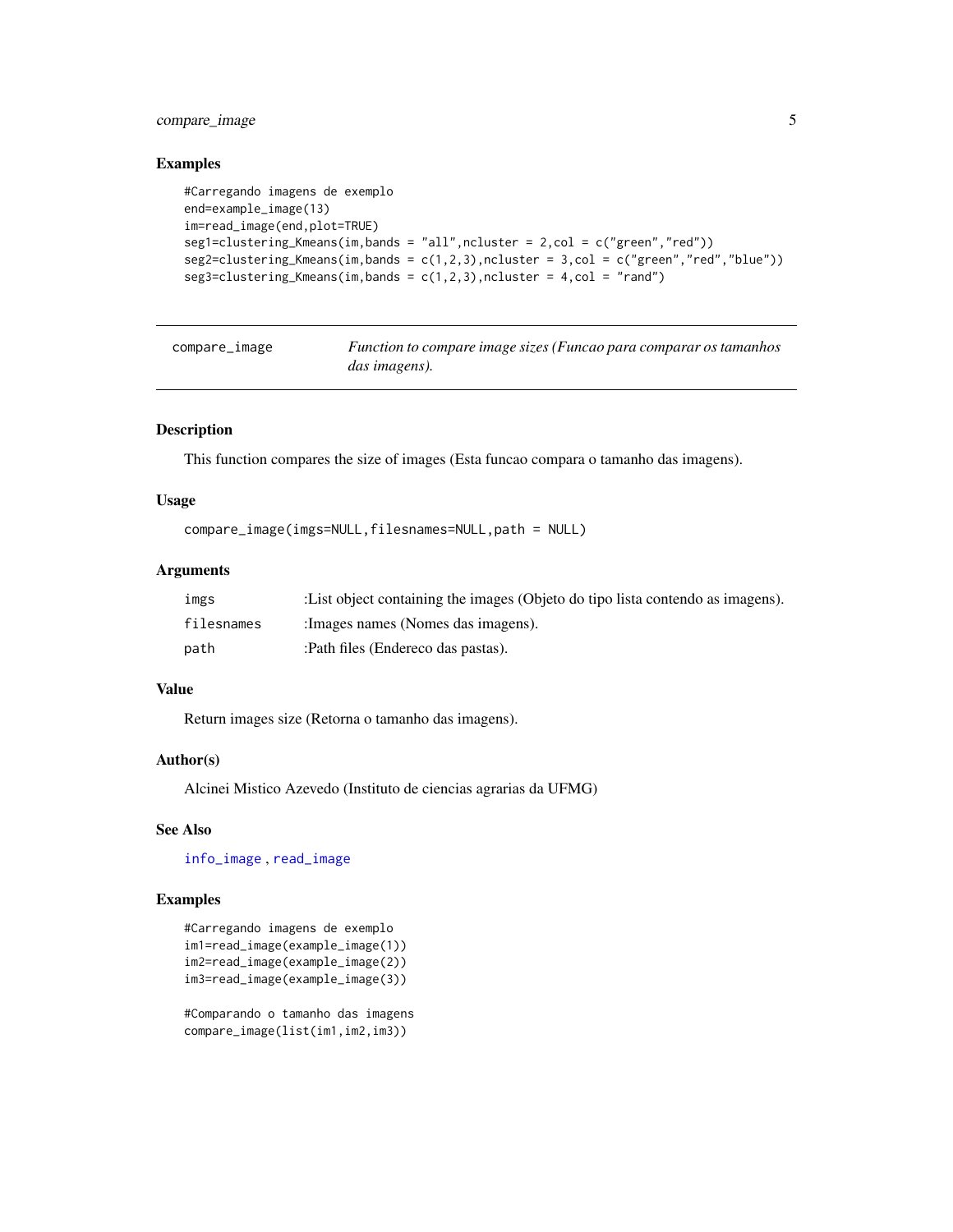### Examples

```
#Carregando imagens de exemplo
end=example_image(13)
im=read_image(end,plot=TRUE)
seg1=clustering_Kmeans(im,bands = "all",ncluster = 2,col = c("green","red"))
seg2=clustering_Kmeans(im,bands = c(1,2,3),ncluster = 3,col = c("green","red","blue"))
seg3=clustering_Kmeans(im,bands = c(1,2,3),ncluster = 4,col = "rand")
```

---

## compare_image

*Function to compare image sizes (Funcao para comparar os tamanhos das imagens).*

---

### Description

This function compares the size of images (Esta funcao compara o tamanho das imagens).

### Usage

```
compare_image(imgs=NULL,filesnames=NULL,path = NULL)
```

### Arguments

| | |
|---|---|
| `imgs` | :List object containing the images (Objeto do tipo lista contendo as imagens). |
| `filesnames` | :Images names (Nomes das imagens). |
| `path` | :Path files (Endereco das pastas). |

### Value

Return images size (Retorna o tamanho das imagens).

### Author(s)

Alcinei Mistico Azevedo (Instituto de ciencias agrarias da UFMG)

### See Also

`info_image` , `read_image`

### Examples

```
#Carregando imagens de exemplo
im1=read_image(example_image(1))
im2=read_image(example_image(2))
im3=read_image(example_image(3))

#Comparando o tamanho das imagens
compare_image(list(im1,im2,im3))
```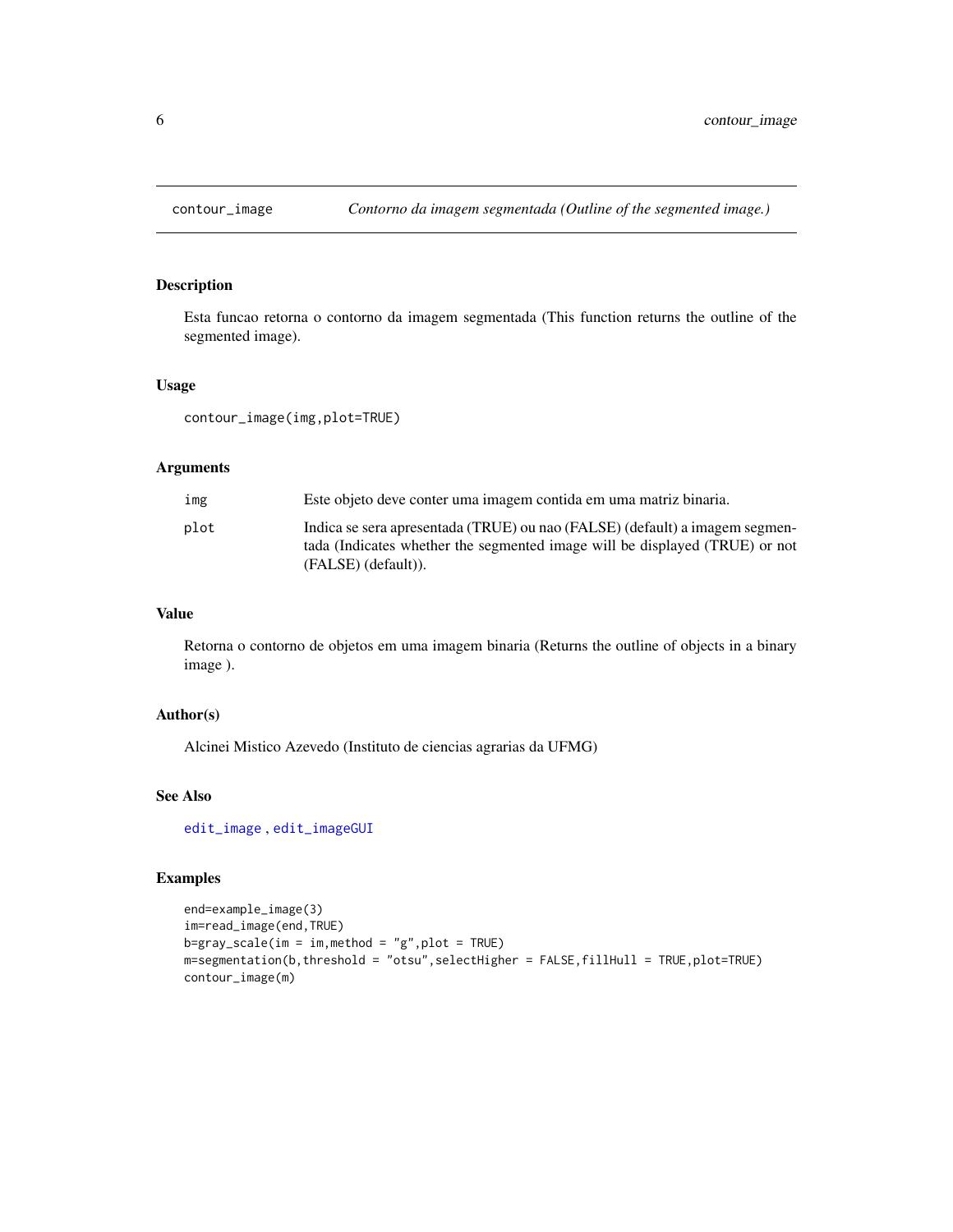# contour_image — *Contorno da imagem segmentada (Outline of the segmented image.)*

## Description

Esta funcao retorna o contorno da imagem segmentada (This function returns the outline of the segmented image).

## Usage

```
contour_image(img,plot=TRUE)
```

## Arguments

| | |
|---|---|
| `img` | Este objeto deve conter uma imagem contida em uma matriz binaria. |
| `plot` | Indica se sera apresentada (TRUE) ou nao (FALSE) (default) a imagem segmentada (Indicates whether the segmented image will be displayed (TRUE) or not (FALSE) (default)). |

## Value

Retorna o contorno de objetos em uma imagem binaria (Returns the outline of objects in a binary image ).

## Author(s)

Alcinei Mistico Azevedo (Instituto de ciencias agrarias da UFMG)

## See Also

`edit_image` , `edit_imageGUI`

## Examples

```
end=example_image(3)
im=read_image(end,TRUE)
b=gray_scale(im = im,method = "g",plot = TRUE)
m=segmentation(b,threshold = "otsu",selectHigher = FALSE,fillHull = TRUE,plot=TRUE)
contour_image(m)
```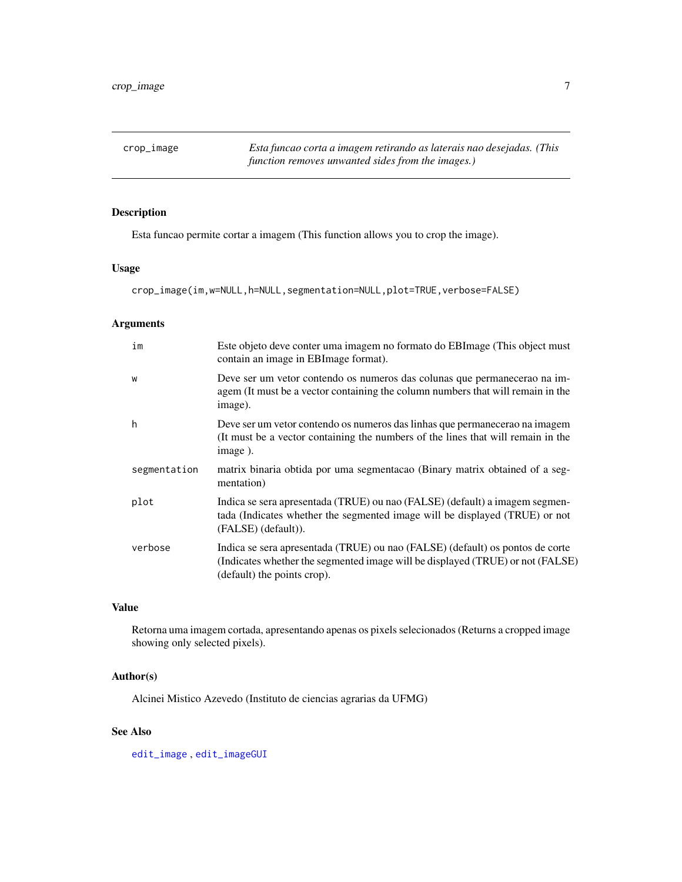## crop_image

*Esta funcao corta a imagem retirando as laterais nao desejadas. (This function removes unwanted sides from the images.)*

### Description

Esta funcao permite cortar a imagem (This function allows you to crop the image).

### Usage

```
crop_image(im,w=NULL,h=NULL,segmentation=NULL,plot=TRUE,verbose=FALSE)
```

### Arguments

| | |
|---|---|
| im | Este objeto deve conter uma imagem no formato do EBImage (This object must contain an image in EBImage format). |
| w | Deve ser um vetor contendo os numeros das colunas que permanecerao na imagem (It must be a vector containing the column numbers that will remain in the image). |
| h | Deve ser um vetor contendo os numeros das linhas que permanecerao na imagem (It must be a vector containing the numbers of the lines that will remain in the image ). |
| segmentation | matrix binaria obtida por uma segmentacao (Binary matrix obtained of a segmentation) |
| plot | Indica se sera apresentada (TRUE) ou nao (FALSE) (default) a imagem segmentada (Indicates whether the segmented image will be displayed (TRUE) or not (FALSE) (default)). |
| verbose | Indica se sera apresentada (TRUE) ou nao (FALSE) (default) os pontos de corte (Indicates whether the segmented image will be displayed (TRUE) or not (FALSE) (default) the points crop). |

### Value

Retorna uma imagem cortada, apresentando apenas os pixels selecionados (Returns a cropped image showing only selected pixels).

### Author(s)

Alcinei Mistico Azevedo (Instituto de ciencias agrarias da UFMG)

### See Also

edit_image , edit_imageGUI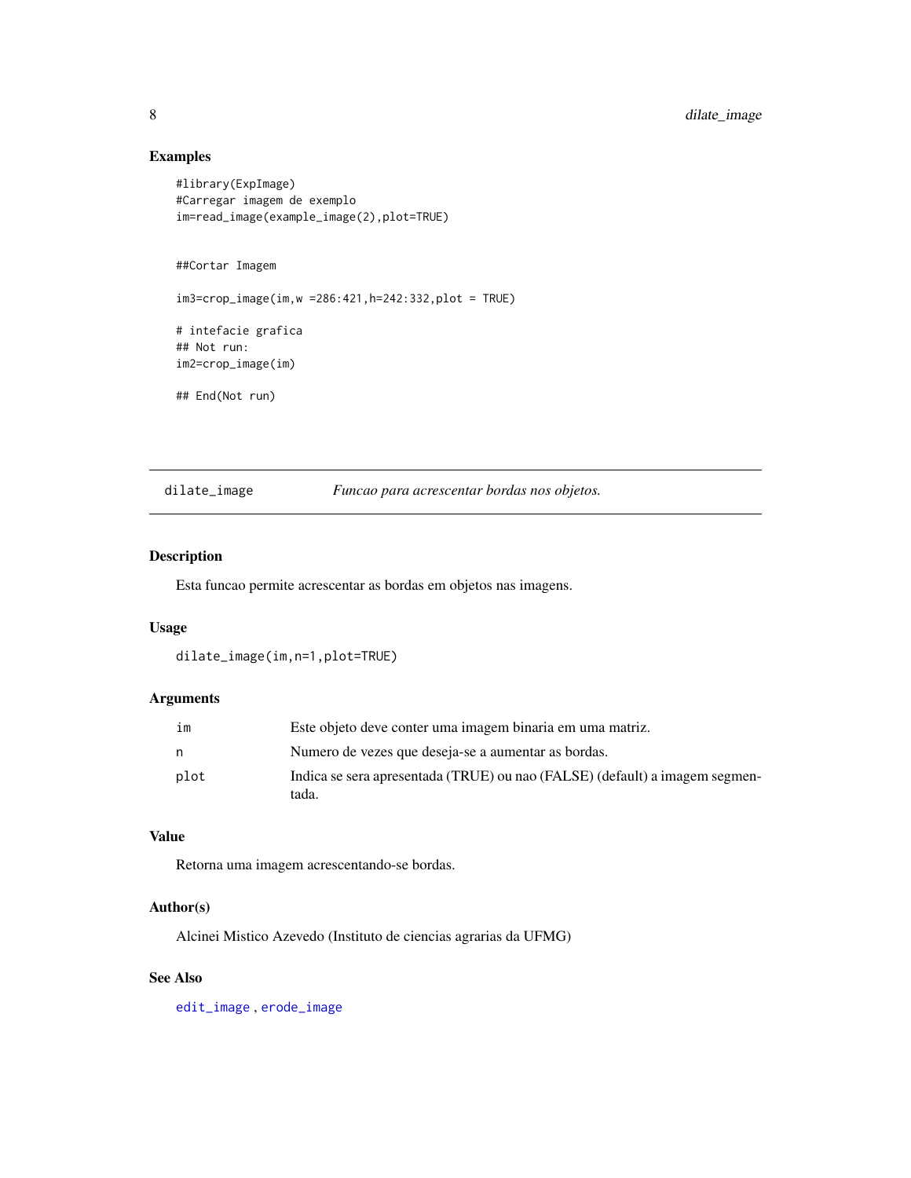## Examples

```
#library(ExpImage)
#Carregar imagem de exemplo
im=read_image(example_image(2),plot=TRUE)


##Cortar Imagem

im3=crop_image(im,w =286:421,h=242:332,plot = TRUE)

# intefacie grafica
## Not run:
im2=crop_image(im)

## End(Not run)
```

---

# dilate_image — *Funcao para acrescentar bordas nos objetos.*

---

## Description

Esta funcao permite acrescentar as bordas em objetos nas imagens.

## Usage

```
dilate_image(im,n=1,plot=TRUE)
```

## Arguments

| | |
|---|---|
| `im` | Este objeto deve conter uma imagem binaria em uma matriz. |
| `n` | Numero de vezes que deseja-se a aumentar as bordas. |
| `plot` | Indica se sera apresentada (TRUE) ou nao (FALSE) (default) a imagem segmentada. |

## Value

Retorna uma imagem acrescentando-se bordas.

## Author(s)

Alcinei Mistico Azevedo (Instituto de ciencias agrarias da UFMG)

## See Also

`edit_image` , `erode_image`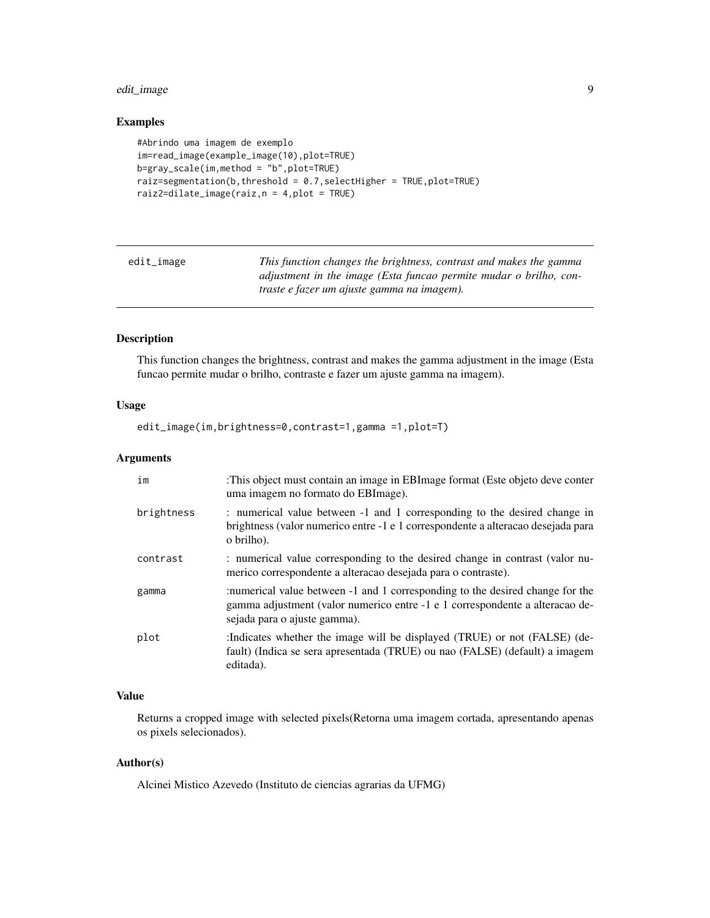### Examples

```
#Abrindo uma imagem de exemplo
im=read_image(example_image(10),plot=TRUE)
b=gray_scale(im,method = "b",plot=TRUE)
raiz=segmentation(b,threshold = 0.7,selectHigher = TRUE,plot=TRUE)
raiz2=dilate_image(raiz,n = 4,plot = TRUE)
```

---

## edit_image

*This function changes the brightness, contrast and makes the gamma adjustment in the image (Esta funcao permite mudar o brilho, contraste e fazer um ajuste gamma na imagem).*

---

### Description

This function changes the brightness, contrast and makes the gamma adjustment in the image (Esta funcao permite mudar o brilho, contraste e fazer um ajuste gamma na imagem).

### Usage

```
edit_image(im,brightness=0,contrast=1,gamma =1,plot=T)
```

### Arguments

| | |
|---|---|
| im | :This object must contain an image in EBImage format (Este objeto deve conter uma imagem no formato do EBImage). |
| brightness | : numerical value between -1 and 1 corresponding to the desired change in brightness (valor numerico entre -1 e 1 correspondente a alteracao desejada para o brilho). |
| contrast | : numerical value corresponding to the desired change in contrast (valor numerico correspondente a alteracao desejada para o contraste). |
| gamma | :numerical value between -1 and 1 corresponding to the desired change for the gamma adjustment (valor numerico entre -1 e 1 correspondente a alteracao desejada para o ajuste gamma). |
| plot | :Indicates whether the image will be displayed (TRUE) or not (FALSE) (default) (Indica se sera apresentada (TRUE) ou nao (FALSE) (default) a imagem editada). |

### Value

Returns a cropped image with selected pixels(Retorna uma imagem cortada, apresentando apenas os pixels selecionados).

### Author(s)

Alcinei Mistico Azevedo (Instituto de ciencias agrarias da UFMG)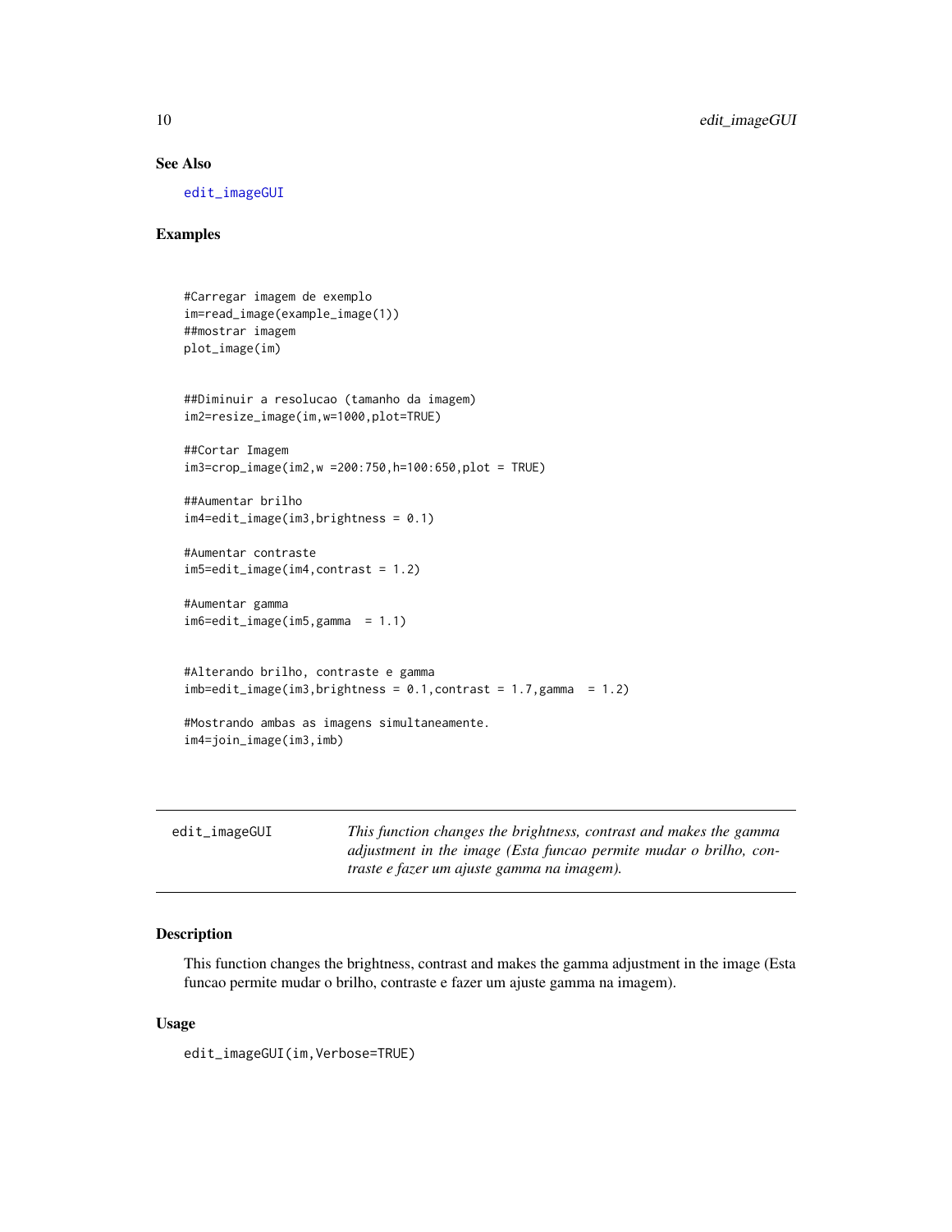### See Also

edit_imageGUI

### Examples

```
#Carregar imagem de exemplo
im=read_image(example_image(1))
##mostrar imagem
plot_image(im)


##Diminuir a resolucao (tamanho da imagem)
im2=resize_image(im,w=1000,plot=TRUE)

##Cortar Imagem
im3=crop_image(im2,w =200:750,h=100:650,plot = TRUE)

##Aumentar brilho
im4=edit_image(im3,brightness = 0.1)

#Aumentar contraste
im5=edit_image(im4,contrast = 1.2)

#Aumentar gamma
im6=edit_image(im5,gamma  = 1.1)


#Alterando brilho, contraste e gamma
imb=edit_image(im3,brightness = 0.1,contrast = 1.7,gamma  = 1.2)

#Mostrando ambas as imagens simultaneamente.
im4=join_image(im3,imb)
```

---

## edit_imageGUI — *This function changes the brightness, contrast and makes the gamma adjustment in the image (Esta funcao permite mudar o brilho, contraste e fazer um ajuste gamma na imagem).*

---

### Description

This function changes the brightness, contrast and makes the gamma adjustment in the image (Esta funcao permite mudar o brilho, contraste e fazer um ajuste gamma na imagem).

### Usage

```
edit_imageGUI(im,Verbose=TRUE)
```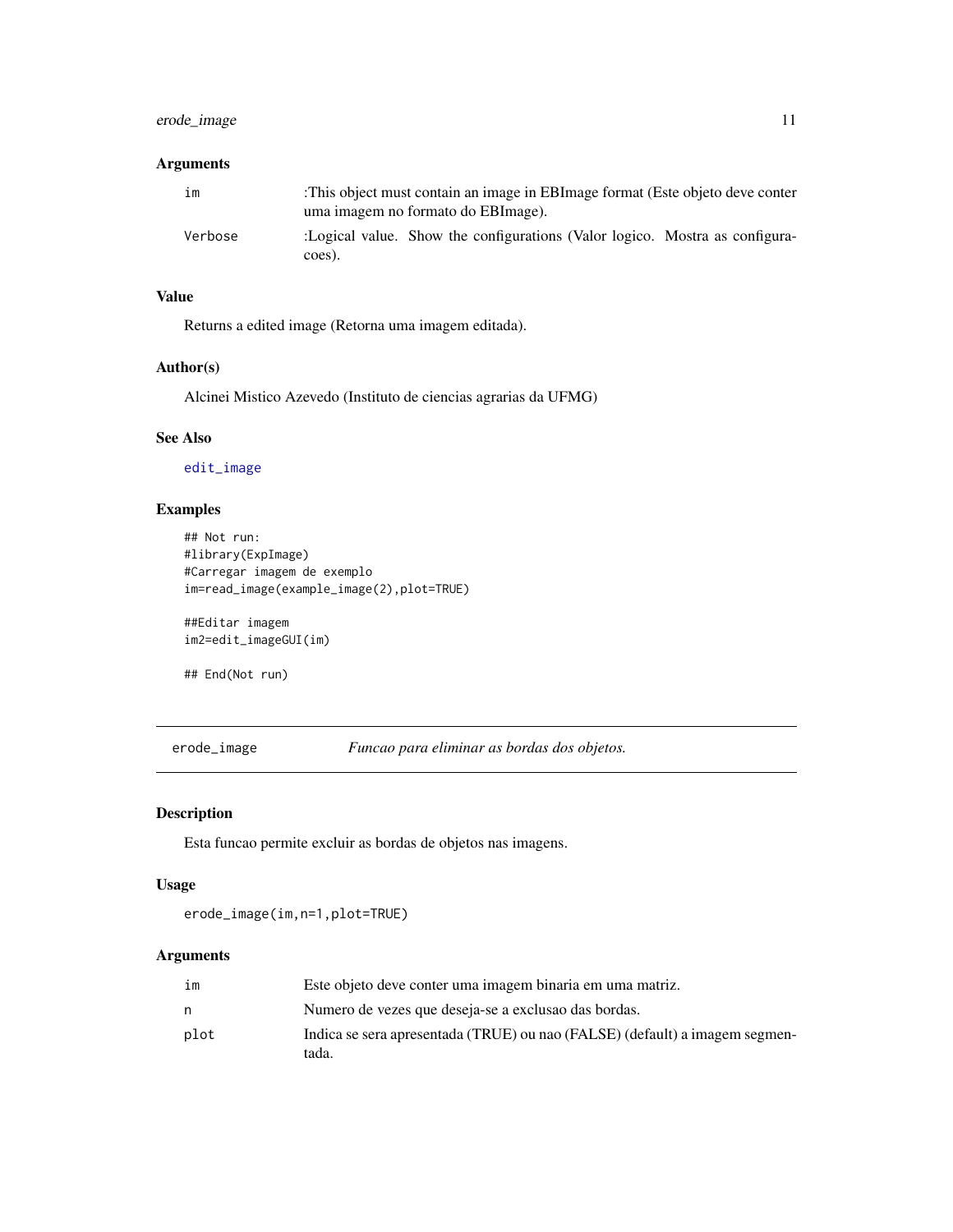### Arguments

| | |
|---|---|
| `im` | :This object must contain an image in EBImage format (Este objeto deve conter uma imagem no formato do EBImage). |
| `Verbose` | :Logical value. Show the configurations (Valor logico. Mostra as configuracoes). |

### Value

Returns a edited image (Retorna uma imagem editada).

### Author(s)

Alcinei Mistico Azevedo (Instituto de ciencias agrarias da UFMG)

### See Also

`edit_image`

### Examples

```
## Not run:
#library(ExpImage)
#Carregar imagem de exemplo
im=read_image(example_image(2),plot=TRUE)

##Editar imagem
im2=edit_imageGUI(im)

## End(Not run)
```

---

## erode_image — *Funcao para eliminar as bordas dos objetos.*

### Description

Esta funcao permite excluir as bordas de objetos nas imagens.

### Usage

```
erode_image(im,n=1,plot=TRUE)
```

### Arguments

| | |
|---|---|
| `im` | Este objeto deve conter uma imagem binaria em uma matriz. |
| `n` | Numero de vezes que deseja-se a exclusao das bordas. |
| `plot` | Indica se sera apresentada (TRUE) ou nao (FALSE) (default) a imagem segmentada. |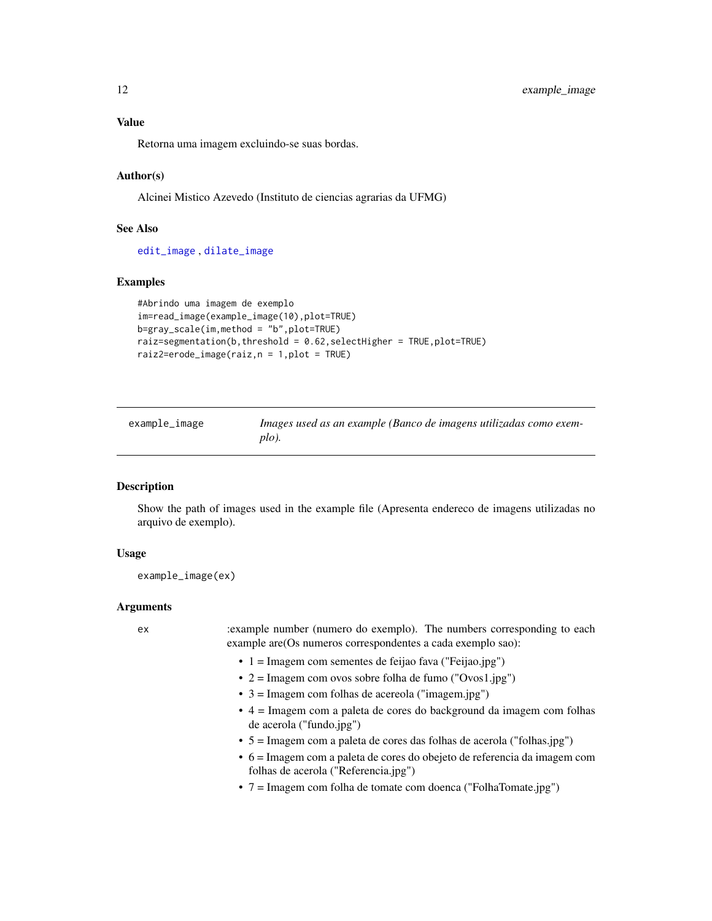### Value

Retorna uma imagem excluindo-se suas bordas.

### Author(s)

Alcinei Mistico Azevedo (Instituto de ciencias agrarias da UFMG)

### See Also

edit_image , dilate_image

### Examples

```
#Abrindo uma imagem de exemplo
im=read_image(example_image(10),plot=TRUE)
b=gray_scale(im,method = "b",plot=TRUE)
raiz=segmentation(b,threshold = 0.62,selectHigher = TRUE,plot=TRUE)
raiz2=erode_image(raiz,n = 1,plot = TRUE)
```

---

## example_image — *Images used as an example (Banco de imagens utilizadas como exemplo).*

---

### Description

Show the path of images used in the example file (Apresenta endereco de imagens utilizadas no arquivo de exemplo).

### Usage

```
example_image(ex)
```

### Arguments

ex — :example number (numero do exemplo). The numbers corresponding to each example are(Os numeros correspondentes a cada exemplo sao):

- 1 = Imagem com sementes de feijao fava ("Feijao.jpg")
- 2 = Imagem com ovos sobre folha de fumo ("Ovos1.jpg")
- 3 = Imagem com folhas de acereola ("imagem.jpg")
- 4 = Imagem com a paleta de cores do background da imagem com folhas de acerola ("fundo.jpg")
- 5 = Imagem com a paleta de cores das folhas de acerola ("folhas.jpg")
- 6 = Imagem com a paleta de cores do obejeto de referencia da imagem com folhas de acerola ("Referencia.jpg")
- 7 = Imagem com folha de tomate com doenca ("FolhaTomate.jpg")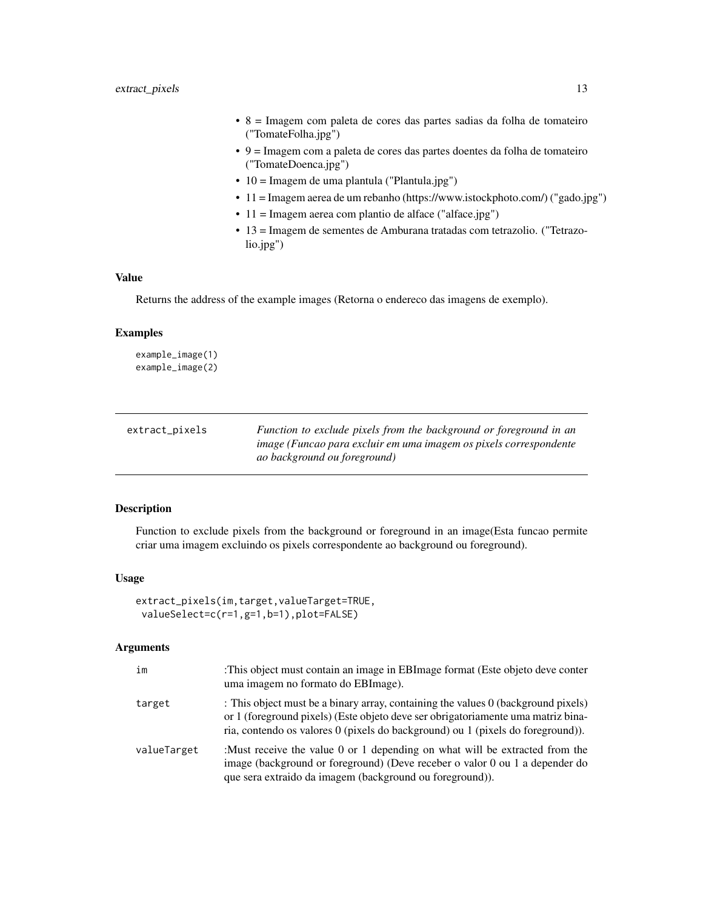- 8 = Imagem com paleta de cores das partes sadias da folha de tomateiro ("TomateFolha.jpg")
- 9 = Imagem com a paleta de cores das partes doentes da folha de tomateiro ("TomateDoenca.jpg")
- 10 = Imagem de uma plantula ("Plantula.jpg")
- 11 = Imagem aerea de um rebanho (https://www.istockphoto.com/) ("gado.jpg")
- 11 = Imagem aerea com plantio de alface ("alface.jpg")
- 13 = Imagem de sementes de Amburana tratadas com tetrazolio. ("Tetrazolio.jpg")

### Value

Returns the address of the example images (Retorna o endereco das imagens de exemplo).

### Examples

```
example_image(1)
example_image(2)
```

---

## extract_pixels

*Function to exclude pixels from the background or foreground in an image (Funcao para excluir em uma imagem os pixels correspondente ao background ou foreground)*

---

### Description

Function to exclude pixels from the background or foreground in an image(Esta funcao permite criar uma imagem excluindo os pixels correspondente ao background ou foreground).

### Usage

```
extract_pixels(im,target,valueTarget=TRUE,
 valueSelect=c(r=1,g=1,b=1),plot=FALSE)
```

### Arguments

| | |
|---|---|
| im | :This object must contain an image in EBImage format (Este objeto deve conter uma imagem no formato do EBImage). |
| target | : This object must be a binary array, containing the values 0 (background pixels) or 1 (foreground pixels) (Este objeto deve ser obrigatoriamente uma matriz binaria, contendo os valores 0 (pixels do background) ou 1 (pixels do foreground)). |
| valueTarget | :Must receive the value 0 or 1 depending on what will be extracted from the image (background or foreground) (Deve receber o valor 0 ou 1 a depender do que sera extraido da imagem (background ou foreground)). |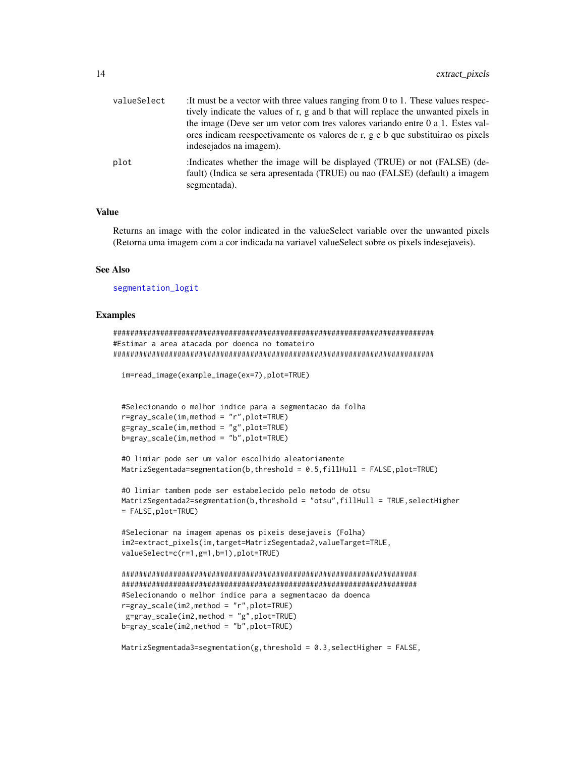valueSelect :It must be a vector with three values ranging from 0 to 1. These values respectively indicate the values of r, g and b that will replace the unwanted pixels in the image (Deve ser um vetor com tres valores variando entre 0 a 1. Estes valores indicam reespectivamente os valores de r, g e b que substituirao os pixels indesejados na imagem).

plot :Indicates whether the image will be displayed (TRUE) or not (FALSE) (default) (Indica se sera apresentada (TRUE) ou nao (FALSE) (default) a imagem segmentada).

## Value

Returns an image with the color indicated in the valueSelect variable over the unwanted pixels (Retorna uma imagem com a cor indicada na variavel valueSelect sobre os pixels indesejaveis).

## See Also

segmentation_logit

## Examples

```
################################################################################
#Estimar a area atacada por doenca no tomateiro
################################################################################

  im=read_image(example_image(ex=7),plot=TRUE)


  #Selecionando o melhor indice para a segmentacao da folha
  r=gray_scale(im,method = "r",plot=TRUE)
  g=gray_scale(im,method = "g",plot=TRUE)
  b=gray_scale(im,method = "b",plot=TRUE)

  #O limiar pode ser um valor escolhido aleatoriamente
  MatrizSegentada=segmentation(b,threshold = 0.5,fillHull = FALSE,plot=TRUE)

  #O limiar tambem pode ser estabelecido pelo metodo de otsu
  MatrizSegentada2=segmentation(b,threshold = "otsu",fillHull = TRUE,selectHigher
  = FALSE,plot=TRUE)

  #Selecionar na imagem apenas os pixeis desejaveis (Folha)
  im2=extract_pixels(im,target=MatrizSegentada2,valueTarget=TRUE,
  valueSelect=c(r=1,g=1,b=1),plot=TRUE)

  ##########################################################################
  ##########################################################################
  #Selecionando o melhor indice para a segmentacao da doenca
  r=gray_scale(im2,method = "r",plot=TRUE)
   g=gray_scale(im2,method = "g",plot=TRUE)
  b=gray_scale(im2,method = "b",plot=TRUE)

  MatrizSegmentada3=segmentation(g,threshold = 0.3,selectHigher = FALSE,
```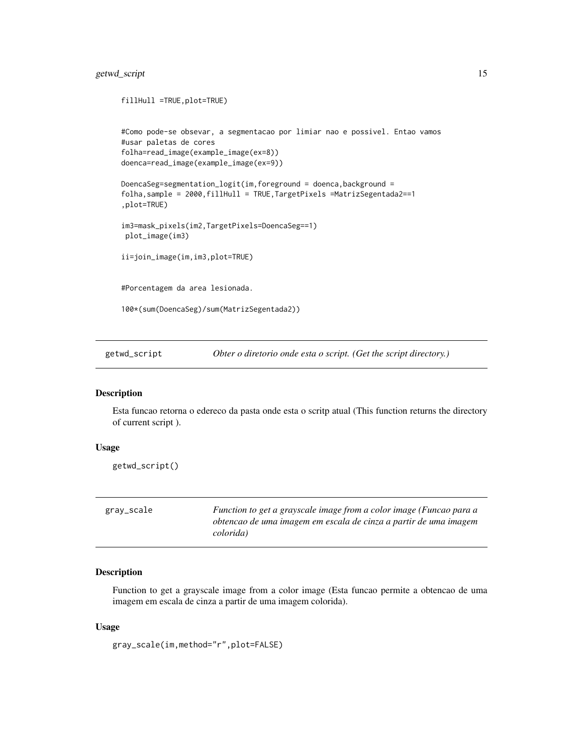```
fillHull =TRUE,plot=TRUE)


#Como pode-se obsevar, a segmentacao por limiar nao e possivel. Entao vamos
#usar paletas de cores
folha=read_image(example_image(ex=8))
doenca=read_image(example_image(ex=9))

DoencaSeg=segmentation_logit(im,foreground = doenca,background =
folha,sample = 2000,fillHull = TRUE,TargetPixels =MatrizSegentada2==1
,plot=TRUE)

im3=mask_pixels(im2,TargetPixels=DoencaSeg==1)
 plot_image(im3)

ii=join_image(im,im3,plot=TRUE)


#Porcentagem da area lesionada.

100*(sum(DoencaSeg)/sum(MatrizSegentada2))
```

## getwd_script — *Obter o diretorio onde esta o script. (Get the script directory.)*

### Description

Esta funcao retorna o edereco da pasta onde esta o scritp atual (This function returns the directory of current script ).

### Usage

```
getwd_script()
```

## gray_scale — *Function to get a grayscale image from a color image (Funcao para a obtencao de uma imagem em escala de cinza a partir de uma imagem colorida)*

### Description

Function to get a grayscale image from a color image (Esta funcao permite a obtencao de uma imagem em escala de cinza a partir de uma imagem colorida).

### Usage

```
gray_scale(im,method="r",plot=FALSE)
```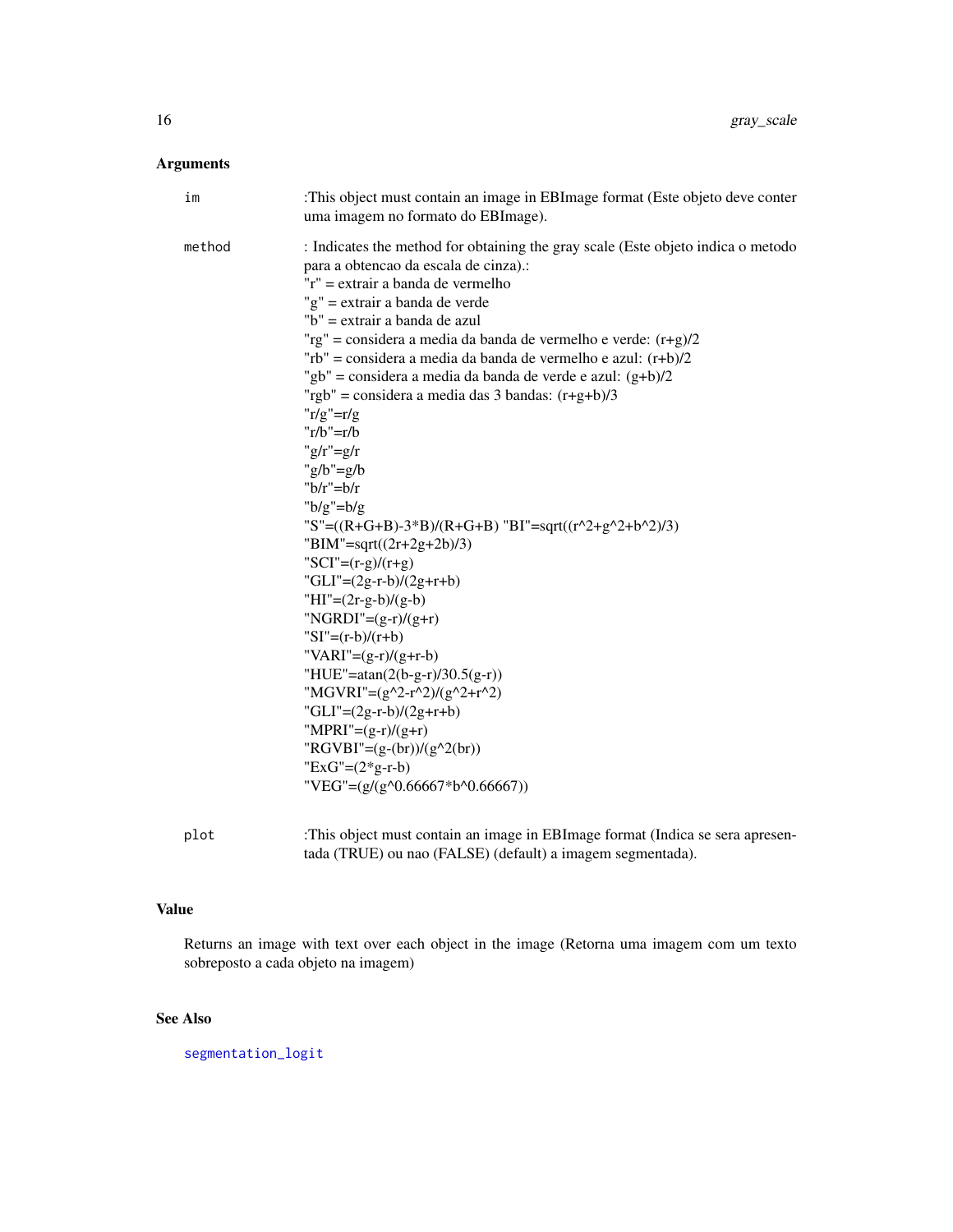## Arguments

`im` :This object must contain an image in EBImage format (Este objeto deve conter uma imagem no formato do EBImage).

`method` : Indicates the method for obtaining the gray scale (Este objeto indica o metodo para a obtencao da escala de cinza).:
"r" = extrair a banda de vermelho
"g" = extrair a banda de verde
"b" = extrair a banda de azul
"rg" = considera a media da banda de vermelho e verde: (r+g)/2
"rb" = considera a media da banda de vermelho e azul: (r+b)/2
"gb" = considera a media da banda de verde e azul: (g+b)/2
"rgb" = considera a media das 3 bandas: (r+g+b)/3
"r/g"=r/g
"r/b"=r/b
"g/r"=g/r
"g/b"=g/b
"b/r"=b/r
"b/g"=b/g
"S"=((R+G+B)-3*B)/(R+G+B) "BI"=sqrt((r^2+g^2+b^2)/3)
"BIM"=sqrt((2r+2g+2b)/3)
"SCI"=(r-g)/(r+g)
"GLI"=(2g-r-b)/(2g+r+b)
"HI"=(2r-g-b)/(g-b)
"NGRDI"=(g-r)/(g+r)
"SI"=(r-b)/(r+b)
"VARI"=(g-r)/(g+r-b)
"HUE"=atan(2(b-g-r)/30.5(g-r))
"MGVRI"=(g^2-r^2)/(g^2+r^2)
"GLI"=(2g-r-b)/(2g+r+b)
"MPRI"=(g-r)/(g+r)
"RGVBI"=(g-(br))/(g^2(br))
"ExG"=(2*g-r-b)
"VEG"=(g/(g^0.66667*b^0.66667))

`plot` :This object must contain an image in EBImage format (Indica se sera apresentada (TRUE) ou nao (FALSE) (default) a imagem segmentada).

## Value

Returns an image with text over each object in the image (Retorna uma imagem com um texto sobreposto a cada objeto na imagem)

## See Also

segmentation_logit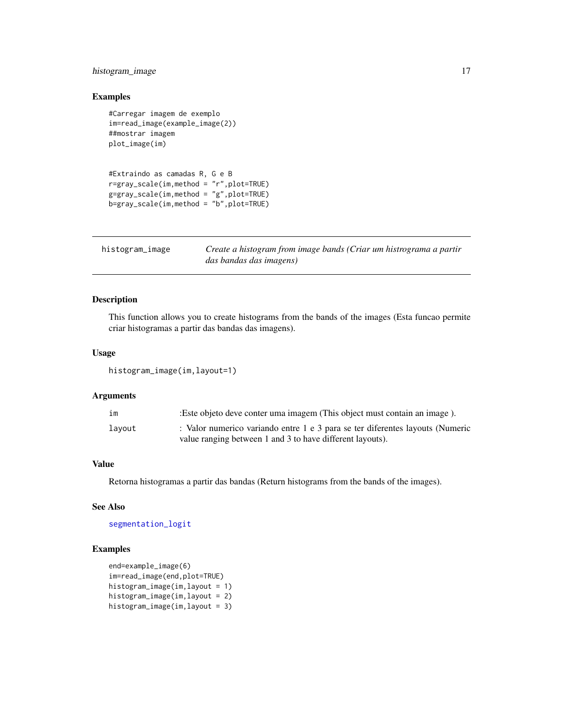### Examples

```
#Carregar imagem de exemplo
im=read_image(example_image(2))
##mostrar imagem
plot_image(im)


#Extraindo as camadas R, G e B
r=gray_scale(im,method = "r",plot=TRUE)
g=gray_scale(im,method = "g",plot=TRUE)
b=gray_scale(im,method = "b",plot=TRUE)
```

---

## histogram_image — *Create a histogram from image bands (Criar um histrograma a partir das bandas das imagens)*

---

### Description

This function allows you to create histograms from the bands of the images (Esta funcao permite criar histogramas a partir das bandas das imagens).

### Usage

```
histogram_image(im,layout=1)
```

### Arguments

| | |
|---|---|
| im | :Este objeto deve conter uma imagem (This object must contain an image ). |
| layout | : Valor numerico variando entre 1 e 3 para se ter diferentes layouts (Numeric value ranging between 1 and 3 to have different layouts). |

### Value

Retorna histogramas a partir das bandas (Return histograms from the bands of the images).

### See Also

segmentation_logit

### Examples

```
end=example_image(6)
im=read_image(end,plot=TRUE)
histogram_image(im,layout = 1)
histogram_image(im,layout = 2)
histogram_image(im,layout = 3)
```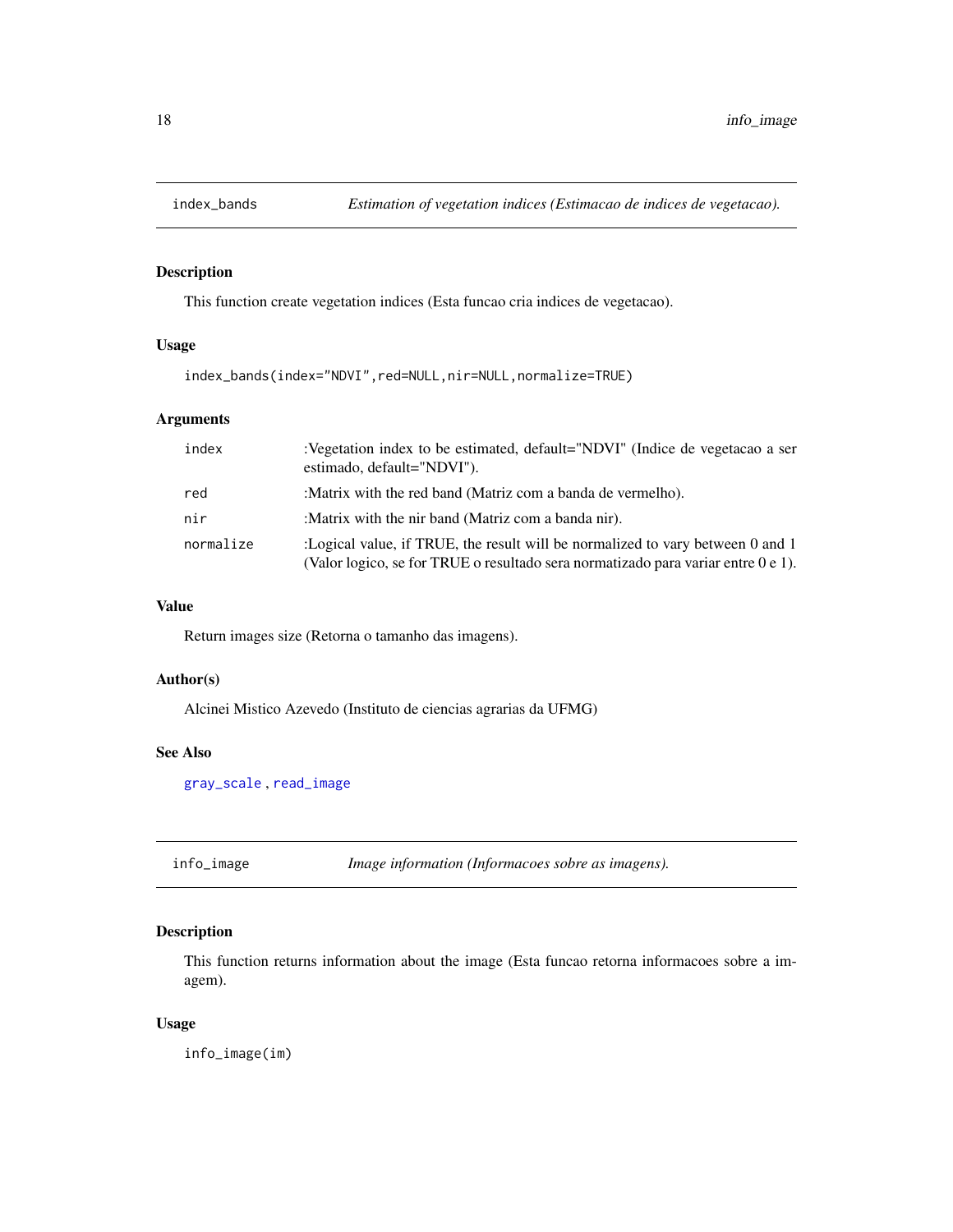## index_bands — *Estimation of vegetation indices (Estimacao de indices de vegetacao).*

### Description

This function create vegetation indices (Esta funcao cria indices de vegetacao).

### Usage

```
index_bands(index="NDVI",red=NULL,nir=NULL,normalize=TRUE)
```

### Arguments

| | |
|---|---|
| `index` | :Vegetation index to be estimated, default="NDVI" (Indice de vegetacao a ser estimado, default="NDVI"). |
| `red` | :Matrix with the red band (Matriz com a banda de vermelho). |
| `nir` | :Matrix with the nir band (Matriz com a banda nir). |
| `normalize` | :Logical value, if TRUE, the result will be normalized to vary between 0 and 1 (Valor logico, se for TRUE o resultado sera normatizado para variar entre 0 e 1). |

### Value

Return images size (Retorna o tamanho das imagens).

### Author(s)

Alcinei Mistico Azevedo (Instituto de ciencias agrarias da UFMG)

### See Also

`gray_scale` , `read_image`

## info_image — *Image information (Informacoes sobre as imagens).*

### Description

This function returns information about the image (Esta funcao retorna informacoes sobre a imagem).

### Usage

```
info_image(im)
```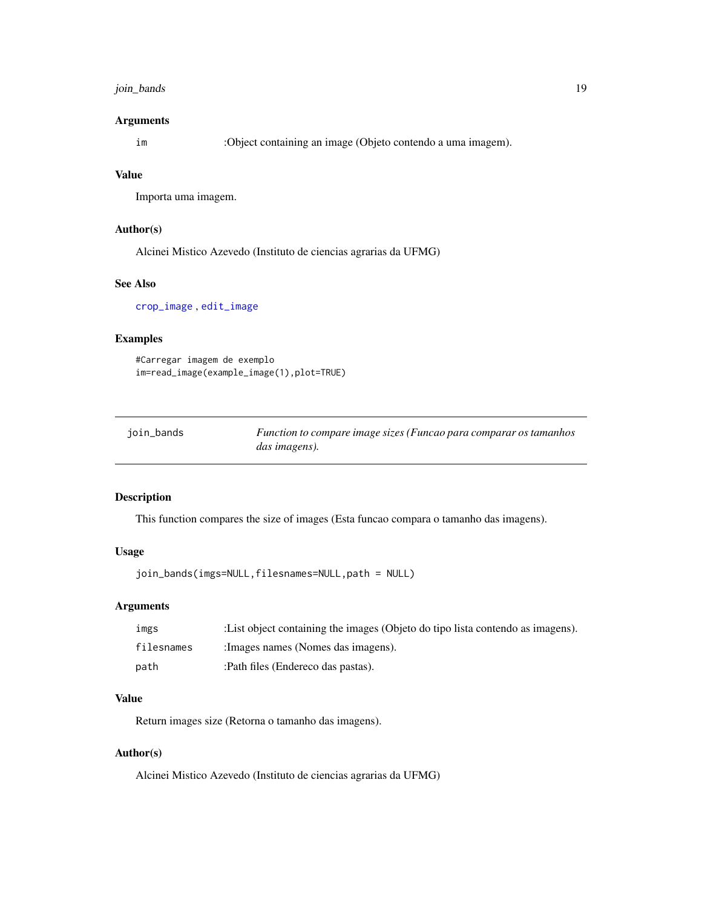### Arguments

| | |
|---|---|
| im | :Object containing an image (Objeto contendo a uma imagem). |

### Value

Importa uma imagem.

### Author(s)

Alcinei Mistico Azevedo (Instituto de ciencias agrarias da UFMG)

### See Also

crop_image , edit_image

### Examples

```
#Carregar imagem de exemplo
im=read_image(example_image(1),plot=TRUE)
```

---

## join_bands — *Function to compare image sizes (Funcao para comparar os tamanhos das imagens).*

### Description

This function compares the size of images (Esta funcao compara o tamanho das imagens).

### Usage

```
join_bands(imgs=NULL,filesnames=NULL,path = NULL)
```

### Arguments

| | |
|---|---|
| imgs | :List object containing the images (Objeto do tipo lista contendo as imagens). |
| filesnames | :Images names (Nomes das imagens). |
| path | :Path files (Endereco das pastas). |

### Value

Return images size (Retorna o tamanho das imagens).

### Author(s)

Alcinei Mistico Azevedo (Instituto de ciencias agrarias da UFMG)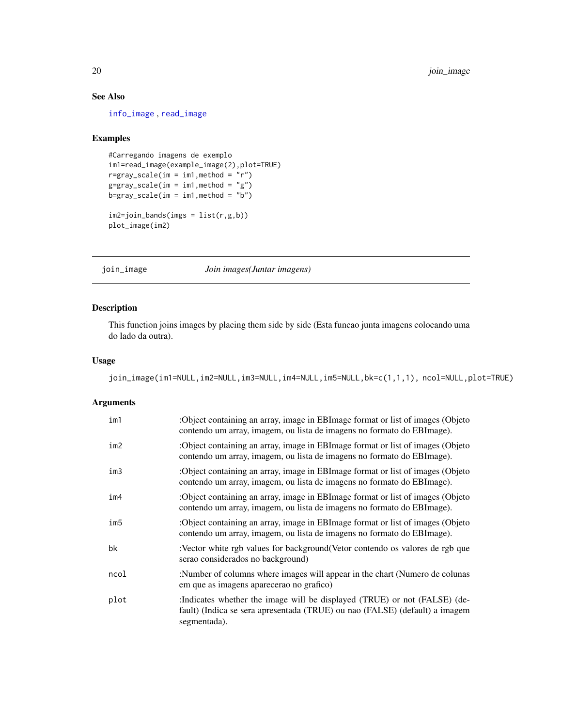## See Also

info_image , read_image

## Examples

```
#Carregando imagens de exemplo
im1=read_image(example_image(2),plot=TRUE)
r=gray_scale(im = im1,method = "r")
g=gray_scale(im = im1,method = "g")
b=gray_scale(im = im1,method = "b")

im2=join_bands(imgs = list(r,g,b))
plot_image(im2)
```

---

# join_image — *Join images(Juntar imagens)*

## Description

This function joins images by placing them side by side (Esta funcao junta imagens colocando uma do lado da outra).

## Usage

```
join_image(im1=NULL,im2=NULL,im3=NULL,im4=NULL,im5=NULL,bk=c(1,1,1), ncol=NULL,plot=TRUE)
```

## Arguments

| | |
|---|---|
| im1 | :Object containing an array, image in EBImage format or list of images (Objeto contendo um array, imagem, ou lista de imagens no formato do EBImage). |
| im2 | :Object containing an array, image in EBImage format or list of images (Objeto contendo um array, imagem, ou lista de imagens no formato do EBImage). |
| im3 | :Object containing an array, image in EBImage format or list of images (Objeto contendo um array, imagem, ou lista de imagens no formato do EBImage). |
| im4 | :Object containing an array, image in EBImage format or list of images (Objeto contendo um array, imagem, ou lista de imagens no formato do EBImage). |
| im5 | :Object containing an array, image in EBImage format or list of images (Objeto contendo um array, imagem, ou lista de imagens no formato do EBImage). |
| bk | :Vector white rgb values for background(Vetor contendo os valores de rgb que serao considerados no background) |
| ncol | :Number of columns where images will appear in the chart (Numero de colunas em que as imagens aparecerao no grafico) |
| plot | :Indicates whether the image will be displayed (TRUE) or not (FALSE) (default) (Indica se sera apresentada (TRUE) ou nao (FALSE) (default) a imagem segmentada). |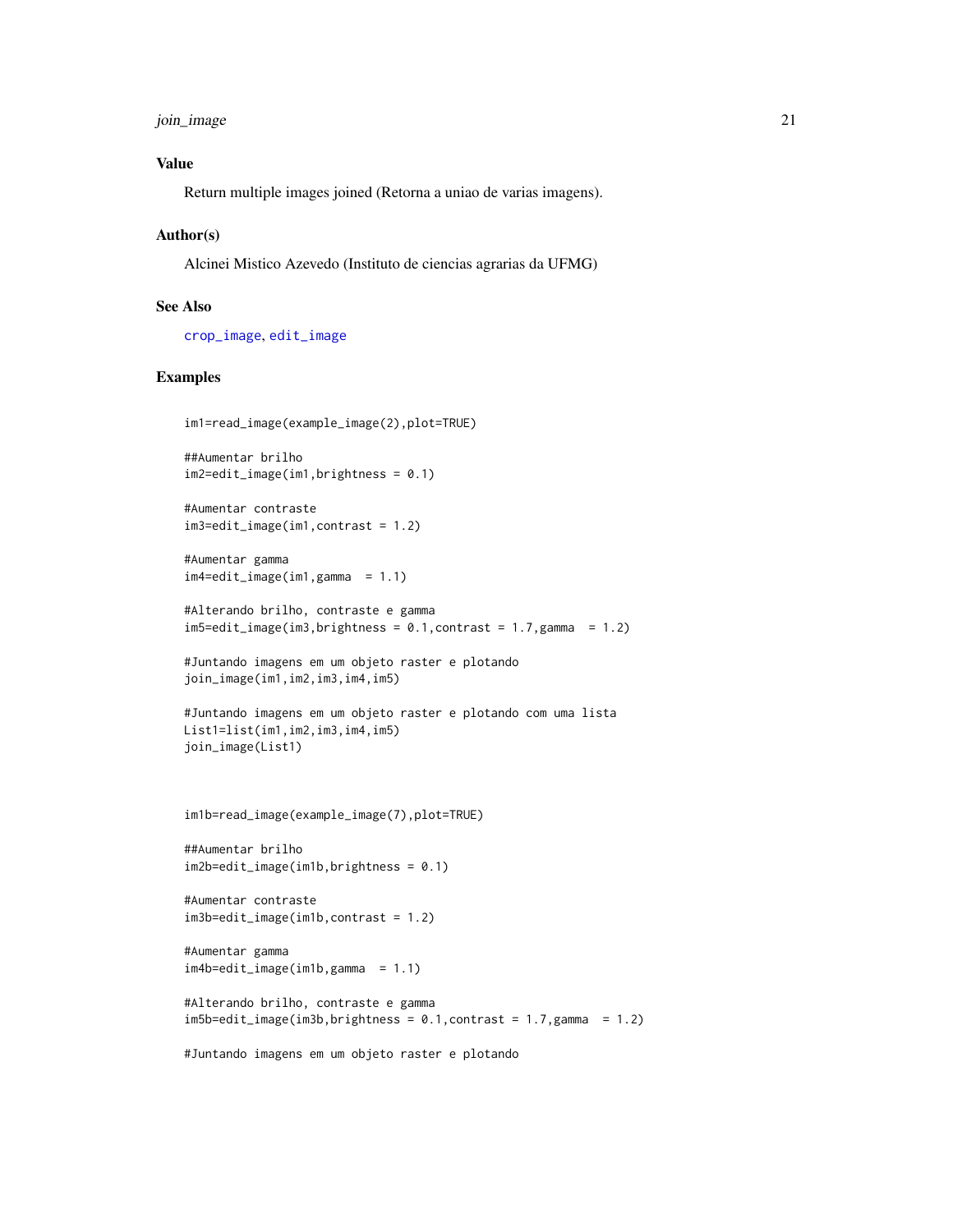### Value

Return multiple images joined (Retorna a uniao de varias imagens).

### Author(s)

Alcinei Mistico Azevedo (Instituto de ciencias agrarias da UFMG)

### See Also

`crop_image`, `edit_image`

### Examples

```
im1=read_image(example_image(2),plot=TRUE)

##Aumentar brilho
im2=edit_image(im1,brightness = 0.1)

#Aumentar contraste
im3=edit_image(im1,contrast = 1.2)

#Aumentar gamma
im4=edit_image(im1,gamma  = 1.1)

#Alterando brilho, contraste e gamma
im5=edit_image(im3,brightness = 0.1,contrast = 1.7,gamma  = 1.2)

#Juntando imagens em um objeto raster e plotando
join_image(im1,im2,im3,im4,im5)

#Juntando imagens em um objeto raster e plotando com uma lista
List1=list(im1,im2,im3,im4,im5)
join_image(List1)



im1b=read_image(example_image(7),plot=TRUE)

##Aumentar brilho
im2b=edit_image(im1b,brightness = 0.1)

#Aumentar contraste
im3b=edit_image(im1b,contrast = 1.2)

#Aumentar gamma
im4b=edit_image(im1b,gamma  = 1.1)

#Alterando brilho, contraste e gamma
im5b=edit_image(im3b,brightness = 0.1,contrast = 1.7,gamma  = 1.2)

#Juntando imagens em um objeto raster e plotando
```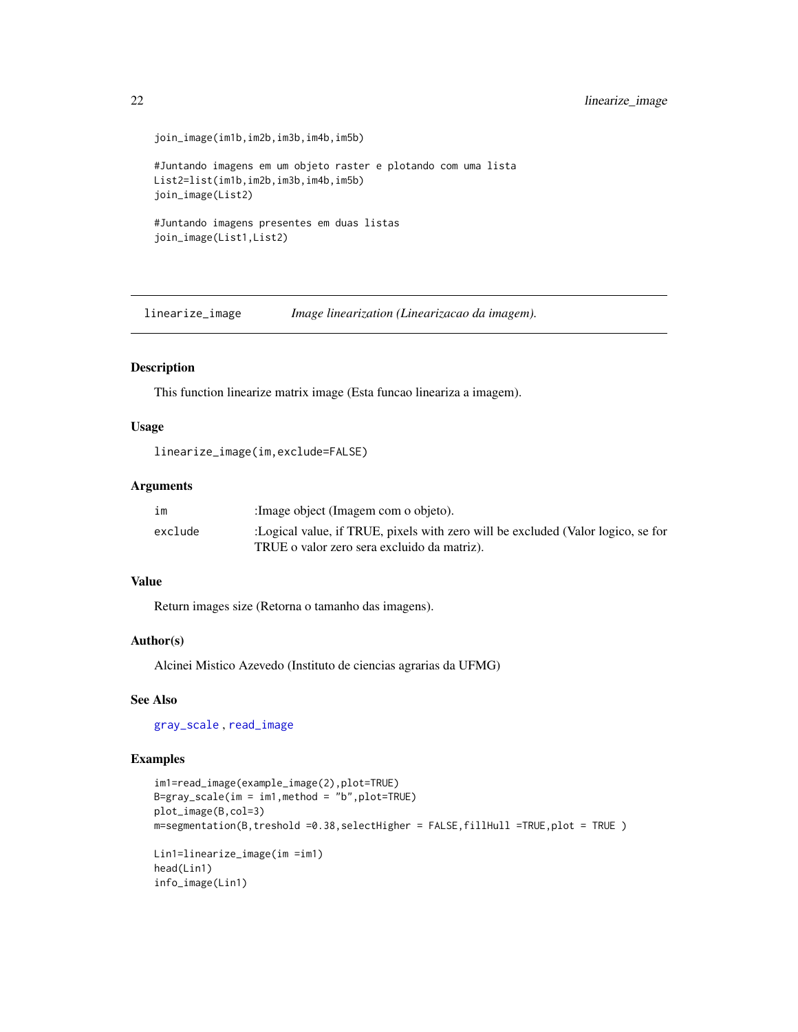```
join_image(im1b,im2b,im3b,im4b,im5b)

#Juntando imagens em um objeto raster e plotando com uma lista
List2=list(im1b,im2b,im3b,im4b,im5b)
join_image(List2)

#Juntando imagens presentes em duas listas
join_image(List1,List2)
```

---

## linearize_image *Image linearization (Linearizacao da imagem).*

### Description

This function linearize matrix image (Esta funcao lineariza a imagem).

### Usage

```
linearize_image(im,exclude=FALSE)
```

### Arguments

| | |
|---|---|
| im | :Image object (Imagem com o objeto). |
| exclude | :Logical value, if TRUE, pixels with zero will be excluded (Valor logico, se for TRUE o valor zero sera excluido da matriz). |

### Value

Return images size (Retorna o tamanho das imagens).

### Author(s)

Alcinei Mistico Azevedo (Instituto de ciencias agrarias da UFMG)

### See Also

gray_scale , read_image

### Examples

```
im1=read_image(example_image(2),plot=TRUE)
B=gray_scale(im = im1,method = "b",plot=TRUE)
plot_image(B,col=3)
m=segmentation(B,treshold =0.38,selectHigher = FALSE,fillHull =TRUE,plot = TRUE )

Lin1=linearize_image(im =im1)
head(Lin1)
info_image(Lin1)
```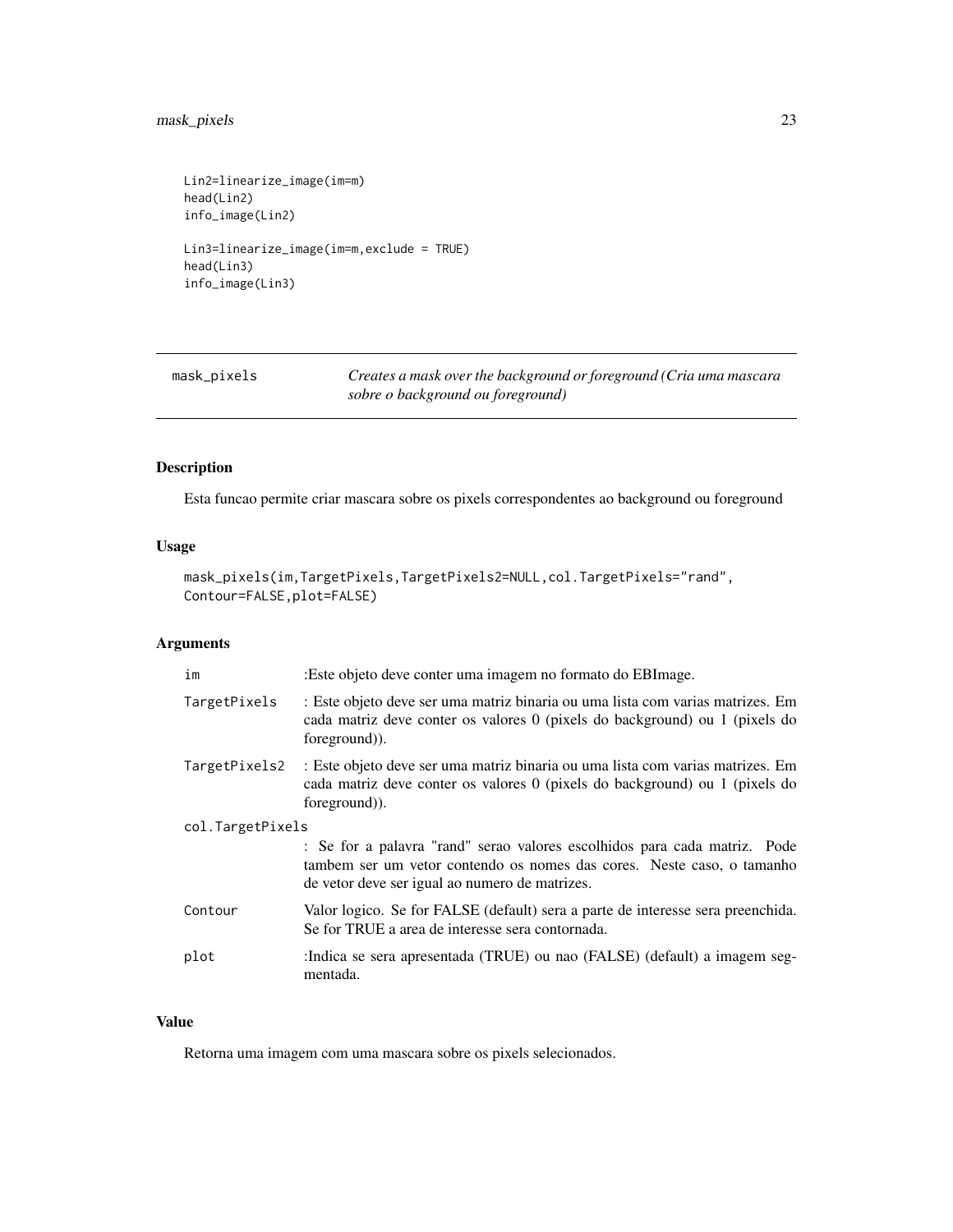```
Lin2=linearize_image(im=m)
head(Lin2)
info_image(Lin2)

Lin3=linearize_image(im=m,exclude = TRUE)
head(Lin3)
info_image(Lin3)
```

## mask_pixels — *Creates a mask over the background or foreground (Cria uma mascara sobre o background ou foreground)*

### Description

Esta funcao permite criar mascara sobre os pixels correspondentes ao background ou foreground

### Usage

```
mask_pixels(im,TargetPixels,TargetPixels2=NULL,col.TargetPixels="rand",
Contour=FALSE,plot=FALSE)
```

### Arguments

| | |
|---|---|
| im | :Este objeto deve conter uma imagem no formato do EBImage. |
| TargetPixels | : Este objeto deve ser uma matriz binaria ou uma lista com varias matrizes. Em cada matriz deve conter os valores 0 (pixels do background) ou 1 (pixels do foreground)). |
| TargetPixels2 | : Este objeto deve ser uma matriz binaria ou uma lista com varias matrizes. Em cada matriz deve conter os valores 0 (pixels do background) ou 1 (pixels do foreground)). |
| col.TargetPixels | : Se for a palavra "rand" serao valores escolhidos para cada matriz. Pode tambem ser um vetor contendo os nomes das cores. Neste caso, o tamanho de vetor deve ser igual ao numero de matrizes. |
| Contour | Valor logico. Se for FALSE (default) sera a parte de interesse sera preenchida. Se for TRUE a area de interesse sera contornada. |
| plot | :Indica se sera apresentada (TRUE) ou nao (FALSE) (default) a imagem segmentada. |

### Value

Retorna uma imagem com uma mascara sobre os pixels selecionados.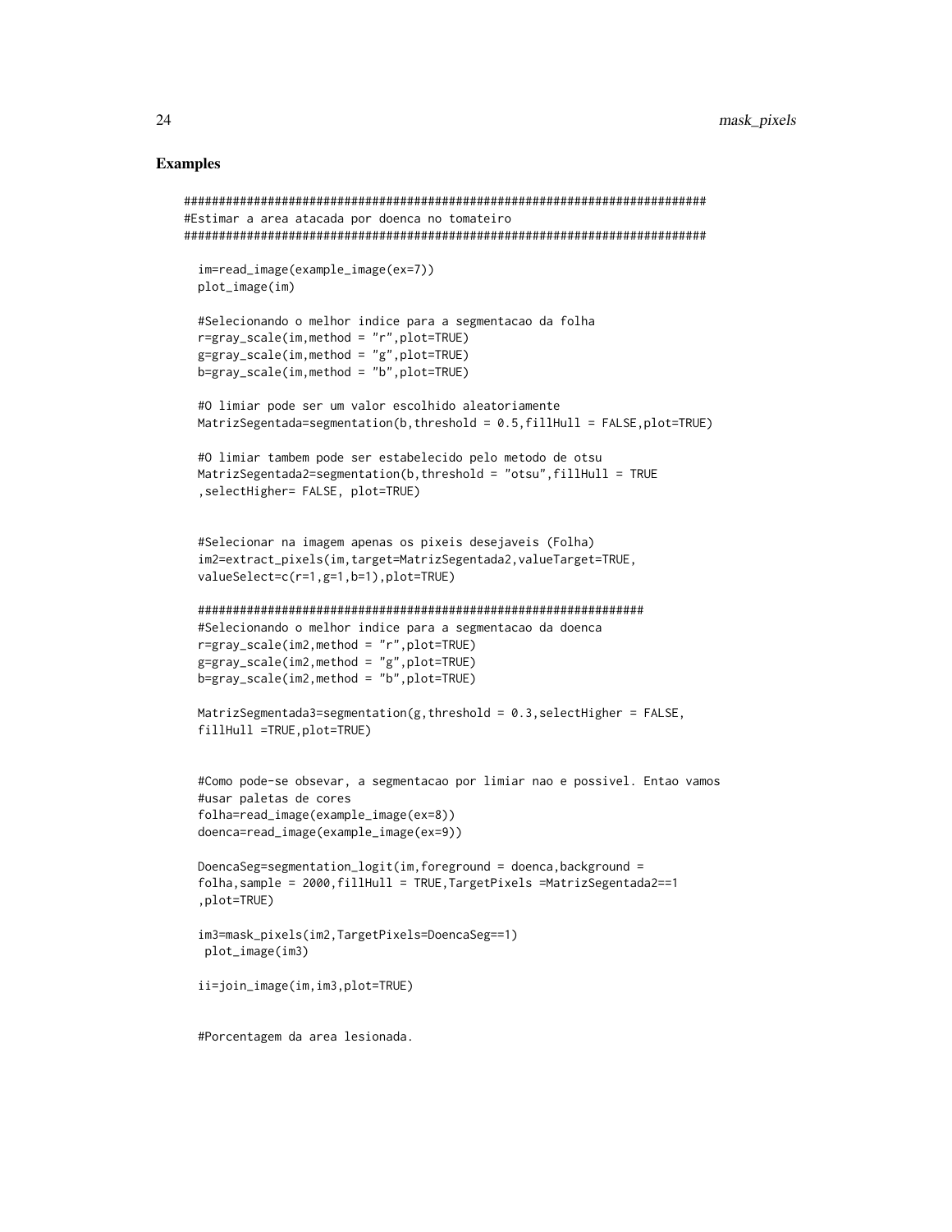## Examples

```
##########################################################################
#Estimar a area atacada por doenca no tomateiro
##########################################################################

  im=read_image(example_image(ex=7))
  plot_image(im)

  #Selecionando o melhor indice para a segmentacao da folha
  r=gray_scale(im,method = "r",plot=TRUE)
  g=gray_scale(im,method = "g",plot=TRUE)
  b=gray_scale(im,method = "b",plot=TRUE)

  #O limiar pode ser um valor escolhido aleatoriamente
  MatrizSegentada=segmentation(b,threshold = 0.5,fillHull = FALSE,plot=TRUE)

  #O limiar tambem pode ser estabelecido pelo metodo de otsu
  MatrizSegentada2=segmentation(b,threshold = "otsu",fillHull = TRUE
  ,selectHigher= FALSE, plot=TRUE)


  #Selecionar na imagem apenas os pixeis desejaveis (Folha)
  im2=extract_pixels(im,target=MatrizSegentada2,valueTarget=TRUE,
  valueSelect=c(r=1,g=1,b=1),plot=TRUE)

  ###############################################################
  #Selecionando o melhor indice para a segmentacao da doenca
  r=gray_scale(im2,method = "r",plot=TRUE)
  g=gray_scale(im2,method = "g",plot=TRUE)
  b=gray_scale(im2,method = "b",plot=TRUE)

  MatrizSegmentada3=segmentation(g,threshold = 0.3,selectHigher = FALSE,
  fillHull =TRUE,plot=TRUE)


  #Como pode-se obsevar, a segmentacao por limiar nao e possivel. Entao vamos
  #usar paletas de cores
  folha=read_image(example_image(ex=8))
  doenca=read_image(example_image(ex=9))

  DoencaSeg=segmentation_logit(im,foreground = doenca,background =
  folha,sample = 2000,fillHull = TRUE,TargetPixels =MatrizSegentada2==1
  ,plot=TRUE)

  im3=mask_pixels(im2,TargetPixels=DoencaSeg==1)
   plot_image(im3)

  ii=join_image(im,im3,plot=TRUE)


  #Porcentagem da area lesionada.
```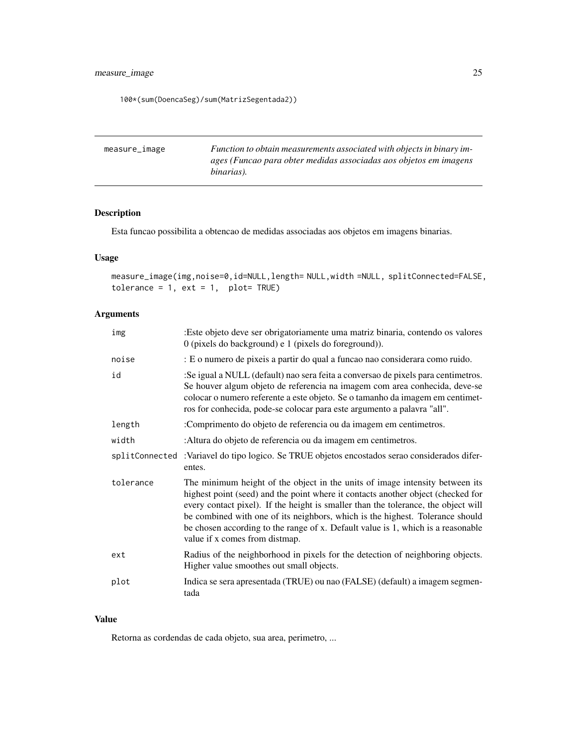```
100*(sum(DoencaSeg)/sum(MatrizSegentada2))
```

---

## measure_image

*Function to obtain measurements associated with objects in binary images (Funcao para obter medidas associadas aos objetos em imagens binarias).*

---

### Description

Esta funcao possibilita a obtencao de medidas associadas aos objetos em imagens binarias.

### Usage

```
measure_image(img,noise=0,id=NULL,length= NULL,width =NULL, splitConnected=FALSE,
tolerance = 1, ext = 1,  plot= TRUE)
```

### Arguments

| | |
|---|---|
| img | :Este objeto deve ser obrigatoriamente uma matriz binaria, contendo os valores 0 (pixels do background) e 1 (pixels do foreground)). |
| noise | : E o numero de pixeis a partir do qual a funcao nao considerara como ruido. |
| id | :Se igual a NULL (default) nao sera feita a conversao de pixels para centimetros. Se houver algum objeto de referencia na imagem com area conhecida, deve-se colocar o numero referente a este objeto. Se o tamanho da imagem em centimetros for conhecida, pode-se colocar para este argumento a palavra "all". |
| length | :Comprimento do objeto de referencia ou da imagem em centimetros. |
| width | :Altura do objeto de referencia ou da imagem em centimetros. |
| splitConnected | :Variavel do tipo logico. Se TRUE objetos encostados serao considerados diferentes. |
| tolerance | The minimum height of the object in the units of image intensity between its highest point (seed) and the point where it contacts another object (checked for every contact pixel). If the height is smaller than the tolerance, the object will be combined with one of its neighbors, which is the highest. Tolerance should be chosen according to the range of x. Default value is 1, which is a reasonable value if x comes from distmap. |
| ext | Radius of the neighborhood in pixels for the detection of neighboring objects. Higher value smoothes out small objects. |
| plot | Indica se sera apresentada (TRUE) ou nao (FALSE) (default) a imagem segmentada |

### Value

Retorna as cordendas de cada objeto, sua area, perimetro, ...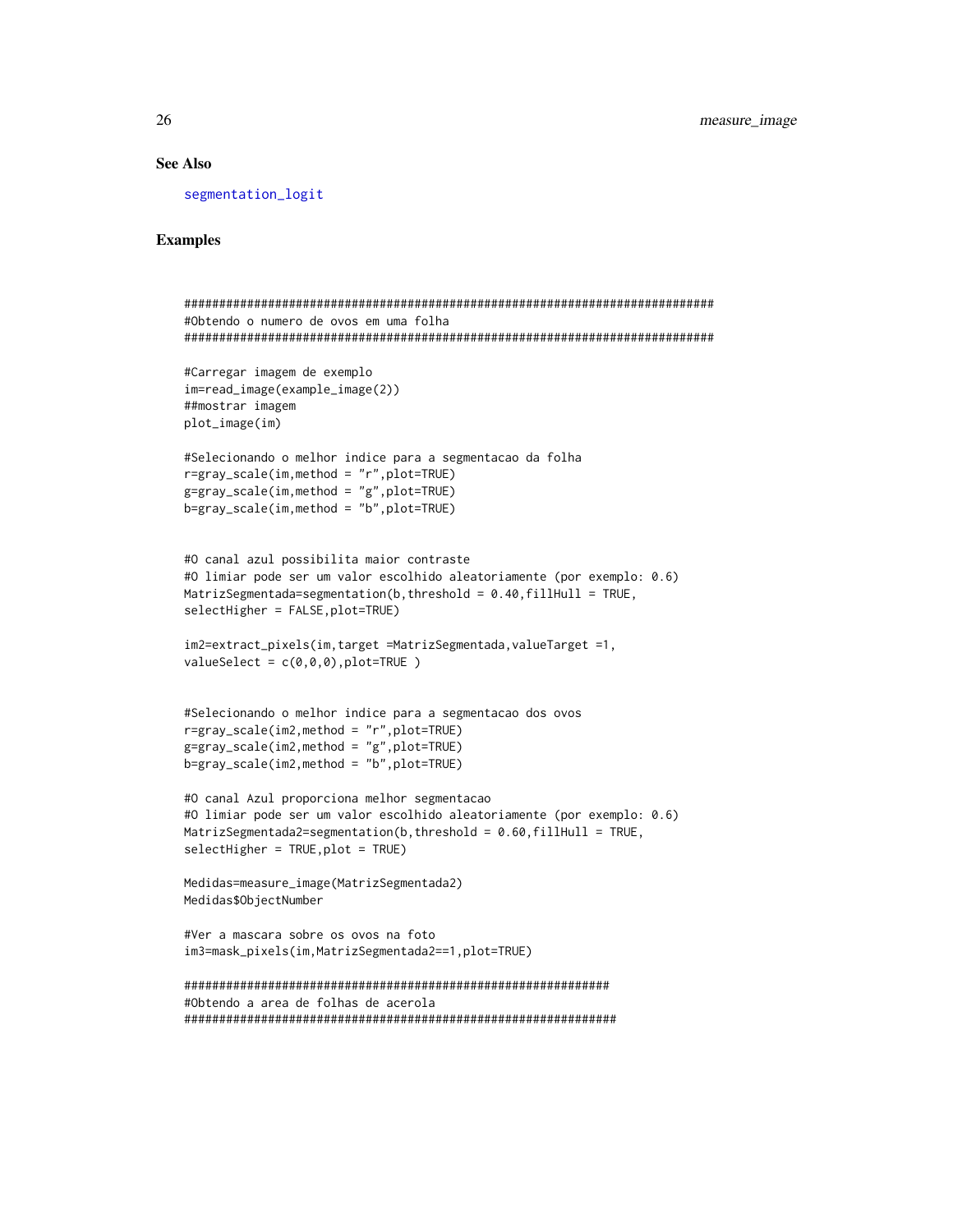### See Also

segmentation_logit

### Examples

```
##############################################################################
#Obtendo o numero de ovos em uma folha
##############################################################################

#Carregar imagem de exemplo
im=read_image(example_image(2))
##mostrar imagem
plot_image(im)

#Selecionando o melhor indice para a segmentacao da folha
r=gray_scale(im,method = "r",plot=TRUE)
g=gray_scale(im,method = "g",plot=TRUE)
b=gray_scale(im,method = "b",plot=TRUE)


#O canal azul possibilita maior contraste
#O limiar pode ser um valor escolhido aleatoriamente (por exemplo: 0.6)
MatrizSegmentada=segmentation(b,threshold = 0.40,fillHull = TRUE,
selectHigher = FALSE,plot=TRUE)

im2=extract_pixels(im,target =MatrizSegmentada,valueTarget =1,
valueSelect = c(0,0,0),plot=TRUE )


#Selecionando o melhor indice para a segmentacao dos ovos
r=gray_scale(im2,method = "r",plot=TRUE)
g=gray_scale(im2,method = "g",plot=TRUE)
b=gray_scale(im2,method = "b",plot=TRUE)

#O canal Azul proporciona melhor segmentacao
#O limiar pode ser um valor escolhido aleatoriamente (por exemplo: 0.6)
MatrizSegmentada2=segmentation(b,threshold = 0.60,fillHull = TRUE,
selectHigher = TRUE,plot = TRUE)

Medidas=measure_image(MatrizSegmentada2)
Medidas$ObjectNumber

#Ver a mascara sobre os ovos na foto
im3=mask_pixels(im,MatrizSegmentada2==1,plot=TRUE)

###############################################################
#Obtendo a area de folhas de acerola
###############################################################
```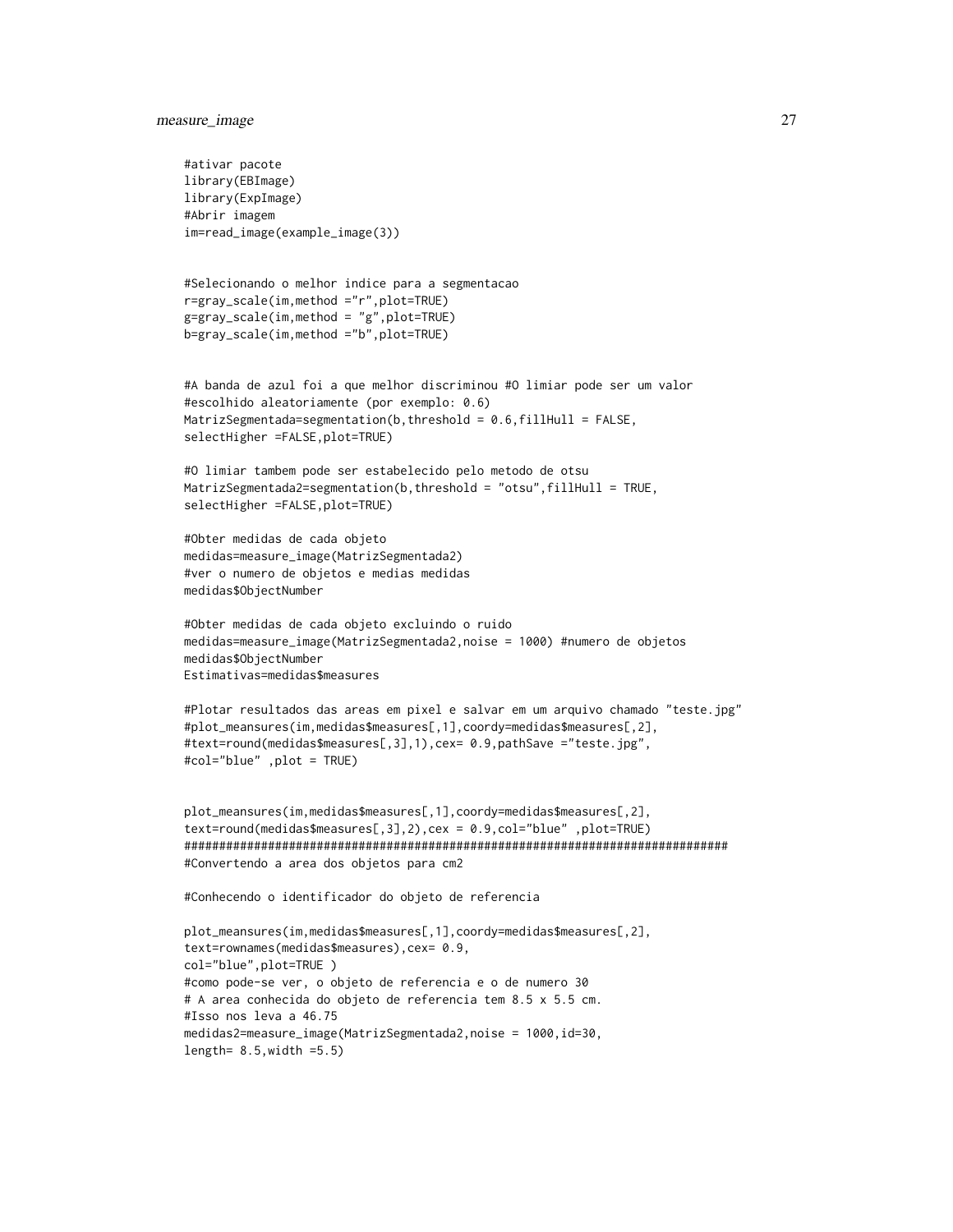```
#ativar pacote
library(EBImage)
library(ExpImage)
#Abrir imagem
im=read_image(example_image(3))


#Selecionando o melhor indice para a segmentacao
r=gray_scale(im,method ="r",plot=TRUE)
g=gray_scale(im,method = "g",plot=TRUE)
b=gray_scale(im,method ="b",plot=TRUE)


#A banda de azul foi a que melhor discriminou #O limiar pode ser um valor
#escolhido aleatoriamente (por exemplo: 0.6)
MatrizSegmentada=segmentation(b,threshold = 0.6,fillHull = FALSE,
selectHigher =FALSE,plot=TRUE)

#O limiar tambem pode ser estabelecido pelo metodo de otsu
MatrizSegmentada2=segmentation(b,threshold = "otsu",fillHull = TRUE,
selectHigher =FALSE,plot=TRUE)

#Obter medidas de cada objeto
medidas=measure_image(MatrizSegmentada2)
#ver o numero de objetos e medias medidas
medidas$ObjectNumber

#Obter medidas de cada objeto excluindo o ruido
medidas=measure_image(MatrizSegmentada2,noise = 1000) #numero de objetos
medidas$ObjectNumber
Estimativas=medidas$measures

#Plotar resultados das areas em pixel e salvar em um arquivo chamado "teste.jpg"
#plot_meansures(im,medidas$measures[,1],coordy=medidas$measures[,2],
#text=round(medidas$measures[,3],1),cex= 0.9,pathSave ="teste.jpg",
#col="blue" ,plot = TRUE)


plot_meansures(im,medidas$measures[,1],coordy=medidas$measures[,2],
text=round(medidas$measures[,3],2),cex = 0.9,col="blue" ,plot=TRUE)
################################################################################
#Convertendo a area dos objetos para cm2

#Conhecendo o identificador do objeto de referencia

plot_meansures(im,medidas$measures[,1],coordy=medidas$measures[,2],
text=rownames(medidas$measures),cex= 0.9,
col="blue",plot=TRUE )
#como pode-se ver, o objeto de referencia e o de numero 30
# A area conhecida do objeto de referencia tem 8.5 x 5.5 cm.
#Isso nos leva a 46.75
medidas2=measure_image(MatrizSegmentada2,noise = 1000,id=30,
length= 8.5,width =5.5)
```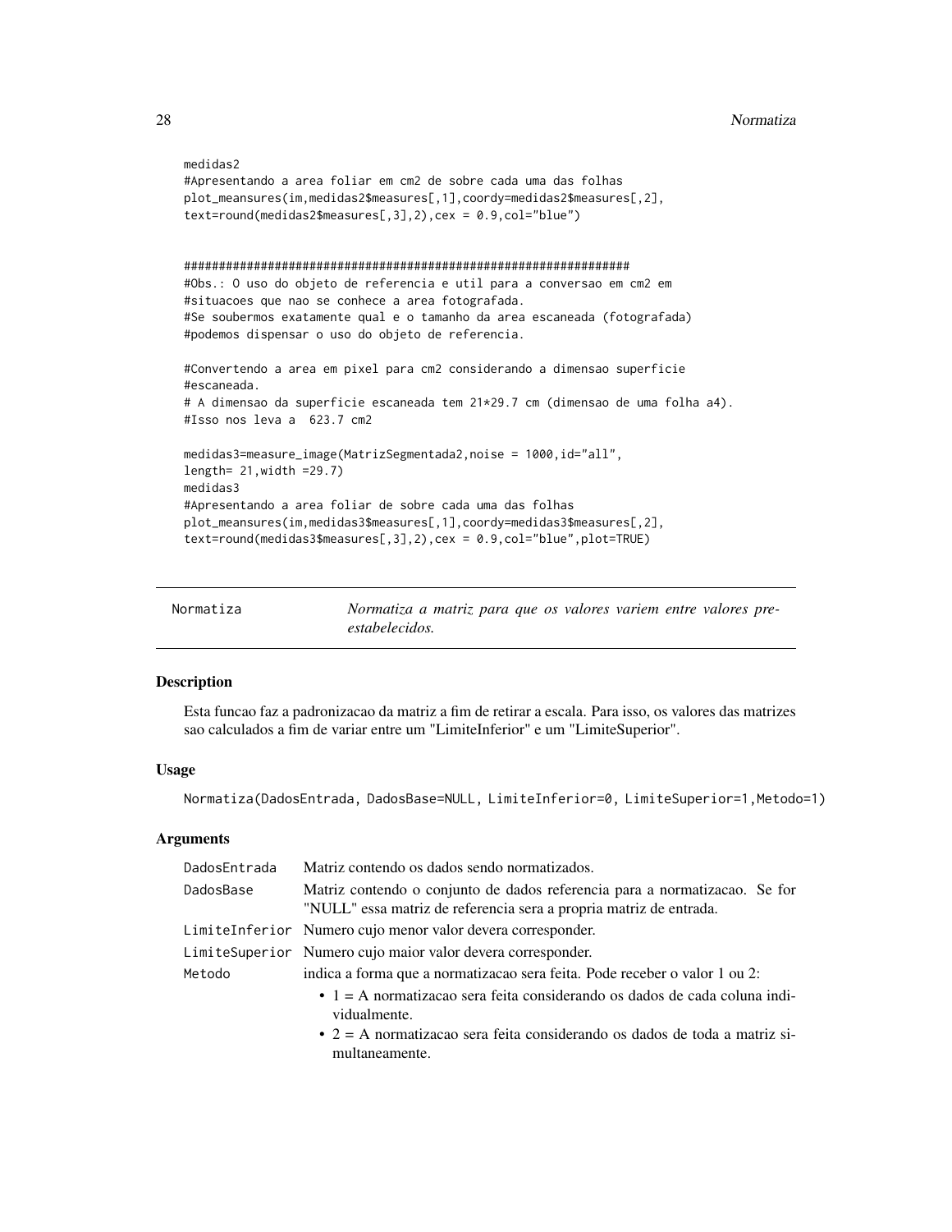```
medidas2
#Apresentando a area foliar em cm2 de sobre cada uma das folhas
plot_meansures(im,medidas2$measures[,1],coordy=medidas2$measures[,2],
text=round(medidas2$measures[,3],2),cex = 0.9,col="blue")


################################################################
#Obs.: O uso do objeto de referencia e util para a conversao em cm2 em
#situacoes que nao se conhece a area fotografada.
#Se soubermos exatamente qual e o tamanho da area escaneada (fotografada)
#podemos dispensar o uso do objeto de referencia.

#Convertendo a area em pixel para cm2 considerando a dimensao superficie
#escaneada.
# A dimensao da superficie escaneada tem 21*29.7 cm (dimensao de uma folha a4).
#Isso nos leva a  623.7 cm2

medidas3=measure_image(MatrizSegmentada2,noise = 1000,id="all",
length= 21,width =29.7)
medidas3
#Apresentando a area foliar de sobre cada uma das folhas
plot_meansures(im,medidas3$measures[,1],coordy=medidas3$measures[,2],
text=round(medidas3$measures[,3],2),cex = 0.9,col="blue",plot=TRUE)
```

---

## Normatiza — *Normatiza a matriz para que os valores variem entre valores pre-estabelecidos.*

### Description

Esta funcao faz a padronizacao da matriz a fim de retirar a escala. Para isso, os valores das matrizes sao calculados a fim de variar entre um "LimiteInferior" e um "LimiteSuperior".

### Usage

```
Normatiza(DadosEntrada, DadosBase=NULL, LimiteInferior=0, LimiteSuperior=1,Metodo=1)
```

### Arguments

| | |
|---|---|
| DadosEntrada | Matriz contendo os dados sendo normatizados. |
| DadosBase | Matriz contendo o conjunto de dados referencia para a normatizacao. Se for "NULL" essa matriz de referencia sera a propria matriz de entrada. |
| LimiteInferior | Numero cujo menor valor devera corresponder. |
| LimiteSuperior | Numero cujo maior valor devera corresponder. |
| Metodo | indica a forma que a normatizacao sera feita. Pode receber o valor 1 ou 2:<br>• 1 = A normatizacao sera feita considerando os dados de cada coluna individualmente.<br>• 2 = A normatizacao sera feita considerando os dados de toda a matriz simultaneamente. |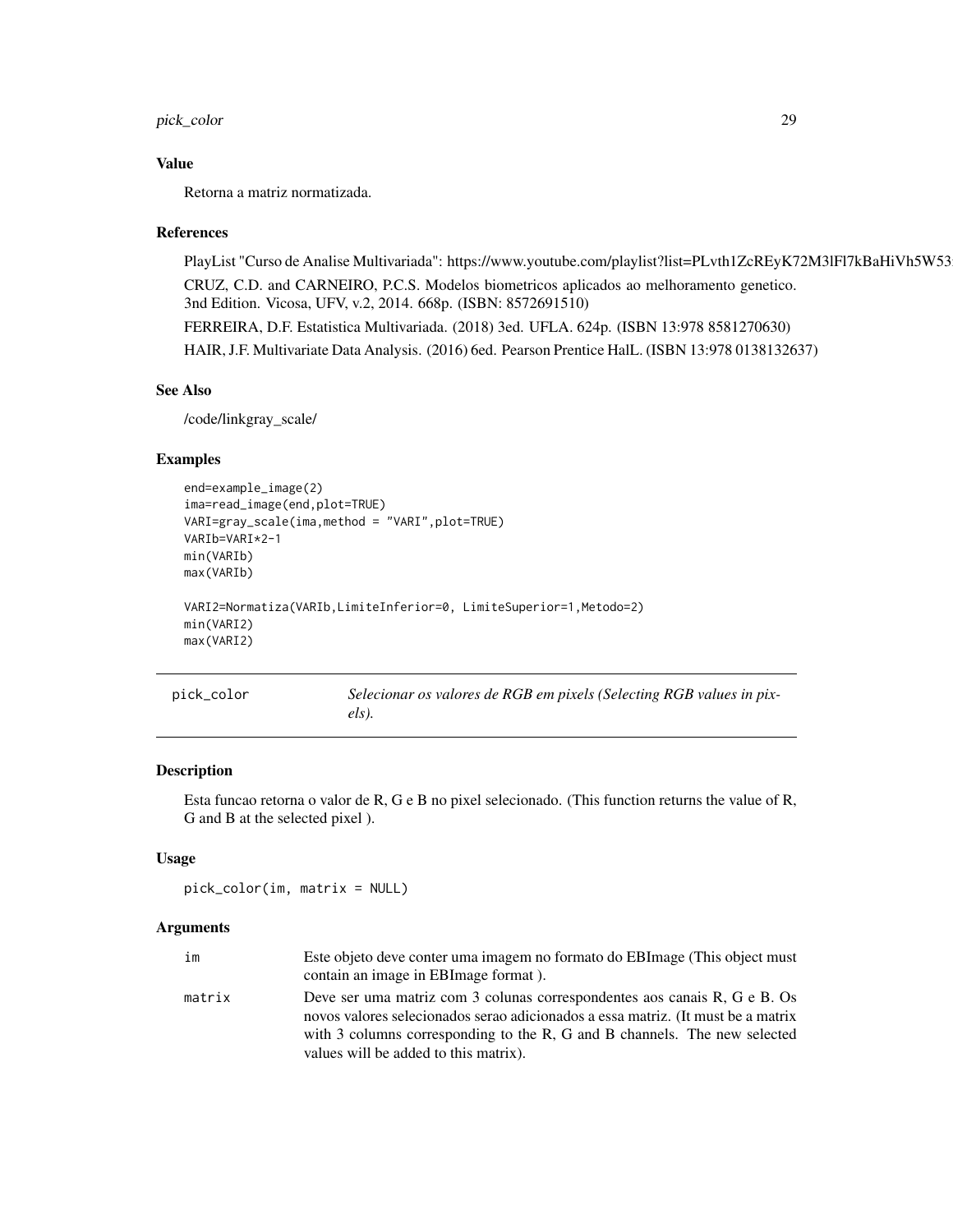### Value

Retorna a matriz normatizada.

### References

PlayList "Curso de Analise Multivariada": https://www.youtube.com/playlist?list=PLvth1ZcREyK72M3lFl7kBaHiVh5W53

CRUZ, C.D. and CARNEIRO, P.C.S. Modelos biometricos aplicados ao melhoramento genetico. 3nd Edition. Vicosa, UFV, v.2, 2014. 668p. (ISBN: 8572691510)

FERREIRA, D.F. Estatistica Multivariada. (2018) 3ed. UFLA. 624p. (ISBN 13:978 8581270630)

HAIR, J.F. Multivariate Data Analysis. (2016) 6ed. Pearson Prentice HalL. (ISBN 13:978 0138132637)

### See Also

/code/linkgray_scale/

### Examples

```
end=example_image(2)
ima=read_image(end,plot=TRUE)
VARI=gray_scale(ima,method = "VARI",plot=TRUE)
VARIb=VARI*2-1
min(VARIb)
max(VARIb)

VARI2=Normatiza(VARIb,LimiteInferior=0, LimiteSuperior=1,Metodo=2)
min(VARI2)
max(VARI2)
```

---

## pick_color — *Selecionar os valores de RGB em pixels (Selecting RGB values in pixels).*

### Description

Esta funcao retorna o valor de R, G e B no pixel selecionado. (This function returns the value of R, G and B at the selected pixel ).

### Usage

```
pick_color(im, matrix = NULL)
```

### Arguments

| | |
|---|---|
| `im` | Este objeto deve conter uma imagem no formato do EBImage (This object must contain an image in EBImage format ). |
| `matrix` | Deve ser uma matriz com 3 colunas correspondentes aos canais R, G e B. Os novos valores selecionados serao adicionados a essa matriz. (It must be a matrix with 3 columns corresponding to the R, G and B channels. The new selected values will be added to this matrix). |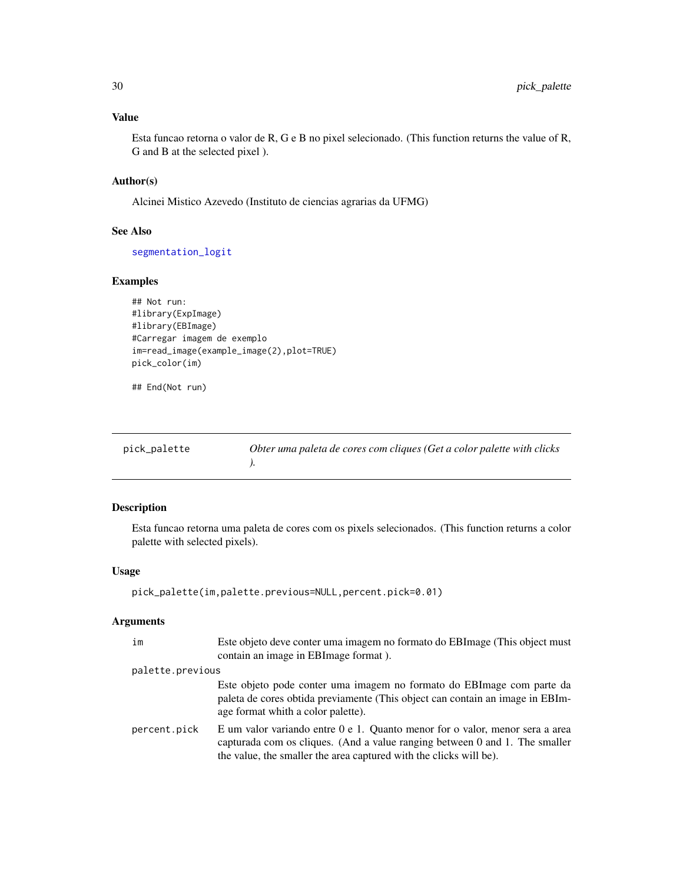## Value

Esta funcao retorna o valor de R, G e B no pixel selecionado. (This function returns the value of R, G and B at the selected pixel ).

## Author(s)

Alcinei Mistico Azevedo (Instituto de ciencias agrarias da UFMG)

## See Also

segmentation_logit

## Examples

```
## Not run:
#library(ExpImage)
#library(EBImage)
#Carregar imagem de exemplo
im=read_image(example_image(2),plot=TRUE)
pick_color(im)

## End(Not run)
```

---

# pick_palette — *Obter uma paleta de cores com cliques (Get a color palette with clicks ).*

## Description

Esta funcao retorna uma paleta de cores com os pixels selecionados. (This function returns a color palette with selected pixels).

## Usage

```
pick_palette(im,palette.previous=NULL,percent.pick=0.01)
```

## Arguments

- `im` — Este objeto deve conter uma imagem no formato do EBImage (This object must contain an image in EBImage format ).
- `palette.previous` — Este objeto pode conter uma imagem no formato do EBImage com parte da paleta de cores obtida previamente (This object can contain an image in EBImage format whith a color palette).
- `percent.pick` — E um valor variando entre 0 e 1. Quanto menor for o valor, menor sera a area capturada com os cliques. (And a value ranging between 0 and 1. The smaller the value, the smaller the area captured with the clicks will be).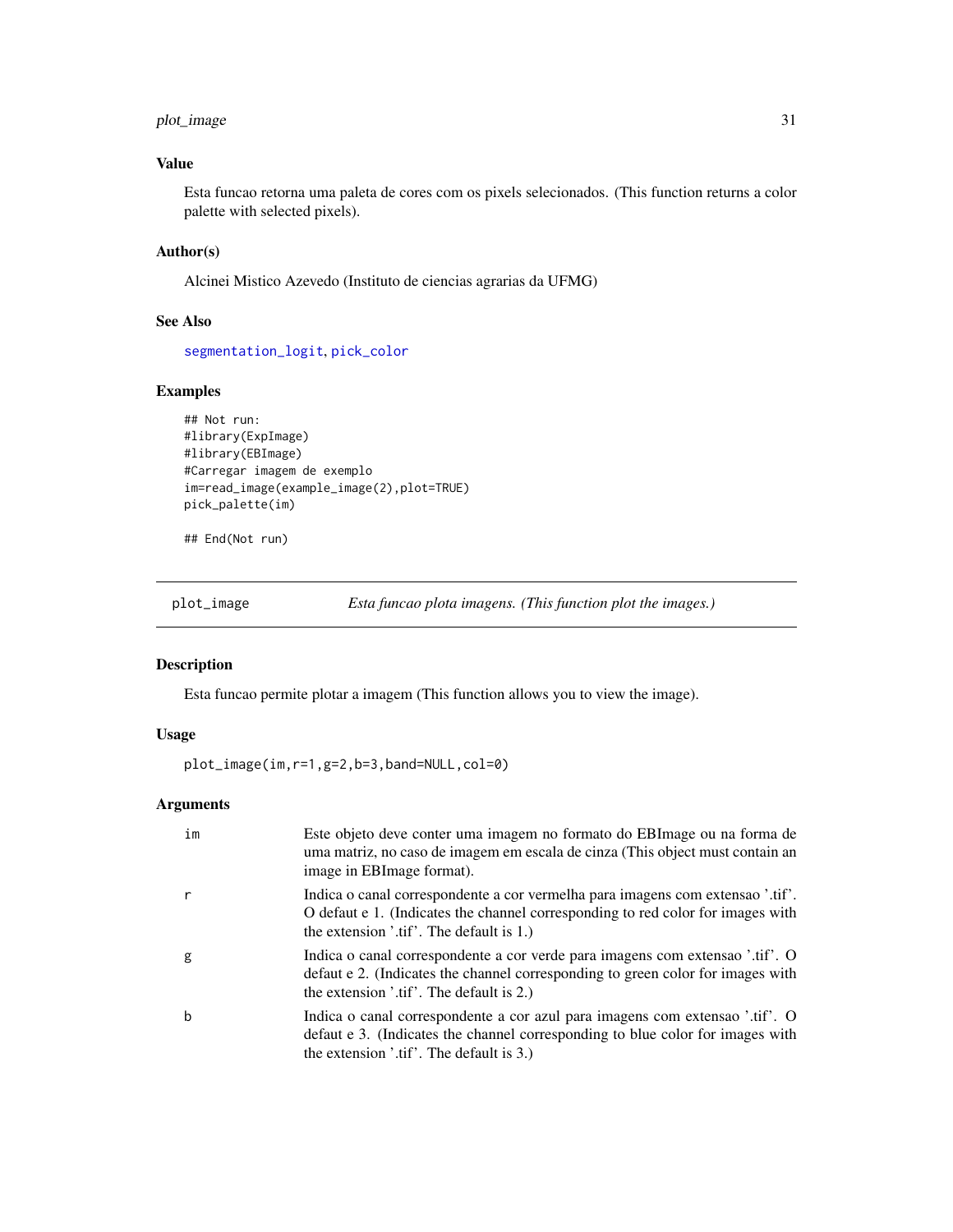## Value

Esta funcao retorna uma paleta de cores com os pixels selecionados. (This function returns a color palette with selected pixels).

## Author(s)

Alcinei Mistico Azevedo (Instituto de ciencias agrarias da UFMG)

## See Also

segmentation_logit, pick_color

## Examples

```
## Not run:
#library(ExpImage)
#library(EBImage)
#Carregar imagem de exemplo
im=read_image(example_image(2),plot=TRUE)
pick_palette(im)

## End(Not run)
```

---

# plot_image — *Esta funcao plota imagens. (This function plot the images.)*

## Description

Esta funcao permite plotar a imagem (This function allows you to view the image).

## Usage

```
plot_image(im,r=1,g=2,b=3,band=NULL,col=0)
```

## Arguments

| | |
|---|---|
| im | Este objeto deve conter uma imagem no formato do EBImage ou na forma de uma matriz, no caso de imagem em escala de cinza (This object must contain an image in EBImage format). |
| r | Indica o canal correspondente a cor vermelha para imagens com extensao '.tif'. O defaut e 1. (Indicates the channel corresponding to red color for images with the extension '.tif'. The default is 1.) |
| g | Indica o canal correspondente a cor verde para imagens com extensao '.tif'. O defaut e 2. (Indicates the channel corresponding to green color for images with the extension '.tif'. The default is 2.) |
| b | Indica o canal correspondente a cor azul para imagens com extensao '.tif'. O defaut e 3. (Indicates the channel corresponding to blue color for images with the extension '.tif'. The default is 3.) |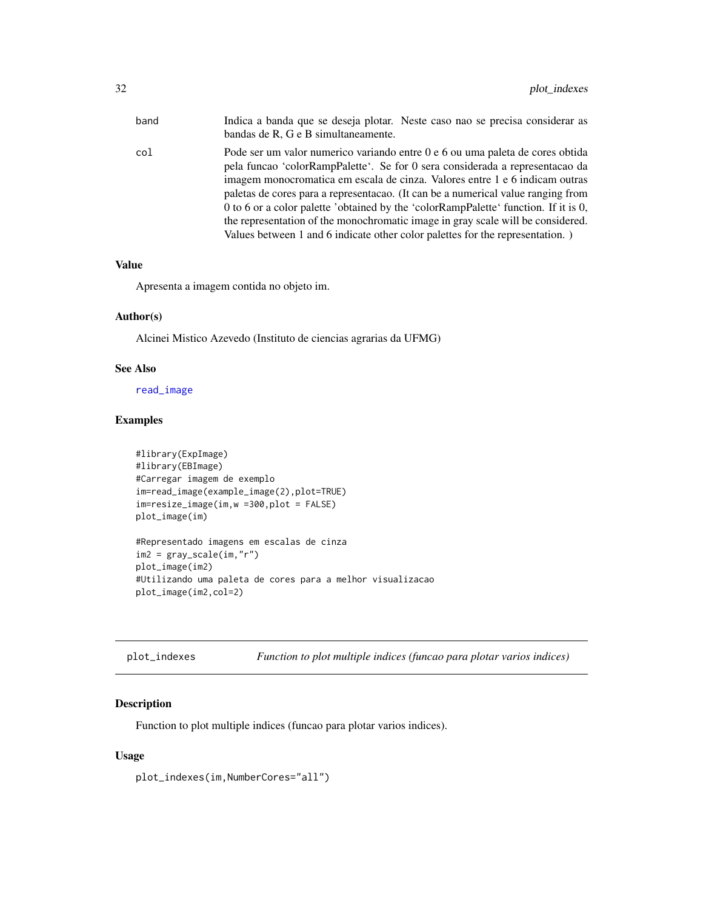| | |
|---|---|
| band | Indica a banda que se deseja plotar. Neste caso nao se precisa considerar as bandas de R, G e B simultaneamente. |
| col | Pode ser um valor numerico variando entre 0 e 6 ou uma paleta de cores obtida pela funcao 'colorRampPalette'. Se for 0 sera considerada a representacao da imagem monocromatica em escala de cinza. Valores entre 1 e 6 indicam outras paletas de cores para a representacao. (It can be a numerical value ranging from 0 to 6 or a color palette 'obtained by the 'colorRampPalette' function. If it is 0, the representation of the monochromatic image in gray scale will be considered. Values between 1 and 6 indicate other color palettes for the representation. ) |

### Value

Apresenta a imagem contida no objeto im.

### Author(s)

Alcinei Mistico Azevedo (Instituto de ciencias agrarias da UFMG)

### See Also

read_image

### Examples

```
#library(ExpImage)
#library(EBImage)
#Carregar imagem de exemplo
im=read_image(example_image(2),plot=TRUE)
im=resize_image(im,w =300,plot = FALSE)
plot_image(im)

#Representado imagens em escalas de cinza
im2 = gray_scale(im,"r")
plot_image(im2)
#Utilizando uma paleta de cores para a melhor visualizacao
plot_image(im2,col=2)
```

---

## plot_indexes — *Function to plot multiple indices (funcao para plotar varios indices)*

### Description

Function to plot multiple indices (funcao para plotar varios indices).

### Usage

```
plot_indexes(im,NumberCores="all")
```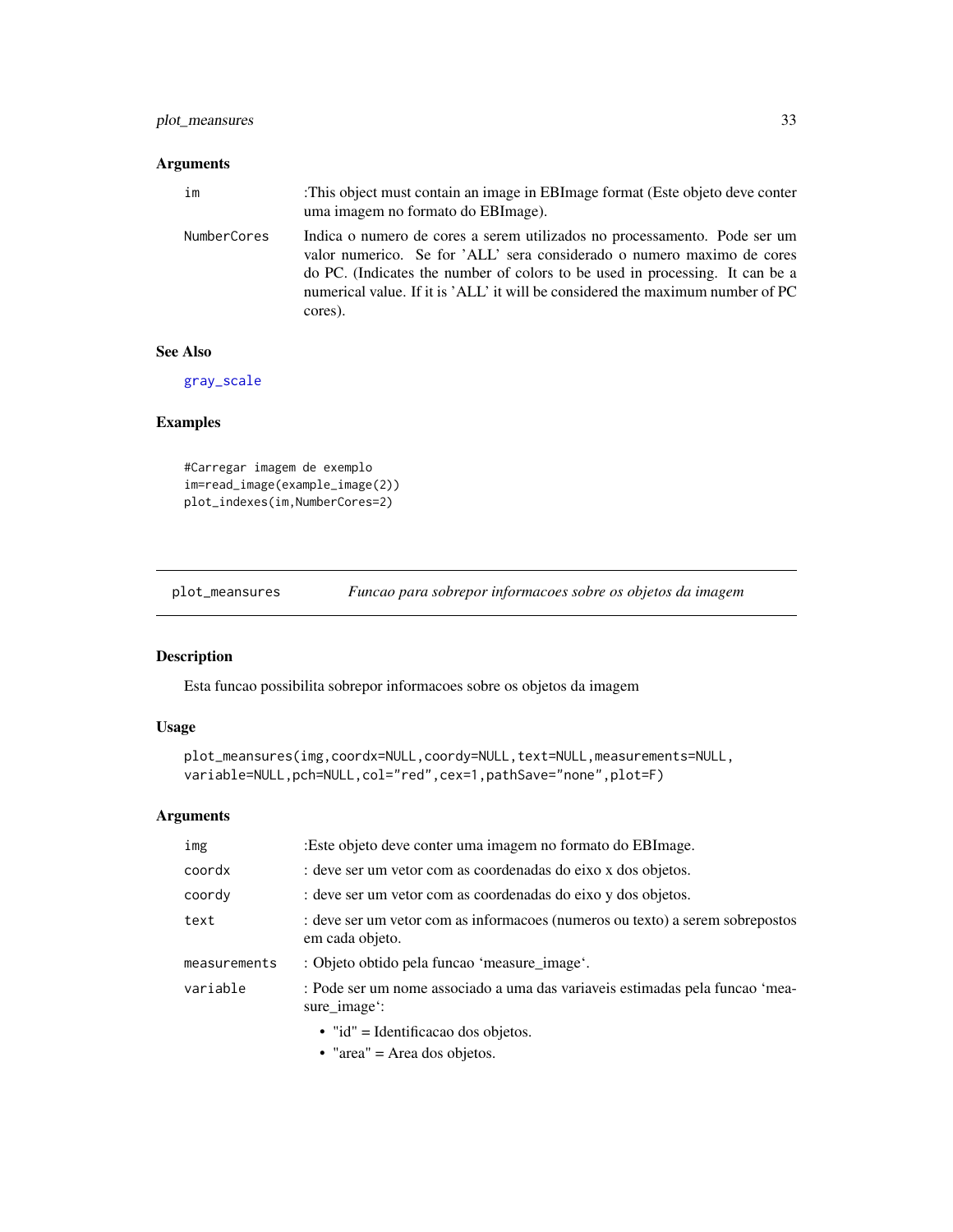### Arguments

| | |
|---|---|
| im | :This object must contain an image in EBImage format (Este objeto deve conter uma imagem no formato do EBImage). |
| NumberCores | Indica o numero de cores a serem utilizados no processamento. Pode ser um valor numerico. Se for 'ALL' sera considerado o numero maximo de cores do PC. (Indicates the number of colors to be used in processing. It can be a numerical value. If it is 'ALL' it will be considered the maximum number of PC cores). |

### See Also

gray_scale

### Examples

```
#Carregar imagem de exemplo
im=read_image(example_image(2))
plot_indexes(im,NumberCores=2)
```

---

## plot_meansures    *Funcao para sobrepor informacoes sobre os objetos da imagem*

---

### Description

Esta funcao possibilita sobrepor informacoes sobre os objetos da imagem

### Usage

```
plot_meansures(img,coordx=NULL,coordy=NULL,text=NULL,measurements=NULL,
variable=NULL,pch=NULL,col="red",cex=1,pathSave="none",plot=F)
```

### Arguments

| | |
|---|---|
| img | :Este objeto deve conter uma imagem no formato do EBImage. |
| coordx | : deve ser um vetor com as coordenadas do eixo x dos objetos. |
| coordy | : deve ser um vetor com as coordenadas do eixo y dos objetos. |
| text | : deve ser um vetor com as informacoes (numeros ou texto) a serem sobrepostos em cada objeto. |
| measurements | : Objeto obtido pela funcao 'measure_image'. |
| variable | : Pode ser um nome associado a uma das variaveis estimadas pela funcao 'measure_image': <br> • "id" = Identificacao dos objetos. <br> • "area" = Area dos objetos. |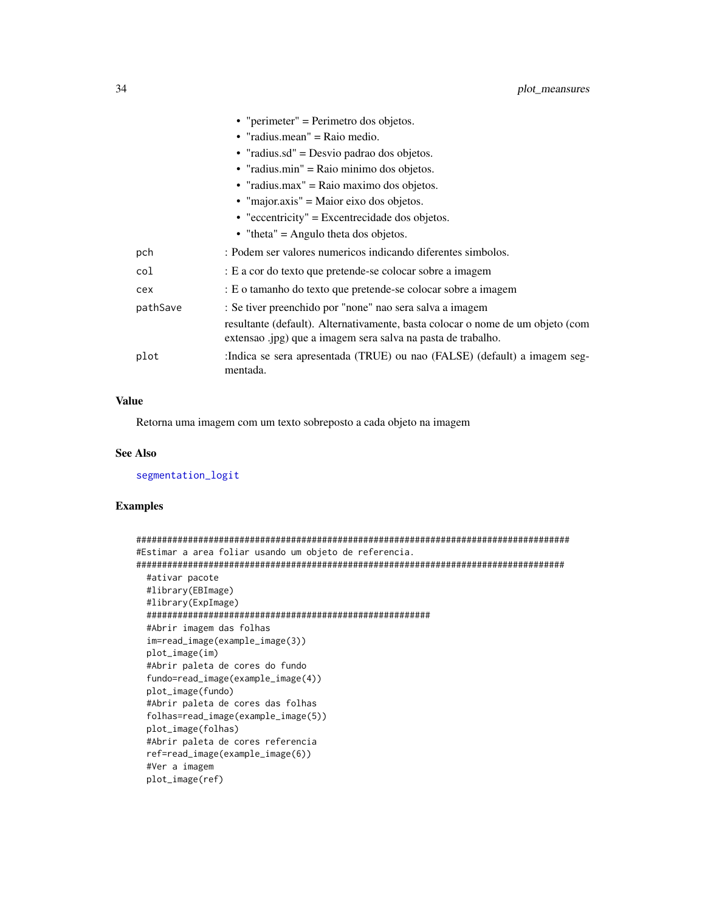- "perimeter" = Perimetro dos objetos.
- "radius.mean" = Raio medio.
- "radius.sd" = Desvio padrao dos objetos.
- "radius.min" = Raio minimo dos objetos.
- "radius.max" = Raio maximo dos objetos.
- "major.axis" = Maior eixo dos objetos.
- "eccentricity" = Excentrecidade dos objetos.
- "theta" = Angulo theta dos objetos.

`pch` : Podem ser valores numericos indicando diferentes simbolos.

`col` : E a cor do texto que pretende-se colocar sobre a imagem

`cex` : E o tamanho do texto que pretende-se colocar sobre a imagem

`pathSave` : Se tiver preenchido por "none" nao sera salva a imagem
resultante (default). Alternativamente, basta colocar o nome de um objeto (com extensao .jpg) que a imagem sera salva na pasta de trabalho.

`plot` :Indica se sera apresentada (TRUE) ou nao (FALSE) (default) a imagem segmentada.

## Value

Retorna uma imagem com um texto sobreposto a cada objeto na imagem

## See Also

segmentation_logit

## Examples

```
######################################################################################
#Estimar a area foliar usando um objeto de referencia.
#####################################################################################
  #ativar pacote
  #library(EBImage)
  #library(ExpImage)
  ########################################################
  #Abrir imagem das folhas
  im=read_image(example_image(3))
  plot_image(im)
  #Abrir paleta de cores do fundo
  fundo=read_image(example_image(4))
  plot_image(fundo)
  #Abrir paleta de cores das folhas
  folhas=read_image(example_image(5))
  plot_image(folhas)
  #Abrir paleta de cores referencia
  ref=read_image(example_image(6))
  #Ver a imagem
  plot_image(ref)
```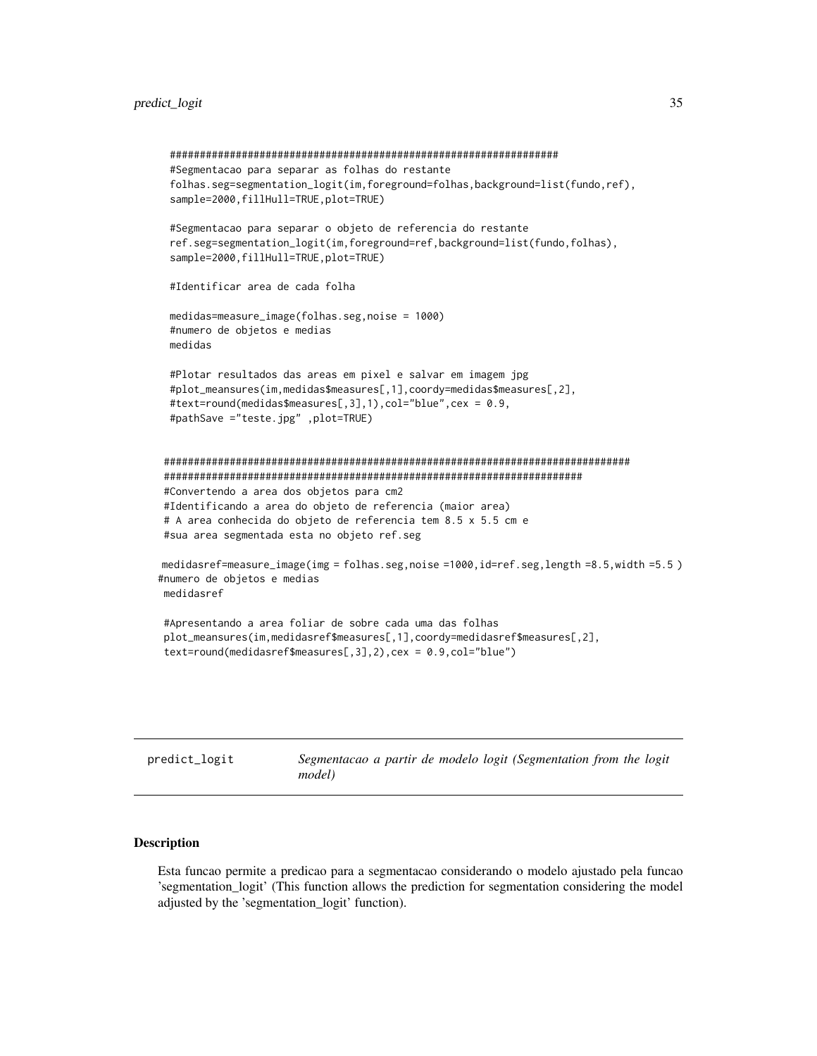```
##################################################################
#Segmentacao para separar as folhas do restante
folhas.seg=segmentation_logit(im,foreground=folhas,background=list(fundo,ref),
sample=2000,fillHull=TRUE,plot=TRUE)

#Segmentacao para separar o objeto de referencia do restante
ref.seg=segmentation_logit(im,foreground=ref,background=list(fundo,folhas),
sample=2000,fillHull=TRUE,plot=TRUE)

#Identificar area de cada folha

medidas=measure_image(folhas.seg,noise = 1000)
#numero de objetos e medias
medidas

#Plotar resultados das areas em pixel e salvar em imagem jpg
#plot_meansures(im,medidas$measures[,1],coordy=medidas$measures[,2],
#text=round(medidas$measures[,3],1),col="blue",cex = 0.9,
#pathSave ="teste.jpg" ,plot=TRUE)


################################################################################
#######################################################################
#Convertendo a area dos objetos para cm2
#Identificando a area do objeto de referencia (maior area)
# A area conhecida do objeto de referencia tem 8.5 x 5.5 cm e
#sua area segmentada esta no objeto ref.seg

medidasref=measure_image(img = folhas.seg,noise =1000,id=ref.seg,length =8.5,width =5.5 )
#numero de objetos e medias
medidasref

#Apresentando a area foliar de sobre cada uma das folhas
plot_meansures(im,medidasref$measures[,1],coordy=medidasref$measures[,2],
text=round(medidasref$measures[,3],2),cex = 0.9,col="blue")
```

---

## predict_logit — *Segmentacao a partir de modelo logit (Segmentation from the logit model)*

---

### Description

Esta funcao permite a predicao para a segmentacao considerando o modelo ajustado pela funcao 'segmentation_logit' (This function allows the prediction for segmentation considering the model adjusted by the 'segmentation_logit' function).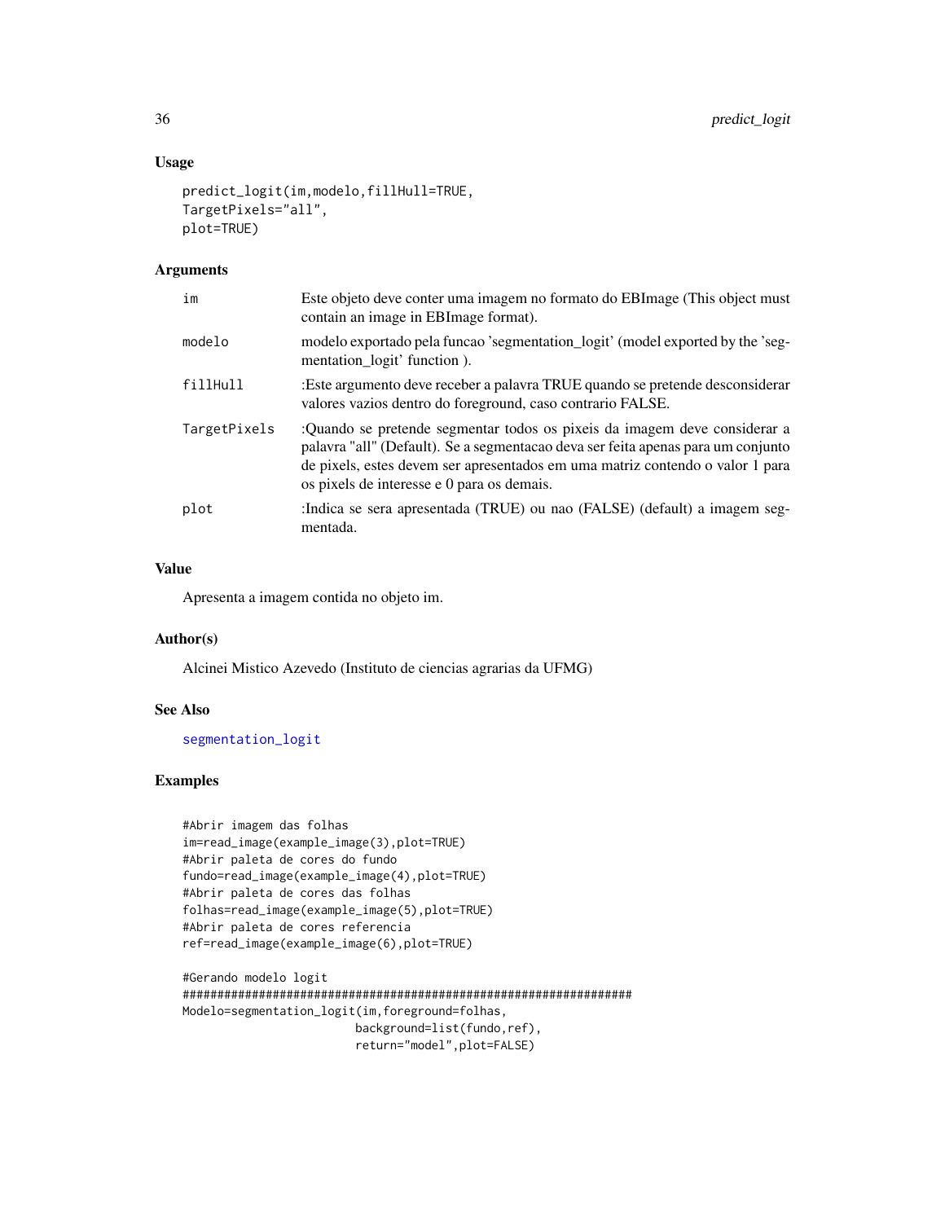## Usage

```
predict_logit(im,modelo,fillHull=TRUE,
TargetPixels="all",
plot=TRUE)
```

## Arguments

| | |
|---|---|
| im | Este objeto deve conter uma imagem no formato do EBImage (This object must contain an image in EBImage format). |
| modelo | modelo exportado pela funcao 'segmentation_logit' (model exported by the 'segmentation_logit' function ). |
| fillHull | :Este argumento deve receber a palavra TRUE quando se pretende desconsiderar valores vazios dentro do foreground, caso contrario FALSE. |
| TargetPixels | :Quando se pretende segmentar todos os pixeis da imagem deve considerar a palavra "all" (Default). Se a segmentacao deva ser feita apenas para um conjunto de pixels, estes devem ser apresentados em uma matriz contendo o valor 1 para os pixels de interesse e 0 para os demais. |
| plot | :Indica se sera apresentada (TRUE) ou nao (FALSE) (default) a imagem segmentada. |

## Value

Apresenta a imagem contida no objeto im.

## Author(s)

Alcinei Mistico Azevedo (Instituto de ciencias agrarias da UFMG)

## See Also

segmentation_logit

## Examples

```
#Abrir imagem das folhas
im=read_image(example_image(3),plot=TRUE)
#Abrir paleta de cores do fundo
fundo=read_image(example_image(4),plot=TRUE)
#Abrir paleta de cores das folhas
folhas=read_image(example_image(5),plot=TRUE)
#Abrir paleta de cores referencia
ref=read_image(example_image(6),plot=TRUE)

#Gerando modelo logit
#################################################################
Modelo=segmentation_logit(im,foreground=folhas,
                          background=list(fundo,ref),
                          return="model",plot=FALSE)
```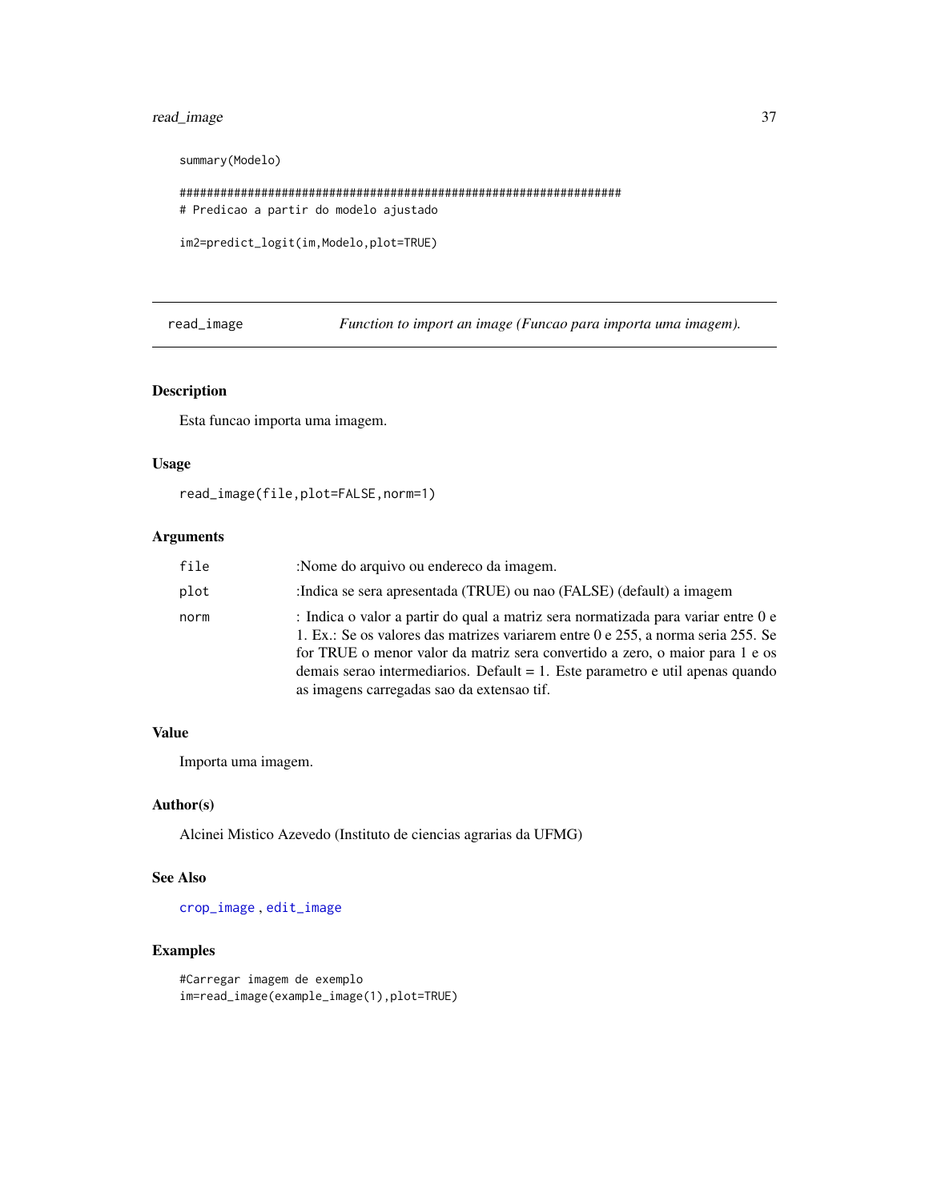```
summary(Modelo)

#################################################################
# Predicao a partir do modelo ajustado

im2=predict_logit(im,Modelo,plot=TRUE)
```

---

read_image — *Function to import an image (Funcao para importa uma imagem).*

---

### Description

Esta funcao importa uma imagem.

### Usage

```
read_image(file,plot=FALSE,norm=1)
```

### Arguments

| | |
|---|---|
| `file` | :Nome do arquivo ou endereco da imagem. |
| `plot` | :Indica se sera apresentada (TRUE) ou nao (FALSE) (default) a imagem |
| `norm` | : Indica o valor a partir do qual a matriz sera normatizada para variar entre 0 e 1. Ex.: Se os valores das matrizes variarem entre 0 e 255, a norma seria 255. Se for TRUE o menor valor da matriz sera convertido a zero, o maior para 1 e os demais serao intermediarios. Default = 1. Este parametro e util apenas quando as imagens carregadas sao da extensao tif. |

### Value

Importa uma imagem.

### Author(s)

Alcinei Mistico Azevedo (Instituto de ciencias agrarias da UFMG)

### See Also

`crop_image` , `edit_image`

### Examples

```
#Carregar imagem de exemplo
im=read_image(example_image(1),plot=TRUE)
```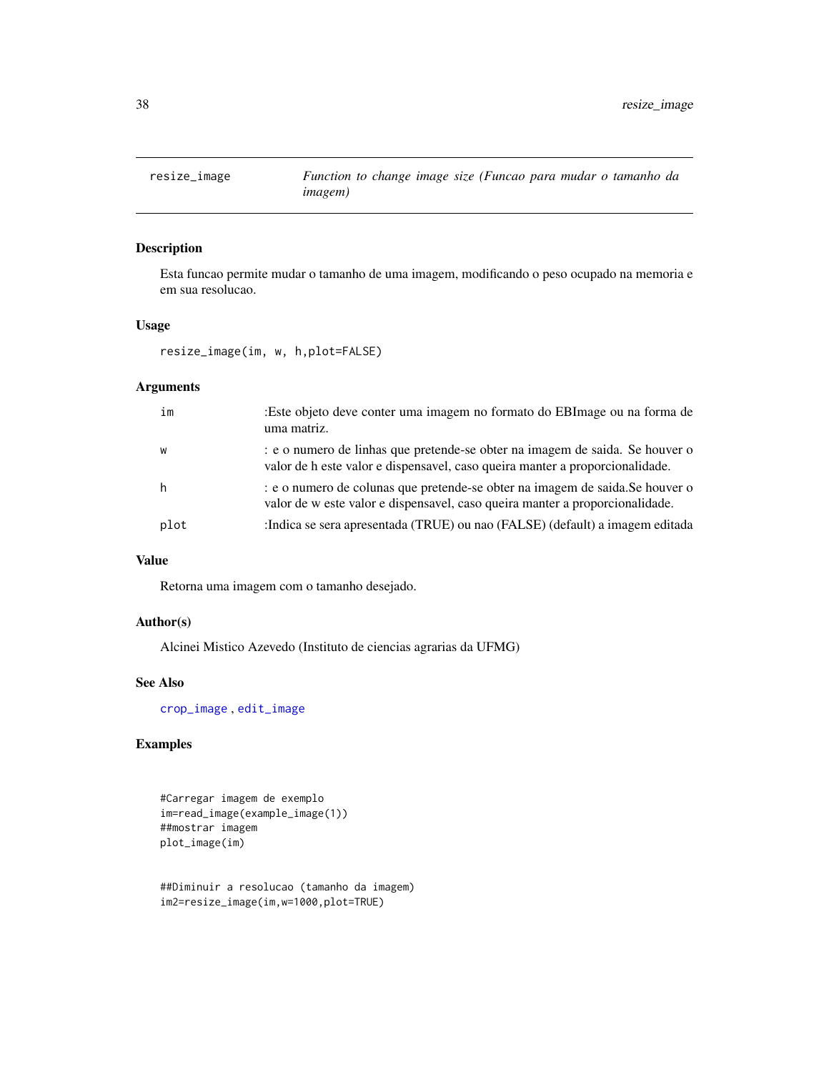# resize_image

*Function to change image size (Funcao para mudar o tamanho da imagem)*

## Description

Esta funcao permite mudar o tamanho de uma imagem, modificando o peso ocupado na memoria e em sua resolucao.

## Usage

```
resize_image(im, w, h,plot=FALSE)
```

## Arguments

| | |
|---|---|
| im | :Este objeto deve conter uma imagem no formato do EBImage ou na forma de uma matriz. |
| w | : e o numero de linhas que pretende-se obter na imagem de saida. Se houver o valor de h este valor e dispensavel, caso queira manter a proporcionalidade. |
| h | : e o numero de colunas que pretende-se obter na imagem de saida.Se houver o valor de w este valor e dispensavel, caso queira manter a proporcionalidade. |
| plot | :Indica se sera apresentada (TRUE) ou nao (FALSE) (default) a imagem editada |

## Value

Retorna uma imagem com o tamanho desejado.

## Author(s)

Alcinei Mistico Azevedo (Instituto de ciencias agrarias da UFMG)

## See Also

crop_image , edit_image

## Examples

```
#Carregar imagem de exemplo
im=read_image(example_image(1))
##mostrar imagem
plot_image(im)


##Diminuir a resolucao (tamanho da imagem)
im2=resize_image(im,w=1000,plot=TRUE)
```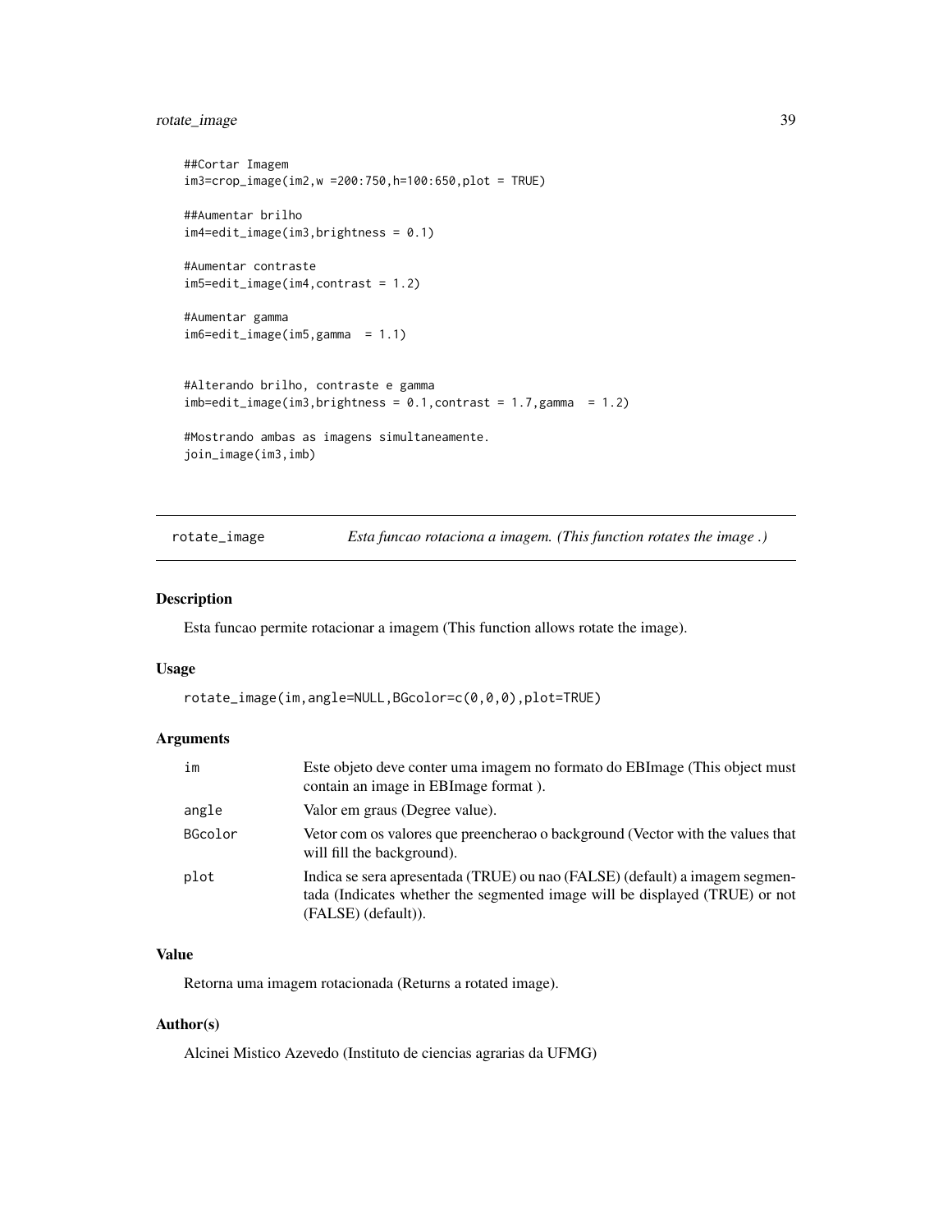```
##Cortar Imagem
im3=crop_image(im2,w =200:750,h=100:650,plot = TRUE)

##Aumentar brilho
im4=edit_image(im3,brightness = 0.1)

#Aumentar contraste
im5=edit_image(im4,contrast = 1.2)

#Aumentar gamma
im6=edit_image(im5,gamma  = 1.1)


#Alterando brilho, contraste e gamma
imb=edit_image(im3,brightness = 0.1,contrast = 1.7,gamma  = 1.2)

#Mostrando ambas as imagens simultaneamente.
join_image(im3,imb)
```

## rotate_image — *Esta funcao rotaciona a imagem. (This function rotates the image .)*

### Description

Esta funcao permite rotacionar a imagem (This function allows rotate the image).

### Usage

```
rotate_image(im,angle=NULL,BGcolor=c(0,0,0),plot=TRUE)
```

### Arguments

| | |
|---|---|
| `im` | Este objeto deve conter uma imagem no formato do EBImage (This object must contain an image in EBImage format ). |
| `angle` | Valor em graus (Degree value). |
| `BGcolor` | Vetor com os valores que preencherao o background (Vector with the values that will fill the background). |
| `plot` | Indica se sera apresentada (TRUE) ou nao (FALSE) (default) a imagem segmentada (Indicates whether the segmented image will be displayed (TRUE) or not (FALSE) (default)). |

### Value

Retorna uma imagem rotacionada (Returns a rotated image).

### Author(s)

Alcinei Mistico Azevedo (Instituto de ciencias agrarias da UFMG)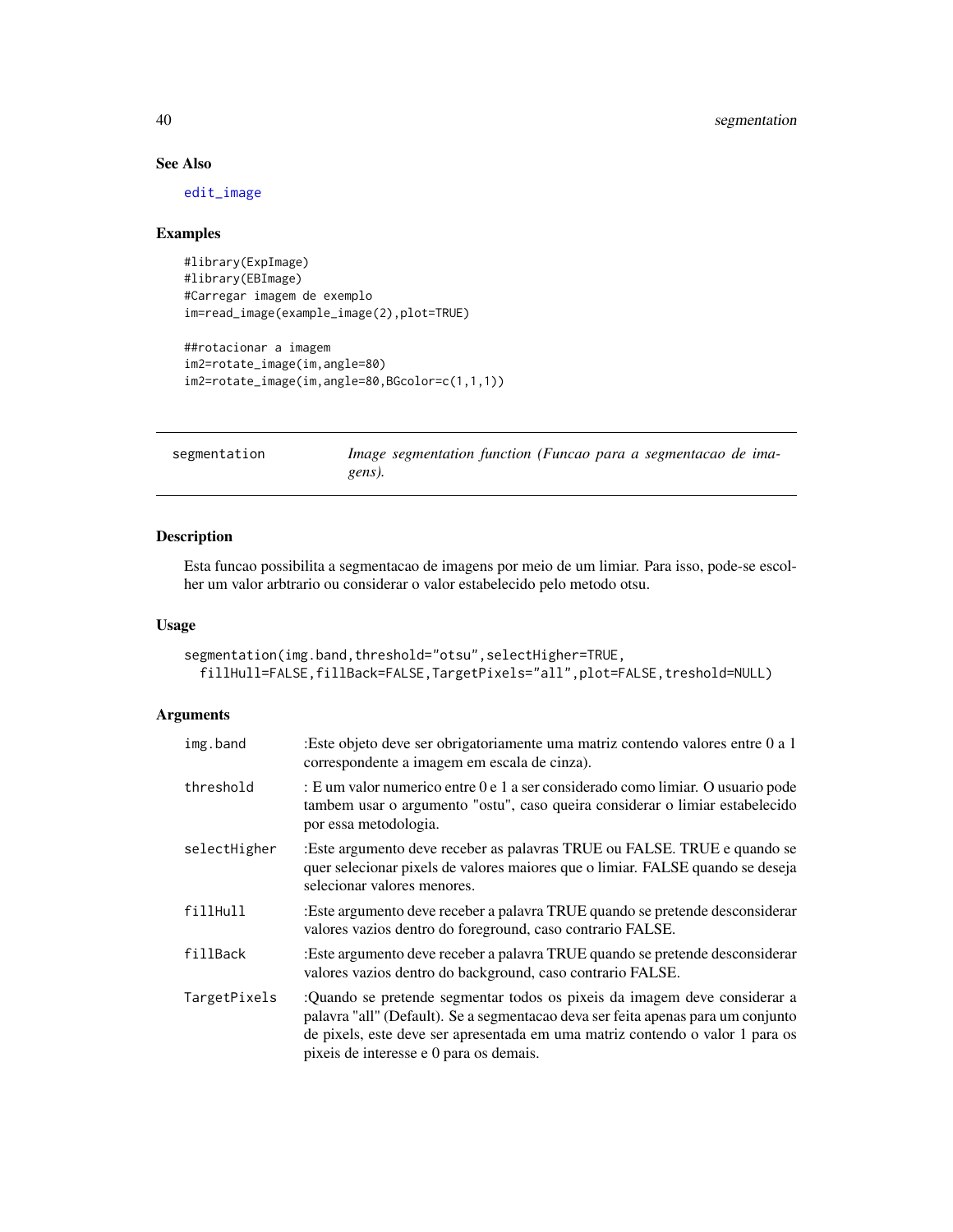## See Also

edit_image

## Examples

```
#library(ExpImage)
#library(EBImage)
#Carregar imagem de exemplo
im=read_image(example_image(2),plot=TRUE)

##rotacionar a imagem
im2=rotate_image(im,angle=80)
im2=rotate_image(im,angle=80,BGcolor=c(1,1,1))
```

---

# segmentation — *Image segmentation function (Funcao para a segmentacao de imagens).*

---

## Description

Esta funcao possibilita a segmentacao de imagens por meio de um limiar. Para isso, pode-se escolher um valor arbtrario ou considerar o valor estabelecido pelo metodo otsu.

## Usage

```
segmentation(img.band,threshold="otsu",selectHigher=TRUE,
  fillHull=FALSE,fillBack=FALSE,TargetPixels="all",plot=FALSE,treshold=NULL)
```

## Arguments

| | |
|---|---|
| img.band | :Este objeto deve ser obrigatoriamente uma matriz contendo valores entre 0 a 1 correspondente a imagem em escala de cinza). |
| threshold | : E um valor numerico entre 0 e 1 a ser considerado como limiar. O usuario pode tambem usar o argumento "ostu", caso queira considerar o limiar estabelecido por essa metodologia. |
| selectHigher | :Este argumento deve receber as palavras TRUE ou FALSE. TRUE e quando se quer selecionar pixels de valores maiores que o limiar. FALSE quando se deseja selecionar valores menores. |
| fillHull | :Este argumento deve receber a palavra TRUE quando se pretende desconsiderar valores vazios dentro do foreground, caso contrario FALSE. |
| fillBack | :Este argumento deve receber a palavra TRUE quando se pretende desconsiderar valores vazios dentro do background, caso contrario FALSE. |
| TargetPixels | :Quando se pretende segmentar todos os pixeis da imagem deve considerar a palavra "all" (Default). Se a segmentacao deva ser feita apenas para um conjunto de pixels, este deve ser apresentada em uma matriz contendo o valor 1 para os pixeis de interesse e 0 para os demais. |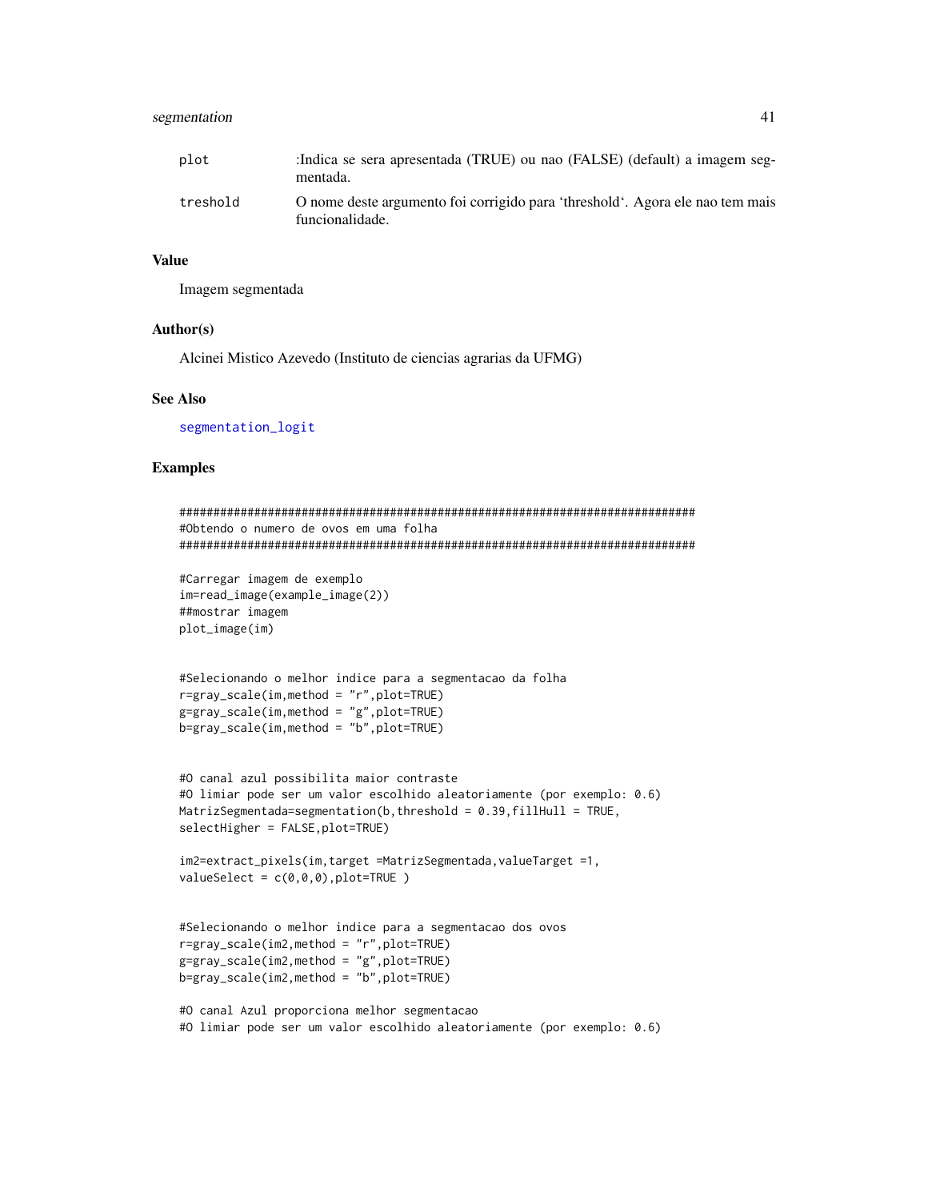| | |
|---|---|
| plot | :Indica se sera apresentada (TRUE) ou nao (FALSE) (default) a imagem segmentada. |
| treshold | O nome deste argumento foi corrigido para 'threshold'. Agora ele nao tem mais funcionalidade. |

## Value

Imagem segmentada

## Author(s)

Alcinei Mistico Azevedo (Instituto de ciencias agrarias da UFMG)

## See Also

segmentation_logit

## Examples

```
################################################################################
#Obtendo o numero de ovos em uma folha
################################################################################

#Carregar imagem de exemplo
im=read_image(example_image(2))
##mostrar imagem
plot_image(im)


#Selecionando o melhor indice para a segmentacao da folha
r=gray_scale(im,method = "r",plot=TRUE)
g=gray_scale(im,method = "g",plot=TRUE)
b=gray_scale(im,method = "b",plot=TRUE)


#O canal azul possibilita maior contraste
#O limiar pode ser um valor escolhido aleatoriamente (por exemplo: 0.6)
MatrizSegmentada=segmentation(b,threshold = 0.39,fillHull = TRUE,
selectHigher = FALSE,plot=TRUE)

im2=extract_pixels(im,target =MatrizSegmentada,valueTarget =1,
valueSelect = c(0,0,0),plot=TRUE )


#Selecionando o melhor indice para a segmentacao dos ovos
r=gray_scale(im2,method = "r",plot=TRUE)
g=gray_scale(im2,method = "g",plot=TRUE)
b=gray_scale(im2,method = "b",plot=TRUE)

#O canal Azul proporciona melhor segmentacao
#O limiar pode ser um valor escolhido aleatoriamente (por exemplo: 0.6)
```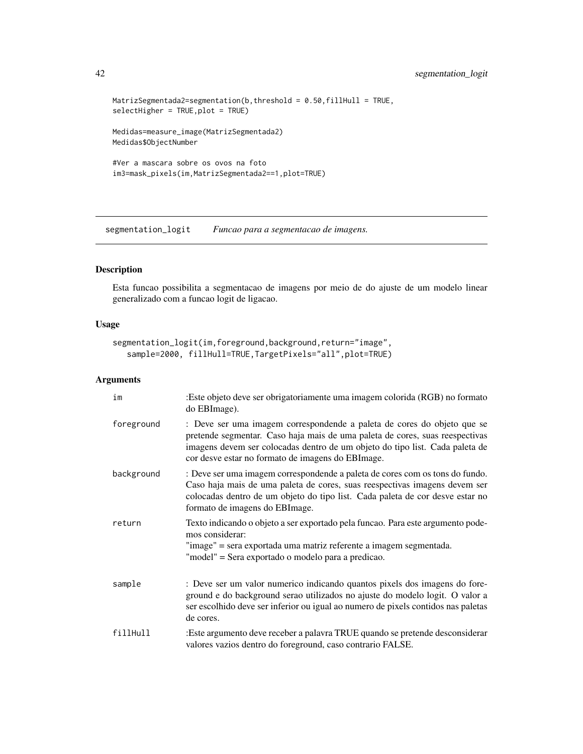```
MatrizSegmentada2=segmentation(b,threshold = 0.50,fillHull = TRUE,
selectHigher = TRUE,plot = TRUE)

Medidas=measure_image(MatrizSegmentada2)
Medidas$ObjectNumber

#Ver a mascara sobre os ovos na foto
im3=mask_pixels(im,MatrizSegmentada2==1,plot=TRUE)
```

---

## segmentation_logit *Funcao para a segmentacao de imagens.*

---

### Description

Esta funcao possibilita a segmentacao de imagens por meio de do ajuste de um modelo linear generalizado com a funcao logit de ligacao.

### Usage

```
segmentation_logit(im,foreground,background,return="image",
   sample=2000, fillHull=TRUE,TargetPixels="all",plot=TRUE)
```

### Arguments

| | |
|---|---|
| im | :Este objeto deve ser obrigatoriamente uma imagem colorida (RGB) no formato do EBImage). |
| foreground | : Deve ser uma imagem correspondende a paleta de cores do objeto que se pretende segmentar. Caso haja mais de uma paleta de cores, suas reespectivas imagens devem ser colocadas dentro de um objeto do tipo list. Cada paleta de cor desve estar no formato de imagens do EBImage. |
| background | : Deve ser uma imagem correspondende a paleta de cores com os tons do fundo. Caso haja mais de uma paleta de cores, suas reespectivas imagens devem ser colocadas dentro de um objeto do tipo list. Cada paleta de cor desve estar no formato de imagens do EBImage. |
| return | Texto indicando o objeto a ser exportado pela funcao. Para este argumento podemos considerar:<br>"image" = sera exportada uma matriz referente a imagem segmentada.<br>"model" = Sera exportado o modelo para a predicao. |
| sample | : Deve ser um valor numerico indicando quantos pixels dos imagens do foreground e do background serao utilizados no ajuste do modelo logit. O valor a ser escolhido deve ser inferior ou igual ao numero de pixels contidos nas paletas de cores. |
| fillHull | :Este argumento deve receber a palavra TRUE quando se pretende desconsiderar valores vazios dentro do foreground, caso contrario FALSE. |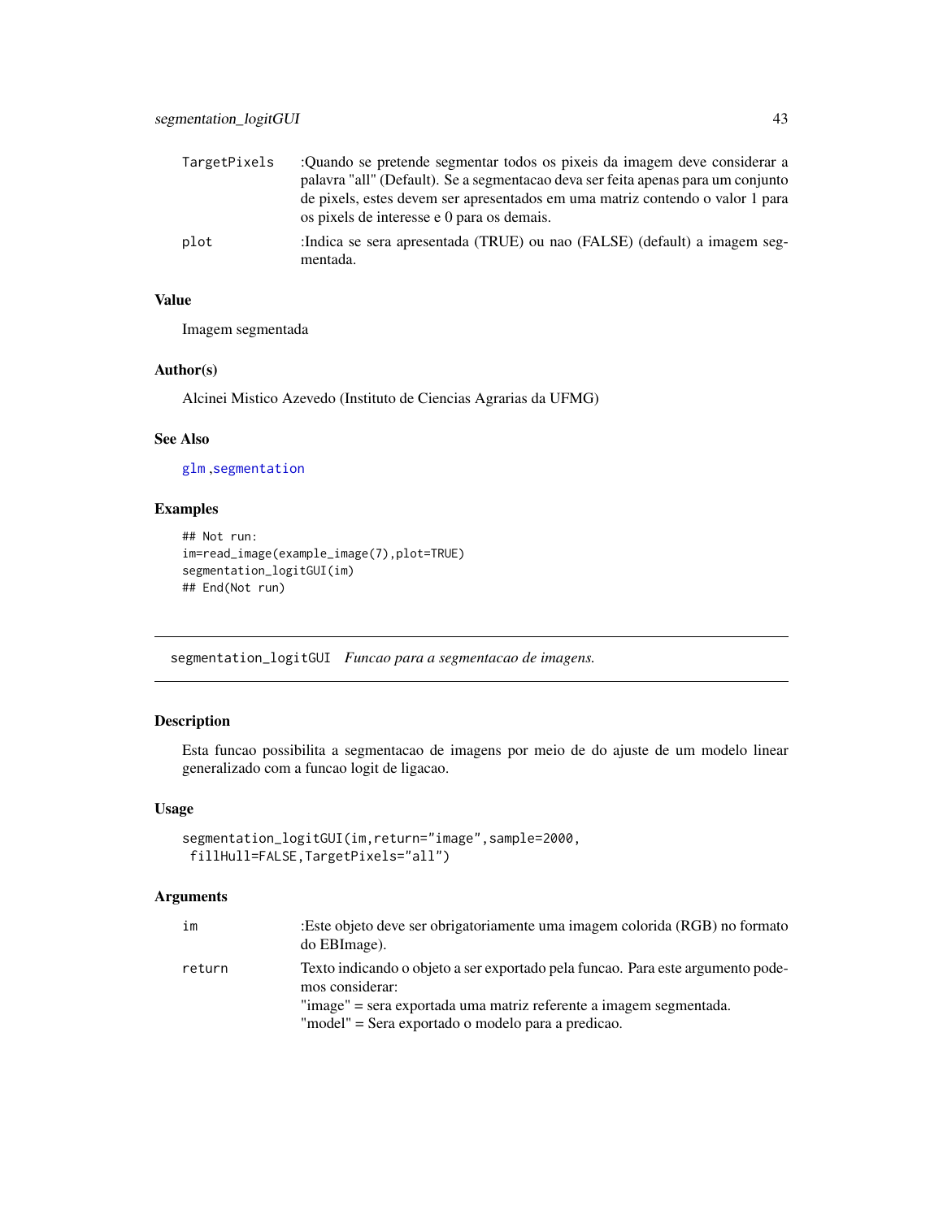| | |
|---|---|
| TargetPixels | :Quando se pretende segmentar todos os pixeis da imagem deve considerar a palavra "all" (Default). Se a segmentacao deva ser feita apenas para um conjunto de pixels, estes devem ser apresentados em uma matriz contendo o valor 1 para os pixels de interesse e 0 para os demais. |
| plot | :Indica se sera apresentada (TRUE) ou nao (FALSE) (default) a imagem segmentada. |

### Value

Imagem segmentada

### Author(s)

Alcinei Mistico Azevedo (Instituto de Ciencias Agrarias da UFMG)

### See Also

glm ,segmentation

### Examples

```
## Not run:
im=read_image(example_image(7),plot=TRUE)
segmentation_logitGUI(im)
## End(Not run)
```

---

## segmentation_logitGUI *Funcao para a segmentacao de imagens.*

---

### Description

Esta funcao possibilita a segmentacao de imagens por meio de do ajuste de um modelo linear generalizado com a funcao logit de ligacao.

### Usage

```
segmentation_logitGUI(im,return="image",sample=2000,
 fillHull=FALSE,TargetPixels="all")
```

### Arguments

| | |
|---|---|
| im | :Este objeto deve ser obrigatoriamente uma imagem colorida (RGB) no formato do EBImage). |
| return | Texto indicando o objeto a ser exportado pela funcao. Para este argumento podemos considerar:<br>"image" = sera exportada uma matriz referente a imagem segmentada.<br>"model" = Sera exportado o modelo para a predicao. |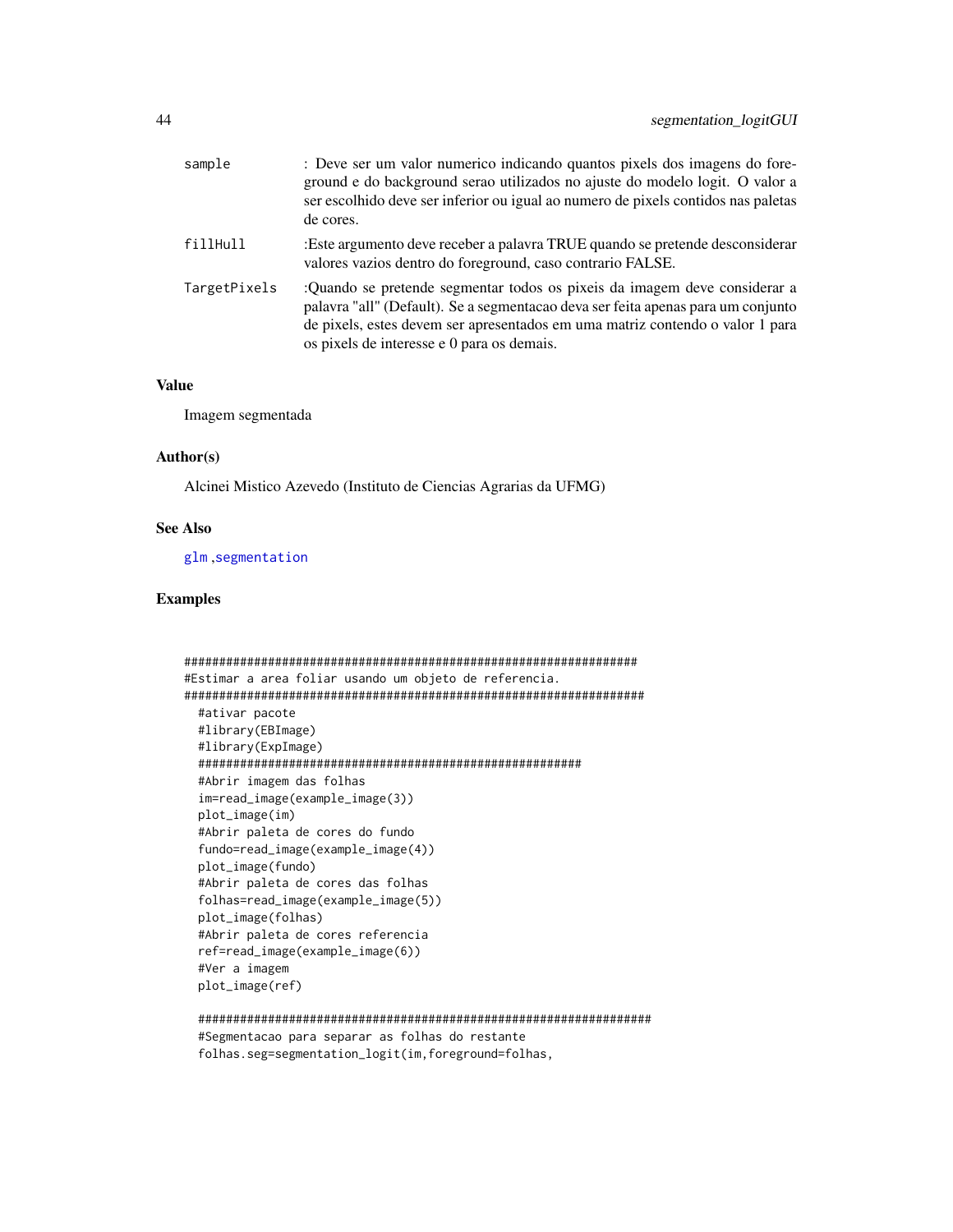| | |
|---|---|
| `sample` | : Deve ser um valor numerico indicando quantos pixels dos imagens do foreground e do background serao utilizados no ajuste do modelo logit. O valor a ser escolhido deve ser inferior ou igual ao numero de pixels contidos nas paletas de cores. |
| `fillHull` | :Este argumento deve receber a palavra TRUE quando se pretende desconsiderar valores vazios dentro do foreground, caso contrario FALSE. |
| `TargetPixels` | :Quando se pretende segmentar todos os pixeis da imagem deve considerar a palavra "all" (Default). Se a segmentacao deva ser feita apenas para um conjunto de pixels, estes devem ser apresentados em uma matriz contendo o valor 1 para os pixels de interesse e 0 para os demais. |

### Value

Imagem segmentada

### Author(s)

Alcinei Mistico Azevedo (Instituto de Ciencias Agrarias da UFMG)

### See Also

glm ,segmentation

### Examples

```
#################################################################
#Estimar a area foliar usando um objeto de referencia.
##################################################################
  #ativar pacote
  #library(EBImage)
  #library(ExpImage)
  ########################################################
  #Abrir imagem das folhas
  im=read_image(example_image(3))
  plot_image(im)
  #Abrir paleta de cores do fundo
  fundo=read_image(example_image(4))
  plot_image(fundo)
  #Abrir paleta de cores das folhas
  folhas=read_image(example_image(5))
  plot_image(folhas)
  #Abrir paleta de cores referencia
  ref=read_image(example_image(6))
  #Ver a imagem
  plot_image(ref)

  ################################################################
  #Segmentacao para separar as folhas do restante
  folhas.seg=segmentation_logit(im,foreground=folhas,
```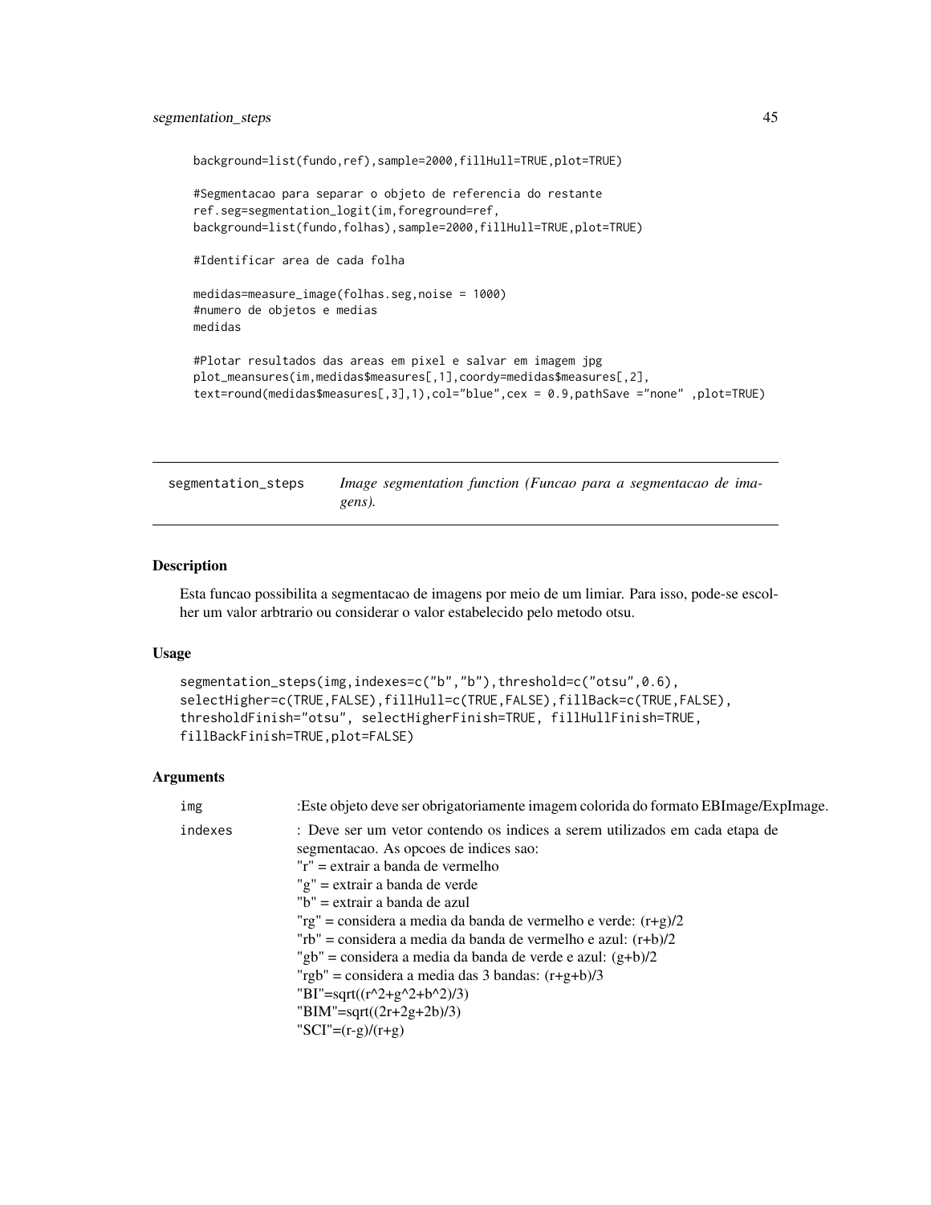```
background=list(fundo,ref),sample=2000,fillHull=TRUE,plot=TRUE)

#Segmentacao para separar o objeto de referencia do restante
ref.seg=segmentation_logit(im,foreground=ref,
background=list(fundo,folhas),sample=2000,fillHull=TRUE,plot=TRUE)

#Identificar area de cada folha

medidas=measure_image(folhas.seg,noise = 1000)
#numero de objetos e medias
medidas

#Plotar resultados das areas em pixel e salvar em imagem jpg
plot_meansures(im,medidas$measures[,1],coordy=medidas$measures[,2],
text=round(medidas$measures[,3],1),col="blue",cex = 0.9,pathSave ="none" ,plot=TRUE)
```

## segmentation_steps *Image segmentation function (Funcao para a segmentacao de imagens).*

### Description

Esta funcao possibilita a segmentacao de imagens por meio de um limiar. Para isso, pode-se escolher um valor arbtrario ou considerar o valor estabelecido pelo metodo otsu.

### Usage

```
segmentation_steps(img,indexes=c("b","b"),threshold=c("otsu",0.6),
selectHigher=c(TRUE,FALSE),fillHull=c(TRUE,FALSE),fillBack=c(TRUE,FALSE),
thresholdFinish="otsu", selectHigherFinish=TRUE, fillHullFinish=TRUE,
fillBackFinish=TRUE,plot=FALSE)
```

### Arguments

| | |
|---|---|
| `img` | :Este objeto deve ser obrigatoriamente imagem colorida do formato EBImage/ExpImage. |
| `indexes` | : Deve ser um vetor contendo os indices a serem utilizados em cada etapa de segmentacao. As opcoes de indices sao:<br>"r" = extrair a banda de vermelho<br>"g" = extrair a banda de verde<br>"b" = extrair a banda de azul<br>"rg" = considera a media da banda de vermelho e verde: (r+g)/2<br>"rb" = considera a media da banda de vermelho e azul: (r+b)/2<br>"gb" = considera a media da banda de verde e azul: (g+b)/2<br>"rgb" = considera a media das 3 bandas: (r+g+b)/3<br>"BI"=sqrt((r^2+g^2+b^2)/3)<br>"BIM"=sqrt((2r+2g+2b)/3)<br>"SCI"=(r-g)/(r+g) |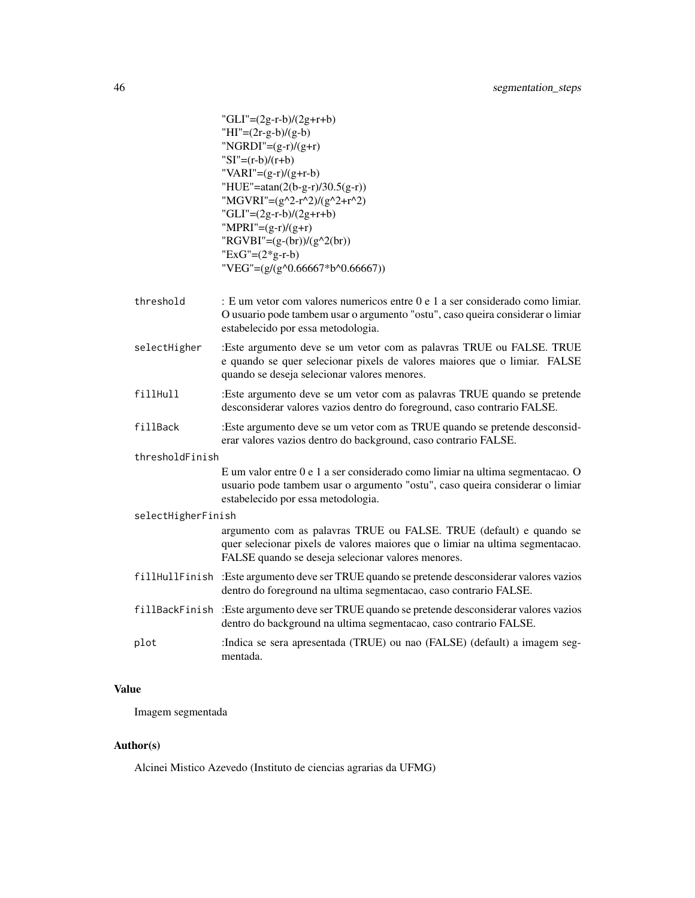"GLI"=(2g-r-b)/(2g+r+b)
"HI"=(2r-g-b)/(g-b)
"NGRDI"=(g-r)/(g+r)
"SI"=(r-b)/(r+b)
"VARI"=(g-r)/(g+r-b)
"HUE"=atan(2(b-g-r)/30.5(g-r))
"MGVRI"=(g^2-r^2)/(g^2+r^2)
"GLI"=(2g-r-b)/(2g+r+b)
"MPRI"=(g-r)/(g+r)
"RGVBI"=(g-(br))/(g^2(br))
"ExG"=(2*g-r-b)
"VEG"=(g/(g^0.66667*b^0.66667))

`threshold` : E um vetor com valores numericos entre 0 e 1 a ser considerado como limiar. O usuario pode tambem usar o argumento "ostu", caso queira considerar o limiar estabelecido por essa metodologia.

`selectHigher` :Este argumento deve se um vetor com as palavras TRUE ou FALSE. TRUE e quando se quer selecionar pixels de valores maiores que o limiar. FALSE quando se deseja selecionar valores menores.

`fillHull` :Este argumento deve se um vetor com as palavras TRUE quando se pretende desconsiderar valores vazios dentro do foreground, caso contrario FALSE.

`fillBack` :Este argumento deve se um vetor com as TRUE quando se pretende desconsiderar valores vazios dentro do background, caso contrario FALSE.

`thresholdFinish`
E um valor entre 0 e 1 a ser considerado como limiar na ultima segmentacao. O usuario pode tambem usar o argumento "ostu", caso queira considerar o limiar estabelecido por essa metodologia.

`selectHigherFinish`
argumento com as palavras TRUE ou FALSE. TRUE (default) e quando se quer selecionar pixels de valores maiores que o limiar na ultima segmentacao. FALSE quando se deseja selecionar valores menores.

`fillHullFinish` :Este argumento deve ser TRUE quando se pretende desconsiderar valores vazios dentro do foreground na ultima segmentacao, caso contrario FALSE.

`fillBackFinish` :Este argumento deve ser TRUE quando se pretende desconsiderar valores vazios dentro do background na ultima segmentacao, caso contrario FALSE.

`plot` :Indica se sera apresentada (TRUE) ou nao (FALSE) (default) a imagem segmentada.

## Value

Imagem segmentada

## Author(s)

Alcinei Mistico Azevedo (Instituto de ciencias agrarias da UFMG)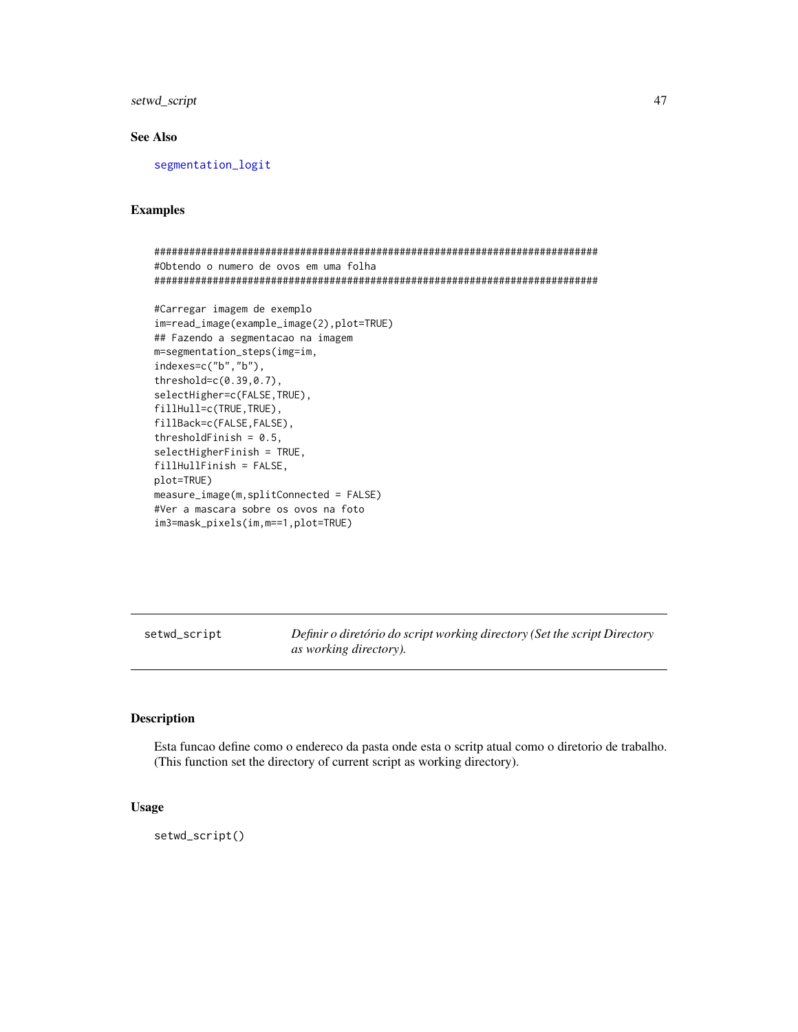### See Also

segmentation_logit

### Examples

```
##############################################################################
#Obtendo o numero de ovos em uma folha
##############################################################################

#Carregar imagem de exemplo
im=read_image(example_image(2),plot=TRUE)
## Fazendo a segmentacao na imagem
m=segmentation_steps(img=im,
indexes=c("b","b"),
threshold=c(0.39,0.7),
selectHigher=c(FALSE,TRUE),
fillHull=c(TRUE,TRUE),
fillBack=c(FALSE,FALSE),
thresholdFinish = 0.5,
selectHigherFinish = TRUE,
fillHullFinish = FALSE,
plot=TRUE)
measure_image(m,splitConnected = FALSE)
#Ver a mascara sobre os ovos na foto
im3=mask_pixels(im,m==1,plot=TRUE)
```

---

## setwd_script — *Definir o diretório do script working directory (Set the script Directory as working directory).*

### Description

Esta funcao define como o endereco da pasta onde esta o scritp atual como o diretorio de trabalho. (This function set the directory of current script as working directory).

### Usage

```
setwd_script()
```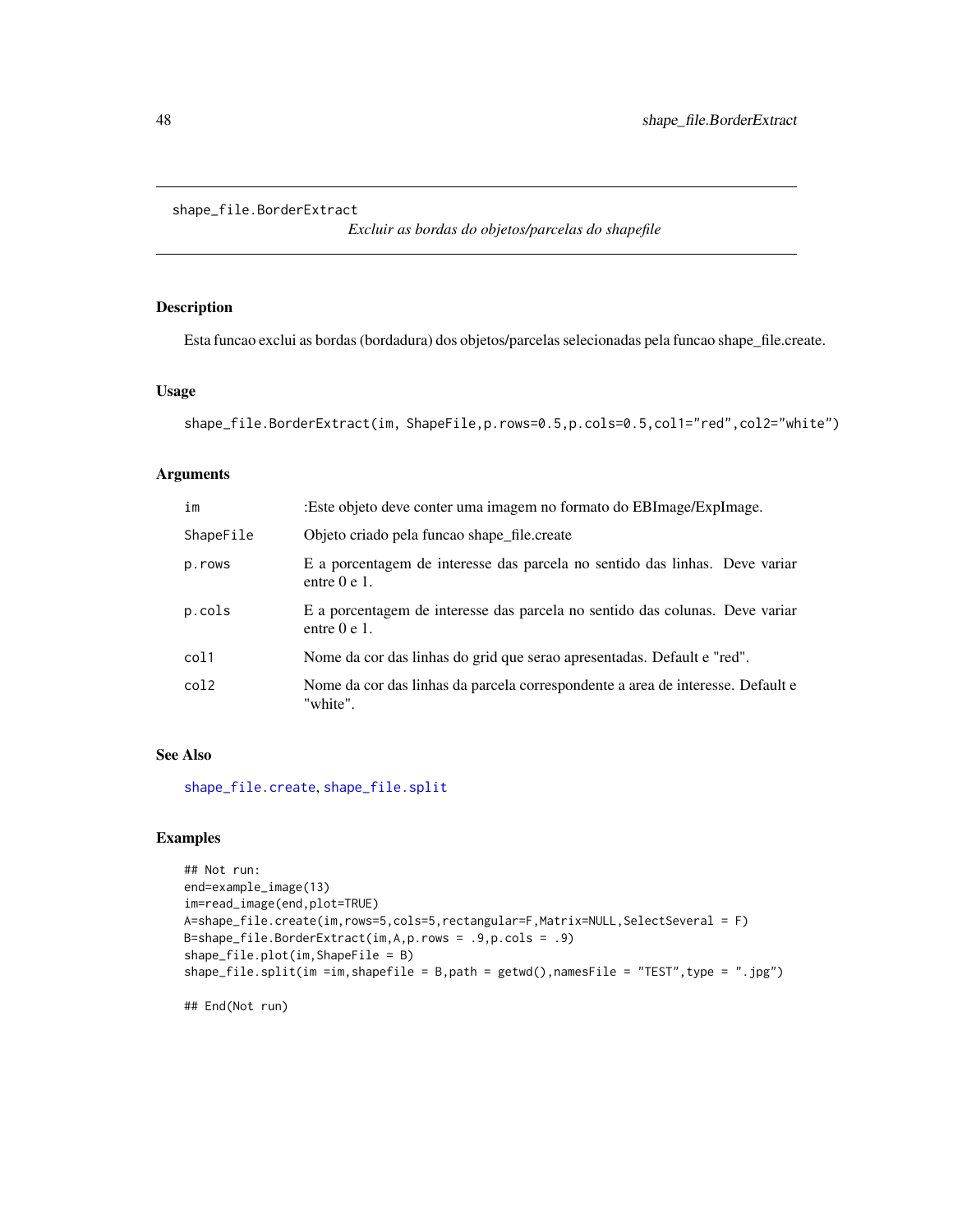# shape_file.BorderExtract

*Excluir as bordas do objetos/parcelas do shapefile*

## Description

Esta funcao exclui as bordas (bordadura) dos objetos/parcelas selecionadas pela funcao shape_file.create.

## Usage

```
shape_file.BorderExtract(im, ShapeFile,p.rows=0.5,p.cols=0.5,col1="red",col2="white")
```

## Arguments

| | |
|---|---|
| im | :Este objeto deve conter uma imagem no formato do EBImage/ExpImage. |
| ShapeFile | Objeto criado pela funcao shape_file.create |
| p.rows | E a porcentagem de interesse das parcela no sentido das linhas. Deve variar entre 0 e 1. |
| p.cols | E a porcentagem de interesse das parcela no sentido das colunas. Deve variar entre 0 e 1. |
| col1 | Nome da cor das linhas do grid que serao apresentadas. Default e "red". |
| col2 | Nome da cor das linhas da parcela correspondente a area de interesse. Default e "white". |

## See Also

shape_file.create, shape_file.split

## Examples

```
## Not run:
end=example_image(13)
im=read_image(end,plot=TRUE)
A=shape_file.create(im,rows=5,cols=5,rectangular=F,Matrix=NULL,SelectSeveral = F)
B=shape_file.BorderExtract(im,A,p.rows = .9,p.cols = .9)
shape_file.plot(im,ShapeFile = B)
shape_file.split(im =im,shapefile = B,path = getwd(),namesFile = "TEST",type = ".jpg")

## End(Not run)
```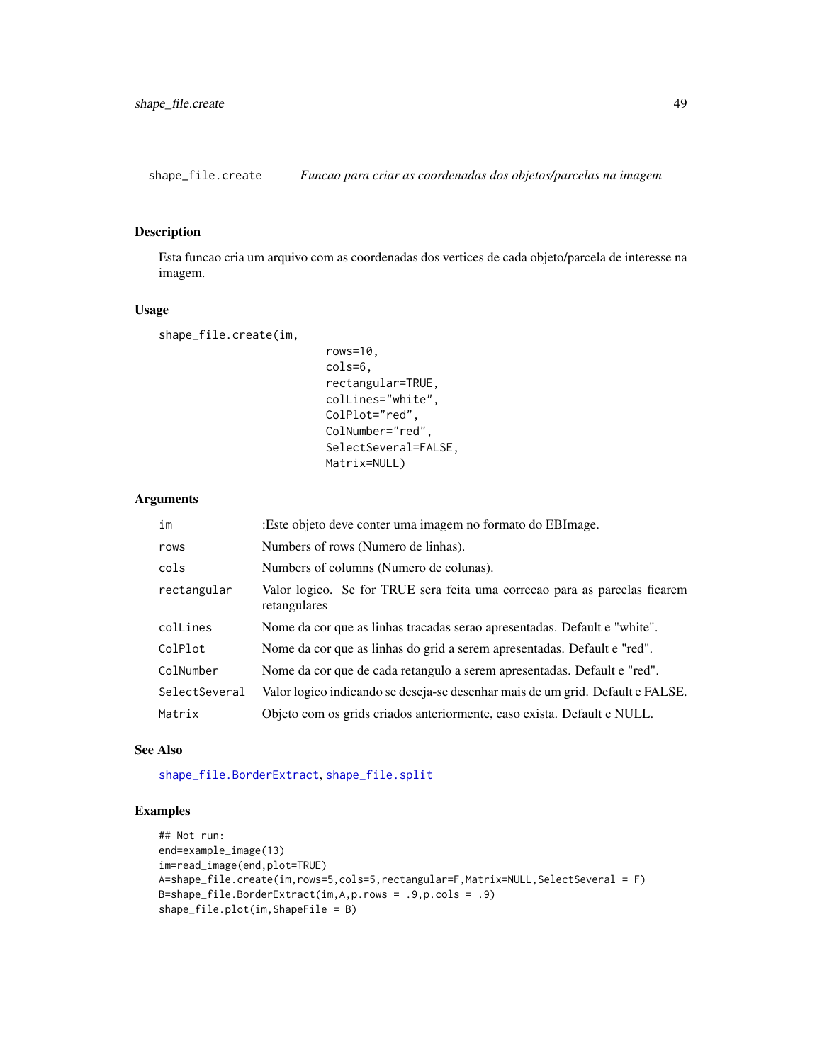## shape_file.create — *Funcao para criar as coordenadas dos objetos/parcelas na imagem*

### Description

Esta funcao cria um arquivo com as coordenadas dos vertices de cada objeto/parcela de interesse na imagem.

### Usage

```
shape_file.create(im,
                          rows=10,
                          cols=6,
                          rectangular=TRUE,
                          colLines="white",
                          ColPlot="red",
                          ColNumber="red",
                          SelectSeveral=FALSE,
                          Matrix=NULL)
```

### Arguments

| | |
|---|---|
| `im` | :Este objeto deve conter uma imagem no formato do EBImage. |
| `rows` | Numbers of rows (Numero de linhas). |
| `cols` | Numbers of columns (Numero de colunas). |
| `rectangular` | Valor logico. Se for TRUE sera feita uma correcao para as parcelas ficarem retangulares |
| `colLines` | Nome da cor que as linhas tracadas serao apresentadas. Default e "white". |
| `ColPlot` | Nome da cor que as linhas do grid a serem apresentadas. Default e "red". |
| `ColNumber` | Nome da cor que de cada retangulo a serem apresentadas. Default e "red". |
| `SelectSeveral` | Valor logico indicando se deseja-se desenhar mais de um grid. Default e FALSE. |
| `Matrix` | Objeto com os grids criados anteriormente, caso exista. Default e NULL. |

### See Also

`shape_file.BorderExtract`, `shape_file.split`

### Examples

```
## Not run:
end=example_image(13)
im=read_image(end,plot=TRUE)
A=shape_file.create(im,rows=5,cols=5,rectangular=F,Matrix=NULL,SelectSeveral = F)
B=shape_file.BorderExtract(im,A,p.rows = .9,p.cols = .9)
shape_file.plot(im,ShapeFile = B)
```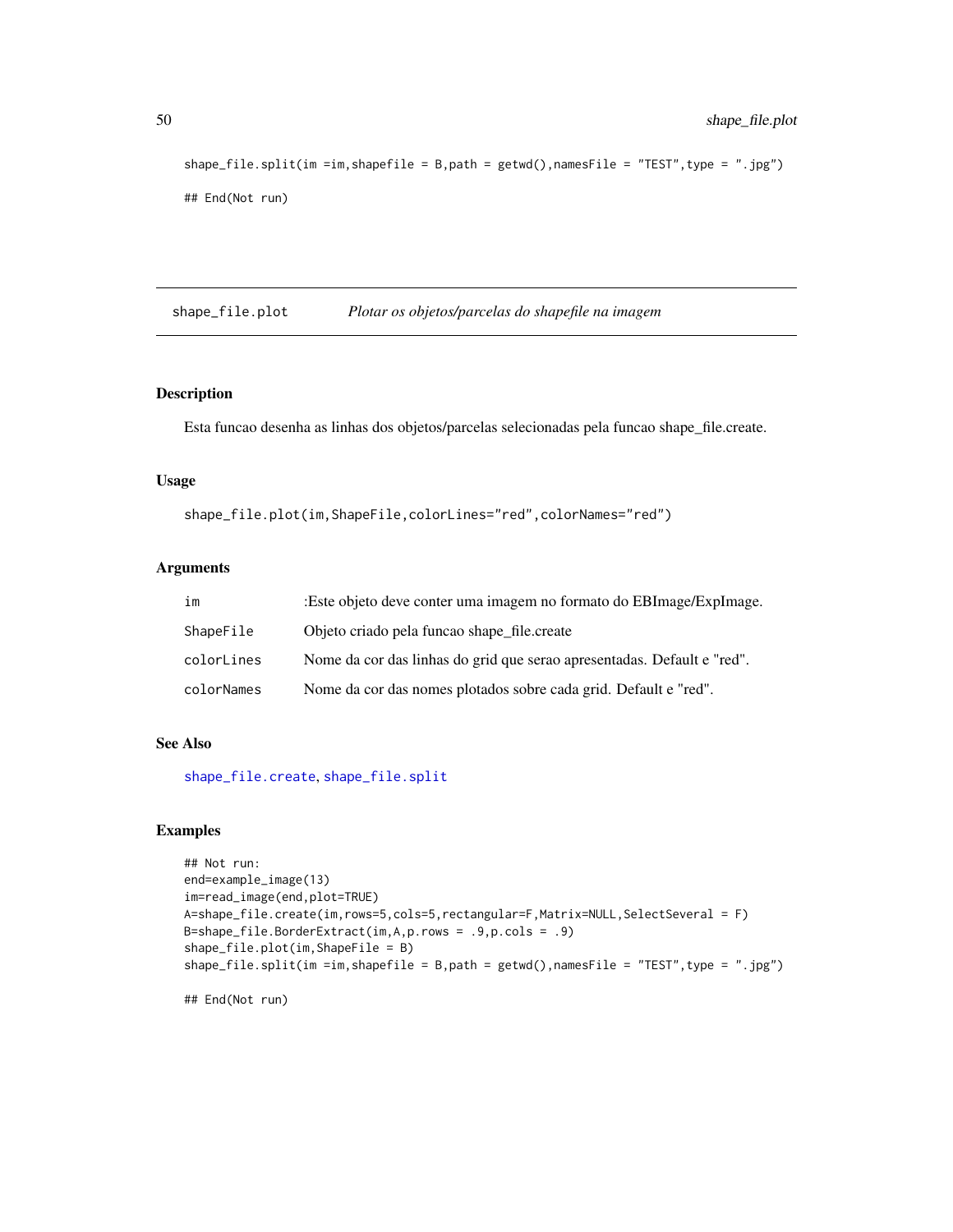```
shape_file.split(im =im,shapefile = B,path = getwd(),namesFile = "TEST",type = ".jpg")

## End(Not run)
```

## shape_file.plot — *Plotar os objetos/parcelas do shapefile na imagem*

### Description

Esta funcao desenha as linhas dos objetos/parcelas selecionadas pela funcao shape_file.create.

### Usage

```
shape_file.plot(im,ShapeFile,colorLines="red",colorNames="red")
```

### Arguments

| | |
|---|---|
| `im` | :Este objeto deve conter uma imagem no formato do EBImage/ExpImage. |
| `ShapeFile` | Objeto criado pela funcao shape_file.create |
| `colorLines` | Nome da cor das linhas do grid que serao apresentadas. Default e "red". |
| `colorNames` | Nome da cor das nomes plotados sobre cada grid. Default e "red". |

### See Also

`shape_file.create`, `shape_file.split`

### Examples

```
## Not run:
end=example_image(13)
im=read_image(end,plot=TRUE)
A=shape_file.create(im,rows=5,cols=5,rectangular=F,Matrix=NULL,SelectSeveral = F)
B=shape_file.BorderExtract(im,A,p.rows = .9,p.cols = .9)
shape_file.plot(im,ShapeFile = B)
shape_file.split(im =im,shapefile = B,path = getwd(),namesFile = "TEST",type = ".jpg")

## End(Not run)
```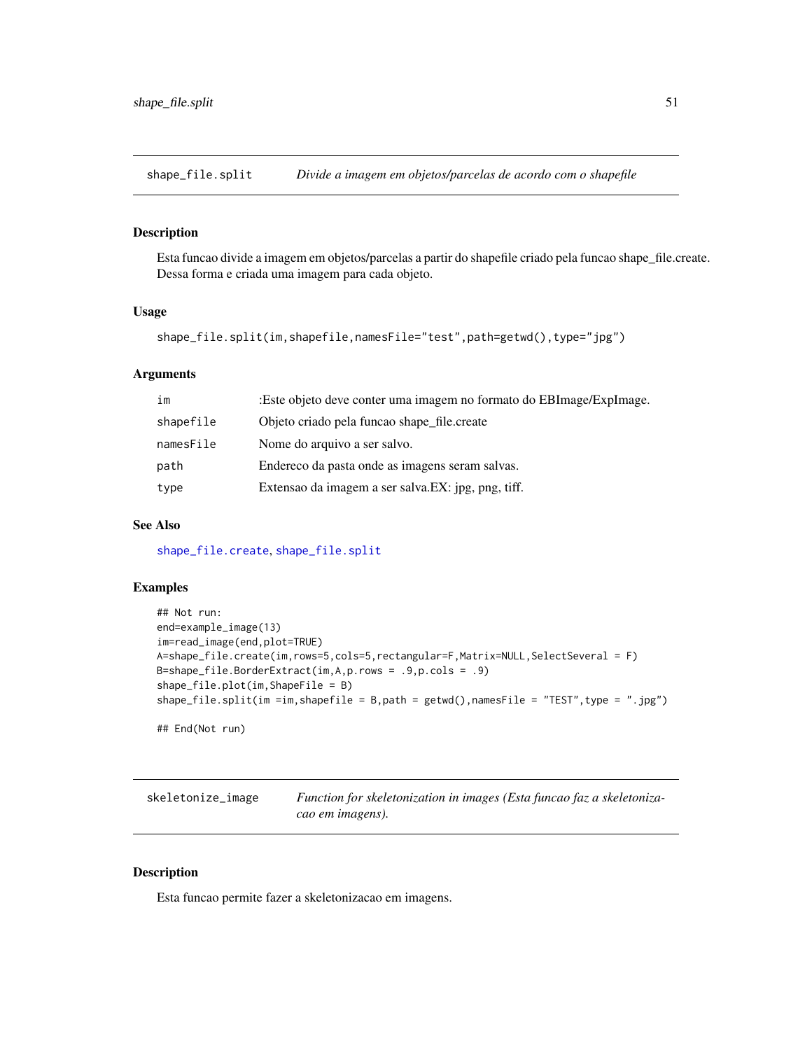## shape_file.split — *Divide a imagem em objetos/parcelas de acordo com o shapefile*

### Description

Esta funcao divide a imagem em objetos/parcelas a partir do shapefile criado pela funcao shape_file.create. Dessa forma e criada uma imagem para cada objeto.

### Usage

```
shape_file.split(im,shapefile,namesFile="test",path=getwd(),type="jpg")
```

### Arguments

| | |
|---|---|
| im | :Este objeto deve conter uma imagem no formato do EBImage/ExpImage. |
| shapefile | Objeto criado pela funcao shape_file.create |
| namesFile | Nome do arquivo a ser salvo. |
| path | Endereco da pasta onde as imagens seram salvas. |
| type | Extensao da imagem a ser salva.EX: jpg, png, tiff. |

### See Also

shape_file.create, shape_file.split

### Examples

```
## Not run:
end=example_image(13)
im=read_image(end,plot=TRUE)
A=shape_file.create(im,rows=5,cols=5,rectangular=F,Matrix=NULL,SelectSeveral = F)
B=shape_file.BorderExtract(im,A,p.rows = .9,p.cols = .9)
shape_file.plot(im,ShapeFile = B)
shape_file.split(im =im,shapefile = B,path = getwd(),namesFile = "TEST",type = ".jpg")

## End(Not run)
```

## skeletonize_image — *Function for skeletonization in images (Esta funcao faz a skeletonizacao em imagens).*

### Description

Esta funcao permite fazer a skeletonizacao em imagens.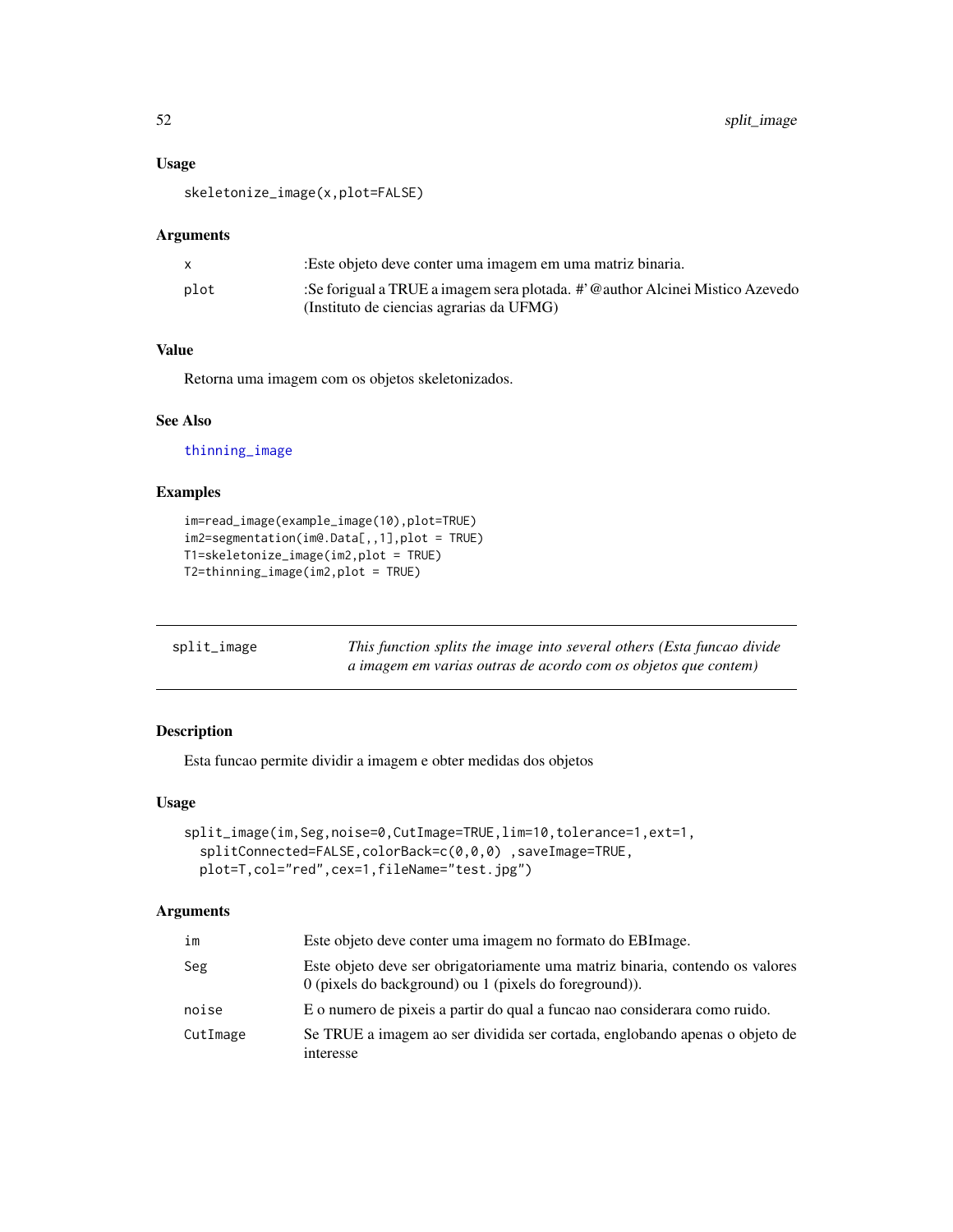### Usage

```
skeletonize_image(x,plot=FALSE)
```

### Arguments

| | |
|---|---|
| x | :Este objeto deve conter uma imagem em uma matriz binaria. |
| plot | :Se forigual a TRUE a imagem sera plotada. #' @author Alcinei Mistico Azevedo (Instituto de ciencias agrarias da UFMG) |

### Value

Retorna uma imagem com os objetos skeletonizados.

### See Also

thinning_image

### Examples

```
im=read_image(example_image(10),plot=TRUE)
im2=segmentation(im@.Data[,,1],plot = TRUE)
T1=skeletonize_image(im2,plot = TRUE)
T2=thinning_image(im2,plot = TRUE)
```

---

## split_image — *This function splits the image into several others (Esta funcao divide a imagem em varias outras de acordo com os objetos que contem)*

---

### Description

Esta funcao permite dividir a imagem e obter medidas dos objetos

### Usage

```
split_image(im,Seg,noise=0,CutImage=TRUE,lim=10,tolerance=1,ext=1,
  splitConnected=FALSE,colorBack=c(0,0,0) ,saveImage=TRUE,
  plot=T,col="red",cex=1,fileName="test.jpg")
```

### Arguments

| | |
|---|---|
| im | Este objeto deve conter uma imagem no formato do EBImage. |
| Seg | Este objeto deve ser obrigatoriamente uma matriz binaria, contendo os valores 0 (pixels do background) ou 1 (pixels do foreground)). |
| noise | E o numero de pixeis a partir do qual a funcao nao considerara como ruido. |
| CutImage | Se TRUE a imagem ao ser dividida ser cortada, englobando apenas o objeto de interesse |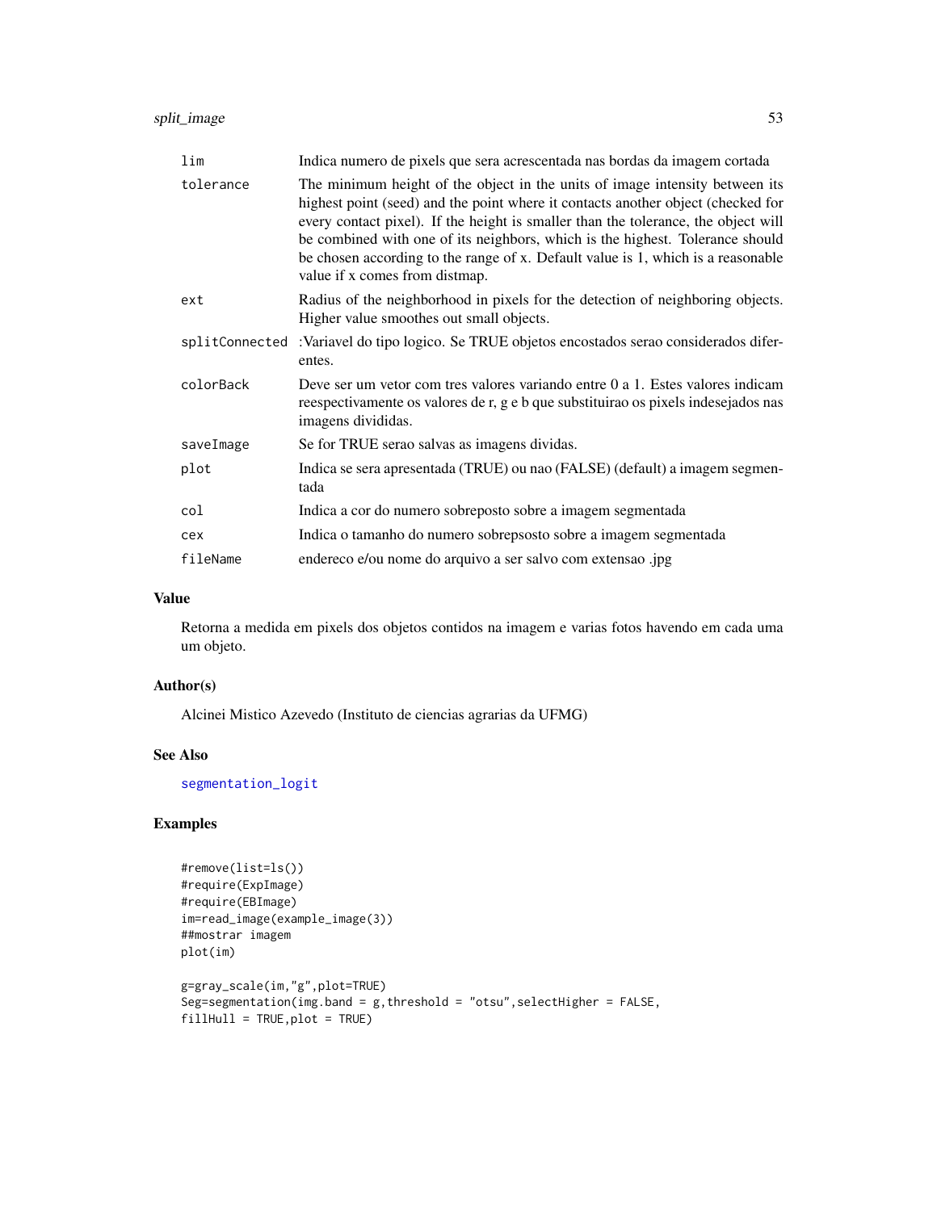| | |
|---|---|
| lim | Indica numero de pixels que sera acrescentada nas bordas da imagem cortada |
| tolerance | The minimum height of the object in the units of image intensity between its highest point (seed) and the point where it contacts another object (checked for every contact pixel). If the height is smaller than the tolerance, the object will be combined with one of its neighbors, which is the highest. Tolerance should be chosen according to the range of x. Default value is 1, which is a reasonable value if x comes from distmap. |
| ext | Radius of the neighborhood in pixels for the detection of neighboring objects. Higher value smoothes out small objects. |
| splitConnected | :Variavel do tipo logico. Se TRUE objetos encostados serao considerados diferentes. |
| colorBack | Deve ser um vetor com tres valores variando entre 0 a 1. Estes valores indicam reespectivamente os valores de r, g e b que substituirao os pixels indesejados nas imagens divididas. |
| saveImage | Se for TRUE serao salvas as imagens dividas. |
| plot | Indica se sera apresentada (TRUE) ou nao (FALSE) (default) a imagem segmentada |
| col | Indica a cor do numero sobreposto sobre a imagem segmentada |
| cex | Indica o tamanho do numero sobrepsosto sobre a imagem segmentada |
| fileName | endereco e/ou nome do arquivo a ser salvo com extensao .jpg |

## Value

Retorna a medida em pixels dos objetos contidos na imagem e varias fotos havendo em cada uma um objeto.

## Author(s)

Alcinei Mistico Azevedo (Instituto de ciencias agrarias da UFMG)

## See Also

segmentation_logit

## Examples

```
#remove(list=ls())
#require(ExpImage)
#require(EBImage)
im=read_image(example_image(3))
##mostrar imagem
plot(im)

g=gray_scale(im,"g",plot=TRUE)
Seg=segmentation(img.band = g,threshold = "otsu",selectHigher = FALSE,
fillHull = TRUE,plot = TRUE)
```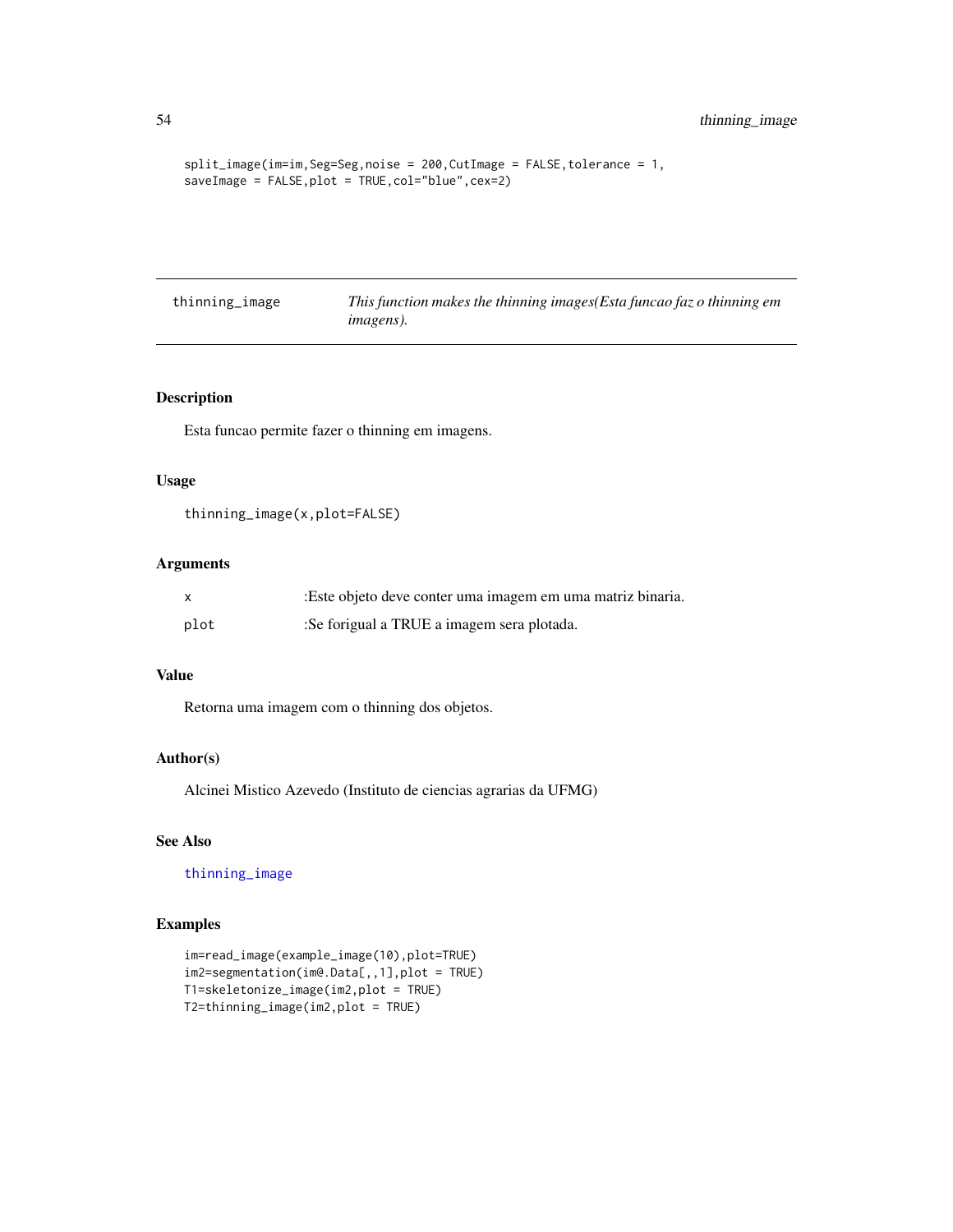```
split_image(im=im,Seg=Seg,noise = 200,CutImage = FALSE,tolerance = 1,
saveImage = FALSE,plot = TRUE,col="blue",cex=2)
```

---

## thinning_image — *This function makes the thinning images(Esta funcao faz o thinning em imagens).*

### Description

Esta funcao permite fazer o thinning em imagens.

### Usage

```
thinning_image(x,plot=FALSE)
```

### Arguments

| | |
|---|---|
| x | :Este objeto deve conter uma imagem em uma matriz binaria. |
| plot | :Se forigual a TRUE a imagem sera plotada. |

### Value

Retorna uma imagem com o thinning dos objetos.

### Author(s)

Alcinei Mistico Azevedo (Instituto de ciencias agrarias da UFMG)

### See Also

thinning_image

### Examples

```
im=read_image(example_image(10),plot=TRUE)
im2=segmentation(im@.Data[,,1],plot = TRUE)
T1=skeletonize_image(im2,plot = TRUE)
T2=thinning_image(im2,plot = TRUE)
```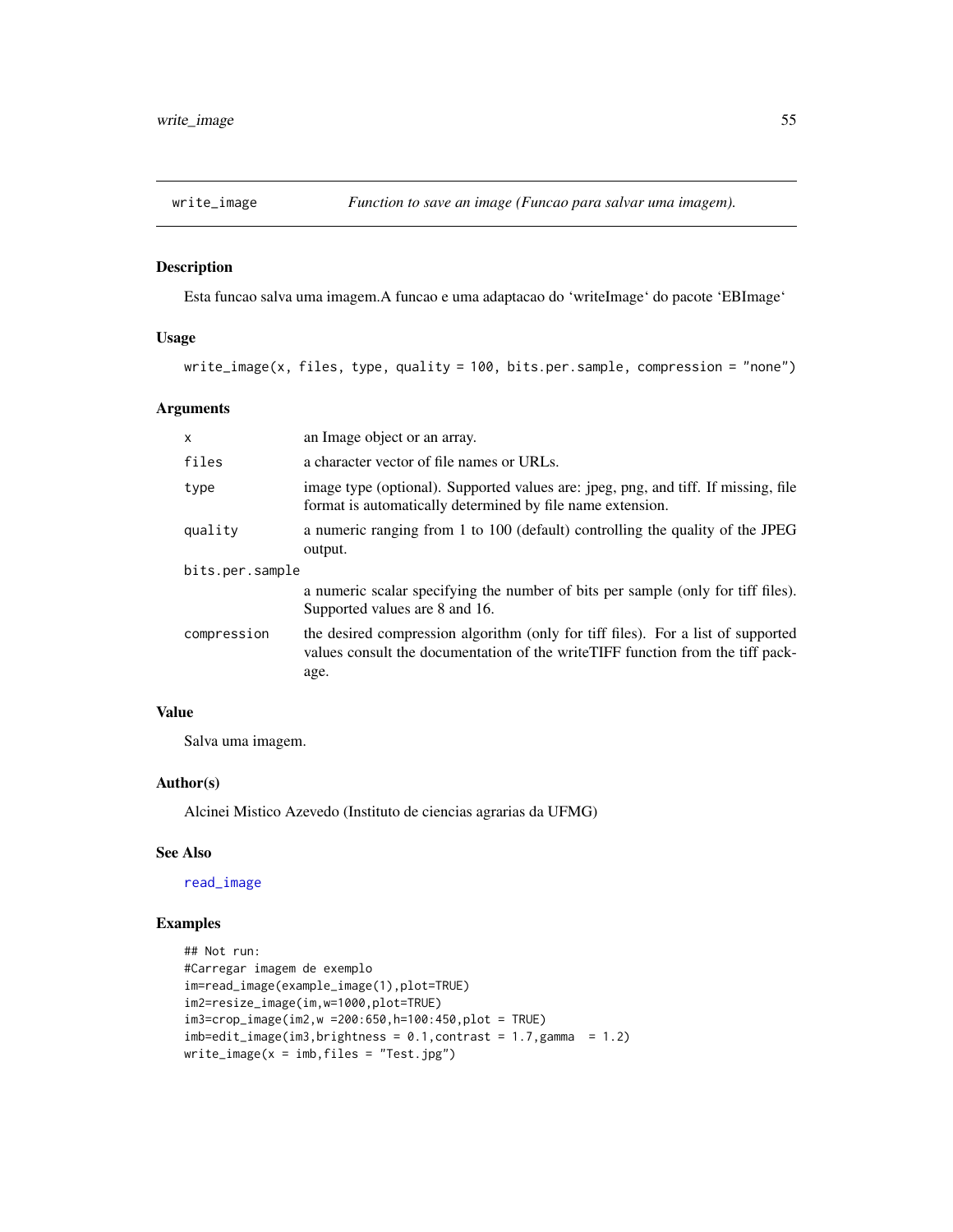# write_image — *Function to save an image (Funcao para salvar uma imagem).*

## Description

Esta funcao salva uma imagem.A funcao e uma adaptacao do 'writeImage' do pacote 'EBImage'

## Usage

```
write_image(x, files, type, quality = 100, bits.per.sample, compression = "none")
```

## Arguments

| Argument | Description |
|---|---|
| x | an Image object or an array. |
| files | a character vector of file names or URLs. |
| type | image type (optional). Supported values are: jpeg, png, and tiff. If missing, file format is automatically determined by file name extension. |
| quality | a numeric ranging from 1 to 100 (default) controlling the quality of the JPEG output. |
| bits.per.sample | a numeric scalar specifying the number of bits per sample (only for tiff files). Supported values are 8 and 16. |
| compression | the desired compression algorithm (only for tiff files). For a list of supported values consult the documentation of the writeTIFF function from the tiff package. |

## Value

Salva uma imagem.

## Author(s)

Alcinei Mistico Azevedo (Instituto de ciencias agrarias da UFMG)

## See Also

read_image

## Examples

```
## Not run:
#Carregar imagem de exemplo
im=read_image(example_image(1),plot=TRUE)
im2=resize_image(im,w=1000,plot=TRUE)
im3=crop_image(im2,w =200:650,h=100:450,plot = TRUE)
imb=edit_image(im3,brightness = 0.1,contrast = 1.7,gamma  = 1.2)
write_image(x = imb,files = "Test.jpg")
```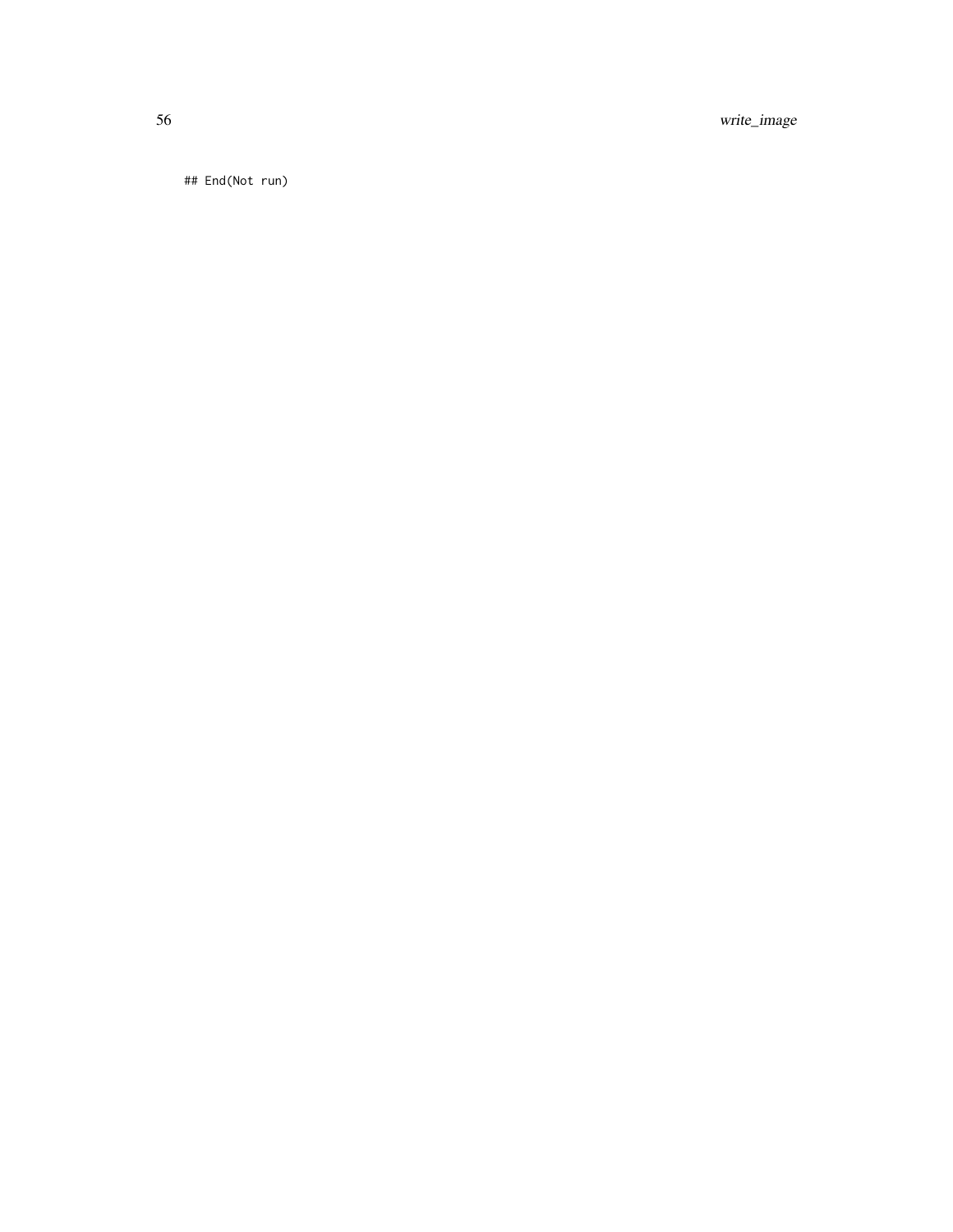```
## End(Not run)
```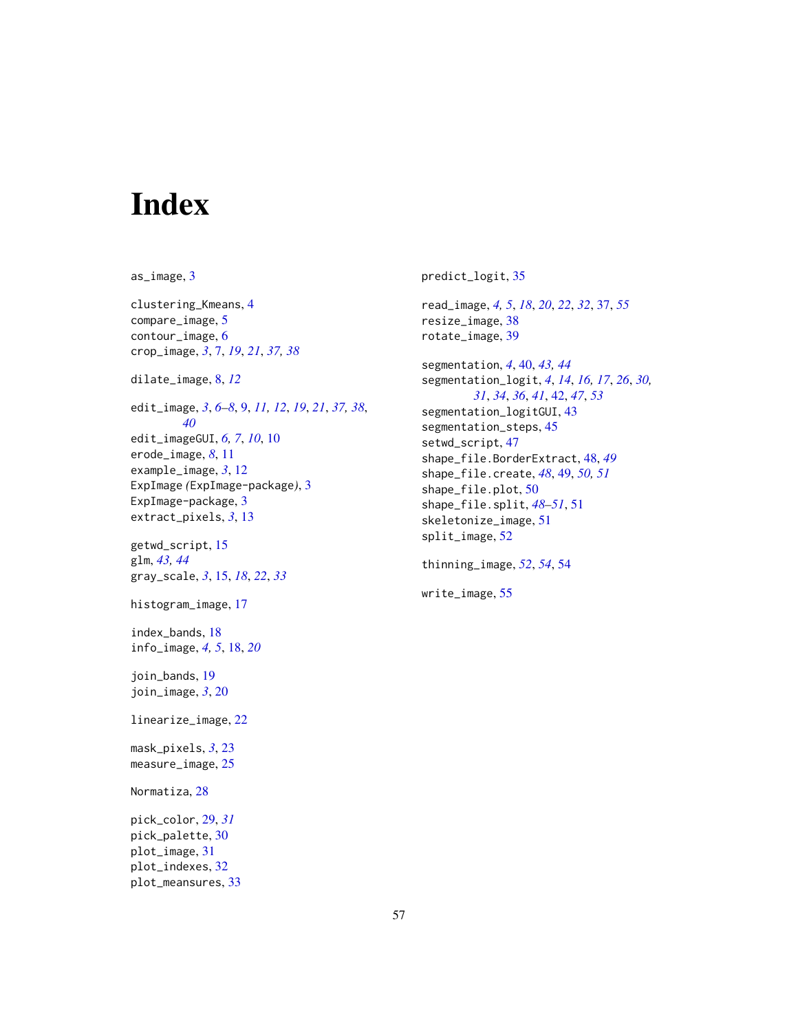# Index

as_image, 3

clustering_Kmeans, 4
compare_image, 5
contour_image, 6
crop_image, *3*, 7, *19*, *21*, *37, 38*

dilate_image, 8, *12*

edit_image, *3*, *6–8*, 9, *11, 12*, *19*, *21*, *37, 38*, *40*
edit_imageGUI, *6, 7*, *10*, 10
erode_image, *8*, 11
example_image, *3*, 12
ExpImage *(ExpImage-package)*, 3
ExpImage-package, 3
extract_pixels, *3*, 13

getwd_script, 15
glm, *43, 44*
gray_scale, *3*, 15, *18*, *22*, *33*

histogram_image, 17

index_bands, 18
info_image, *4, 5*, 18, *20*

join_bands, 19
join_image, *3*, 20

linearize_image, 22

mask_pixels, *3*, 23
measure_image, 25

Normatiza, 28

pick_color, 29, *31*
pick_palette, 30
plot_image, 31
plot_indexes, 32
plot_meansures, 33
predict_logit, 35

read_image, *4, 5*, *18*, *20*, *22*, *32*, 37, *55*
resize_image, 38
rotate_image, 39

segmentation, *4*, 40, *43, 44*
segmentation_logit, *4*, *14*, *16, 17*, *26*, *30, 31*, *34*, *36*, *41*, 42, *47*, *53*
segmentation_logitGUI, 43
segmentation_steps, 45
setwd_script, 47
shape_file.BorderExtract, 48, *49*
shape_file.create, *48*, 49, *50, 51*
shape_file.plot, 50
shape_file.split, *48–51*, 51
skeletonize_image, 51
split_image, 52

thinning_image, *52*, *54*, 54

write_image, 55